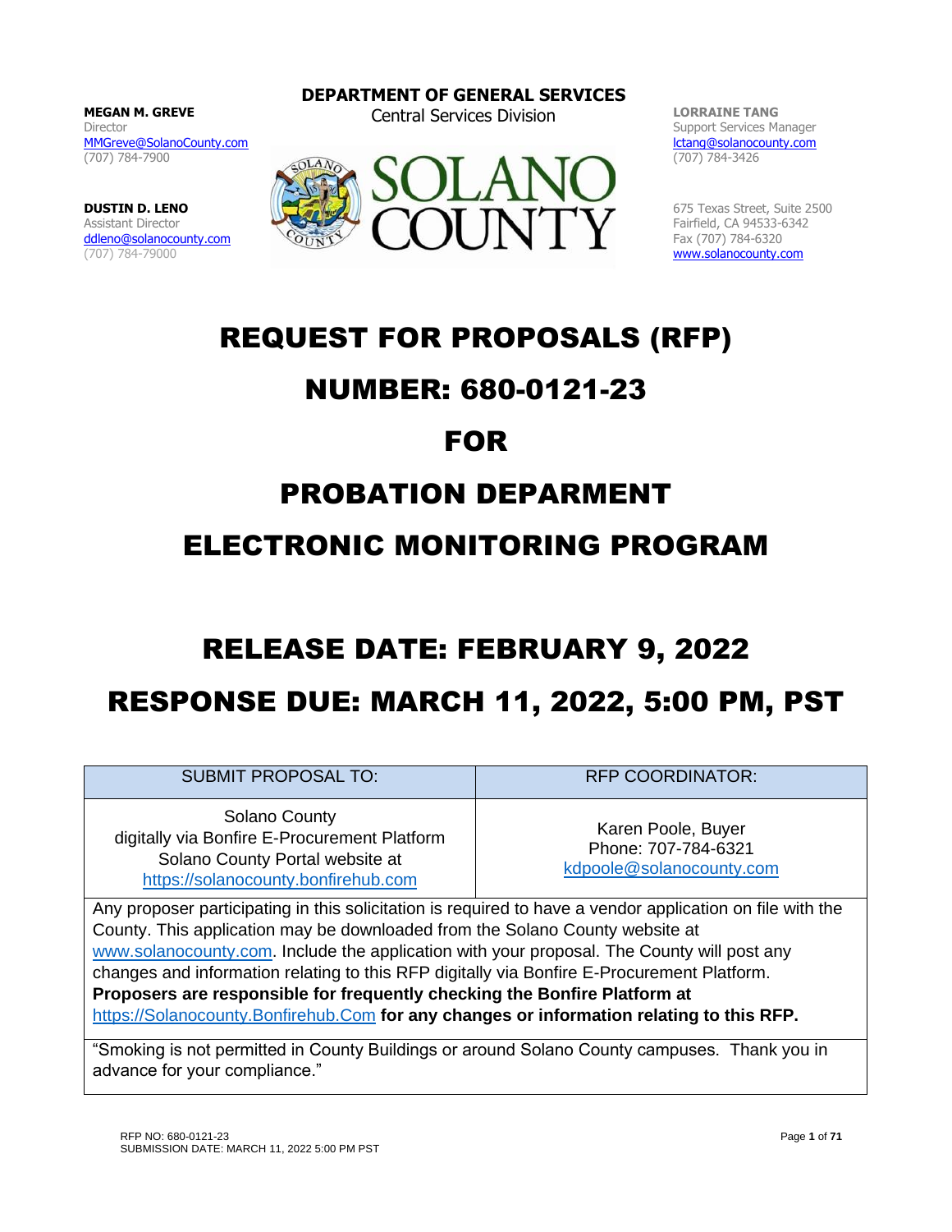**MEGAN M. GREVE**
Director
MMGreve@SolanoCounty.com
(707) 784-7900

**DUSTIN D. LENO**
Assistant Director
ddleno@solanocounty.com
(707) 784-79000

**DEPARTMENT OF GENERAL SERVICES**
Central Services Division

SOLANO COUNTY

**LORRAINE TANG**
Support Services Manager
lctang@solanocounty.com
(707) 784-3426

675 Texas Street, Suite 2500
Fairfield, CA 94533-6342
Fax (707) 784-6320
www.solanocounty.com

# REQUEST FOR PROPOSALS (RFP)

# NUMBER: 680-0121-23

# FOR

# PROBATION DEPARMENT

# ELECTRONIC MONITORING PROGRAM

# RELEASE DATE: FEBRUARY 9, 2022

# RESPONSE DUE: MARCH 11, 2022, 5:00 PM, PST

| SUBMIT PROPOSAL TO: | RFP COORDINATOR: |
|---|---|
| Solano County<br>digitally via Bonfire E-Procurement Platform<br>Solano County Portal website at<br>https://solanocounty.bonfirehub.com | Karen Poole, Buyer<br>Phone: 707-784-6321<br>kdpoole@solanocounty.com |

Any proposer participating in this solicitation is required to have a vendor application on file with the County. This application may be downloaded from the Solano County website at www.solanocounty.com. Include the application with your proposal. The County will post any changes and information relating to this RFP digitally via Bonfire E-Procurement Platform. **Proposers are responsible for frequently checking the Bonfire Platform at** https://Solanocounty.Bonfirehub.Com **for any changes or information relating to this RFP.**

"Smoking is not permitted in County Buildings or around Solano County campuses. Thank you in advance for your compliance."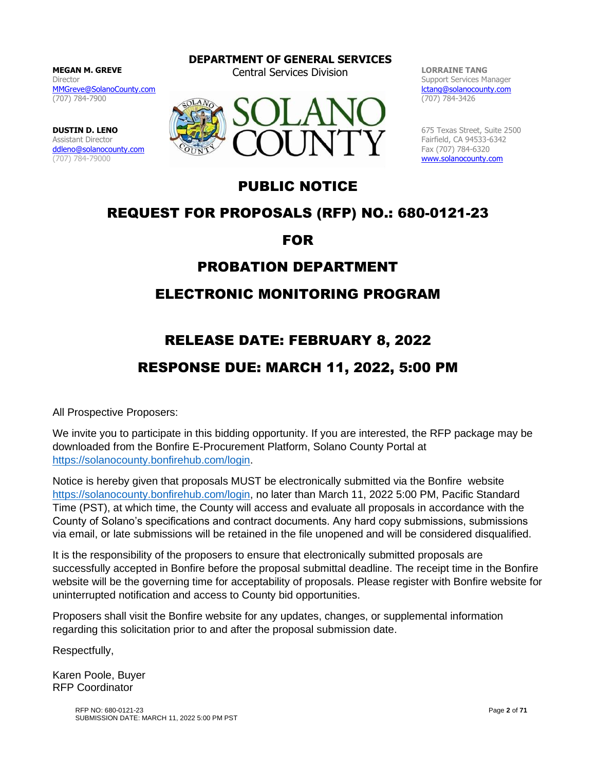**MEGAN M. GREVE**
Director
MMGreve@SolanoCounty.com
(707) 784-7900

**DUSTIN D. LENO**
Assistant Director
ddleno@solanocounty.com
(707) 784-79000

**DEPARTMENT OF GENERAL SERVICES**
Central Services Division

SOLANO COUNTY

**LORRAINE TANG**
Support Services Manager
lctang@solanocounty.com
(707) 784-3426

675 Texas Street, Suite 2500
Fairfield, CA 94533-6342
Fax (707) 784-6320
www.solanocounty.com

# PUBLIC NOTICE

# REQUEST FOR PROPOSALS (RFP) NO.: 680-0121-23

# FOR

# PROBATION DEPARTMENT

# ELECTRONIC MONITORING PROGRAM

## RELEASE DATE: FEBRUARY 8, 2022

## RESPONSE DUE: MARCH 11, 2022, 5:00 PM

All Prospective Proposers:

We invite you to participate in this bidding opportunity. If you are interested, the RFP package may be downloaded from the Bonfire E-Procurement Platform, Solano County Portal at https://solanocounty.bonfirehub.com/login.

Notice is hereby given that proposals MUST be electronically submitted via the Bonfire website https://solanocounty.bonfirehub.com/login, no later than March 11, 2022 5:00 PM, Pacific Standard Time (PST), at which time, the County will access and evaluate all proposals in accordance with the County of Solano's specifications and contract documents. Any hard copy submissions, submissions via email, or late submissions will be retained in the file unopened and will be considered disqualified.

It is the responsibility of the proposers to ensure that electronically submitted proposals are successfully accepted in Bonfire before the proposal submittal deadline. The receipt time in the Bonfire website will be the governing time for acceptability of proposals. Please register with Bonfire website for uninterrupted notification and access to County bid opportunities.

Proposers shall visit the Bonfire website for any updates, changes, or supplemental information regarding this solicitation prior to and after the proposal submission date.

Respectfully,

Karen Poole, Buyer
RFP Coordinator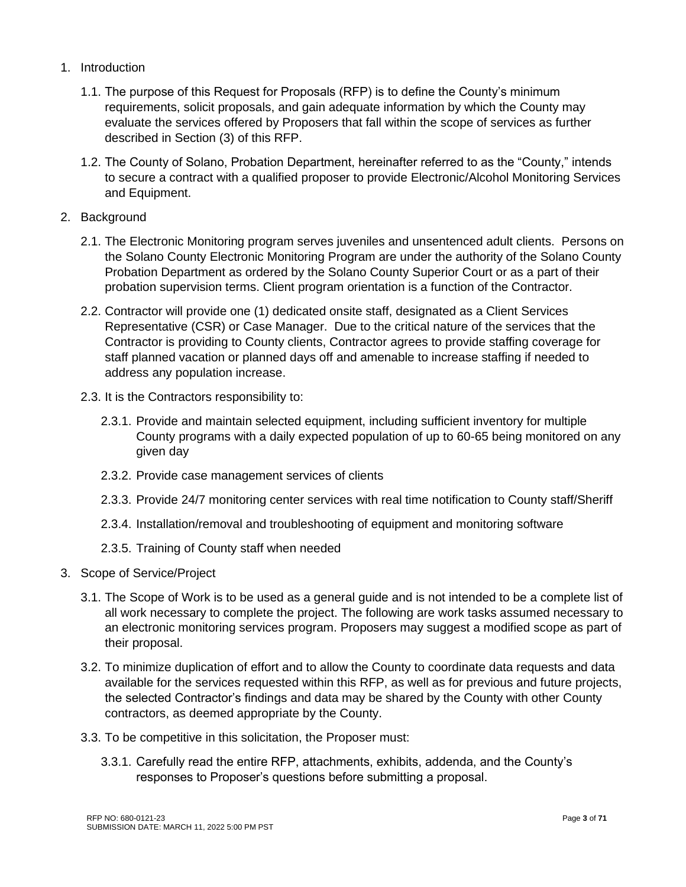1. Introduction

   1.1. The purpose of this Request for Proposals (RFP) is to define the County's minimum requirements, solicit proposals, and gain adequate information by which the County may evaluate the services offered by Proposers that fall within the scope of services as further described in Section (3) of this RFP.

   1.2. The County of Solano, Probation Department, hereinafter referred to as the "County," intends to secure a contract with a qualified proposer to provide Electronic/Alcohol Monitoring Services and Equipment.

2. Background

   2.1. The Electronic Monitoring program serves juveniles and unsentenced adult clients. Persons on the Solano County Electronic Monitoring Program are under the authority of the Solano County Probation Department as ordered by the Solano County Superior Court or as a part of their probation supervision terms. Client program orientation is a function of the Contractor.

   2.2. Contractor will provide one (1) dedicated onsite staff, designated as a Client Services Representative (CSR) or Case Manager. Due to the critical nature of the services that the Contractor is providing to County clients, Contractor agrees to provide staffing coverage for staff planned vacation or planned days off and amenable to increase staffing if needed to address any population increase.

   2.3. It is the Contractors responsibility to:

      2.3.1. Provide and maintain selected equipment, including sufficient inventory for multiple County programs with a daily expected population of up to 60-65 being monitored on any given day

      2.3.2. Provide case management services of clients

      2.3.3. Provide 24/7 monitoring center services with real time notification to County staff/Sheriff

      2.3.4. Installation/removal and troubleshooting of equipment and monitoring software

      2.3.5. Training of County staff when needed

3. Scope of Service/Project

   3.1. The Scope of Work is to be used as a general guide and is not intended to be a complete list of all work necessary to complete the project. The following are work tasks assumed necessary to an electronic monitoring services program. Proposers may suggest a modified scope as part of their proposal.

   3.2. To minimize duplication of effort and to allow the County to coordinate data requests and data available for the services requested within this RFP, as well as for previous and future projects, the selected Contractor's findings and data may be shared by the County with other County contractors, as deemed appropriate by the County.

   3.3. To be competitive in this solicitation, the Proposer must:

      3.3.1. Carefully read the entire RFP, attachments, exhibits, addenda, and the County's responses to Proposer's questions before submitting a proposal.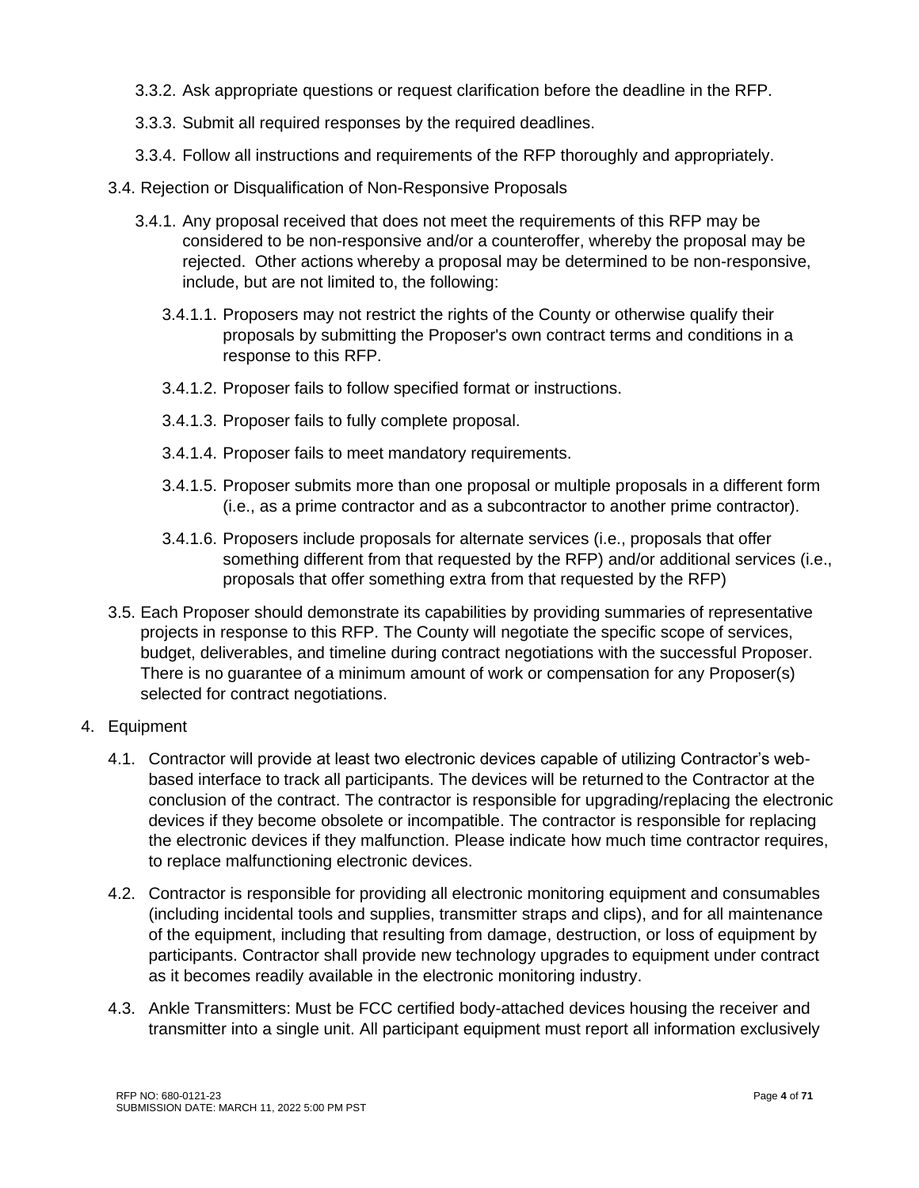3.3.2. Ask appropriate questions or request clarification before the deadline in the RFP.

3.3.3. Submit all required responses by the required deadlines.

3.3.4. Follow all instructions and requirements of the RFP thoroughly and appropriately.

3.4. Rejection or Disqualification of Non-Responsive Proposals

3.4.1. Any proposal received that does not meet the requirements of this RFP may be considered to be non-responsive and/or a counteroffer, whereby the proposal may be rejected. Other actions whereby a proposal may be determined to be non-responsive, include, but are not limited to, the following:

3.4.1.1. Proposers may not restrict the rights of the County or otherwise qualify their proposals by submitting the Proposer's own contract terms and conditions in a response to this RFP.

3.4.1.2. Proposer fails to follow specified format or instructions.

3.4.1.3. Proposer fails to fully complete proposal.

3.4.1.4. Proposer fails to meet mandatory requirements.

3.4.1.5. Proposer submits more than one proposal or multiple proposals in a different form (i.e., as a prime contractor and as a subcontractor to another prime contractor).

3.4.1.6. Proposers include proposals for alternate services (i.e., proposals that offer something different from that requested by the RFP) and/or additional services (i.e., proposals that offer something extra from that requested by the RFP)

3.5. Each Proposer should demonstrate its capabilities by providing summaries of representative projects in response to this RFP. The County will negotiate the specific scope of services, budget, deliverables, and timeline during contract negotiations with the successful Proposer. There is no guarantee of a minimum amount of work or compensation for any Proposer(s) selected for contract negotiations.

4. Equipment

4.1. Contractor will provide at least two electronic devices capable of utilizing Contractor's web-based interface to track all participants. The devices will be returned to the Contractor at the conclusion of the contract. The contractor is responsible for upgrading/replacing the electronic devices if they become obsolete or incompatible. The contractor is responsible for replacing the electronic devices if they malfunction. Please indicate how much time contractor requires, to replace malfunctioning electronic devices.

4.2. Contractor is responsible for providing all electronic monitoring equipment and consumables (including incidental tools and supplies, transmitter straps and clips), and for all maintenance of the equipment, including that resulting from damage, destruction, or loss of equipment by participants. Contractor shall provide new technology upgrades to equipment under contract as it becomes readily available in the electronic monitoring industry.

4.3. Ankle Transmitters: Must be FCC certified body-attached devices housing the receiver and transmitter into a single unit. All participant equipment must report all information exclusively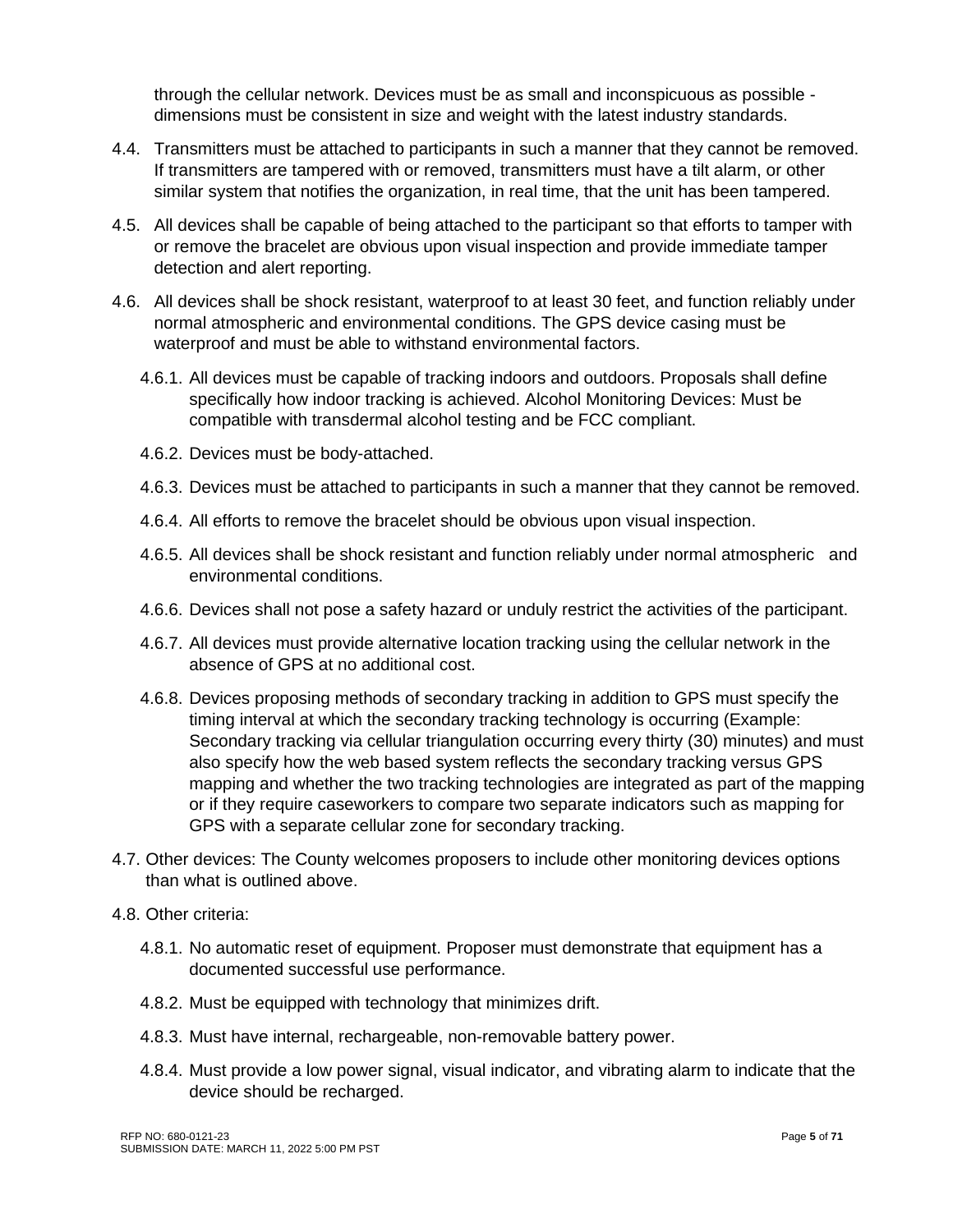through the cellular network. Devices must be as small and inconspicuous as possible - dimensions must be consistent in size and weight with the latest industry standards.

4.4. Transmitters must be attached to participants in such a manner that they cannot be removed. If transmitters are tampered with or removed, transmitters must have a tilt alarm, or other similar system that notifies the organization, in real time, that the unit has been tampered.

4.5. All devices shall be capable of being attached to the participant so that efforts to tamper with or remove the bracelet are obvious upon visual inspection and provide immediate tamper detection and alert reporting.

4.6. All devices shall be shock resistant, waterproof to at least 30 feet, and function reliably under normal atmospheric and environmental conditions. The GPS device casing must be waterproof and must be able to withstand environmental factors.

- 4.6.1. All devices must be capable of tracking indoors and outdoors. Proposals shall define specifically how indoor tracking is achieved. Alcohol Monitoring Devices: Must be compatible with transdermal alcohol testing and be FCC compliant.
- 4.6.2. Devices must be body-attached.
- 4.6.3. Devices must be attached to participants in such a manner that they cannot be removed.
- 4.6.4. All efforts to remove the bracelet should be obvious upon visual inspection.
- 4.6.5. All devices shall be shock resistant and function reliably under normal atmospheric and environmental conditions.
- 4.6.6. Devices shall not pose a safety hazard or unduly restrict the activities of the participant.
- 4.6.7. All devices must provide alternative location tracking using the cellular network in the absence of GPS at no additional cost.
- 4.6.8. Devices proposing methods of secondary tracking in addition to GPS must specify the timing interval at which the secondary tracking technology is occurring (Example: Secondary tracking via cellular triangulation occurring every thirty (30) minutes) and must also specify how the web based system reflects the secondary tracking versus GPS mapping and whether the two tracking technologies are integrated as part of the mapping or if they require caseworkers to compare two separate indicators such as mapping for GPS with a separate cellular zone for secondary tracking.

4.7. Other devices: The County welcomes proposers to include other monitoring devices options than what is outlined above.

4.8. Other criteria:

- 4.8.1. No automatic reset of equipment. Proposer must demonstrate that equipment has a documented successful use performance.
- 4.8.2. Must be equipped with technology that minimizes drift.
- 4.8.3. Must have internal, rechargeable, non-removable battery power.
- 4.8.4. Must provide a low power signal, visual indicator, and vibrating alarm to indicate that the device should be recharged.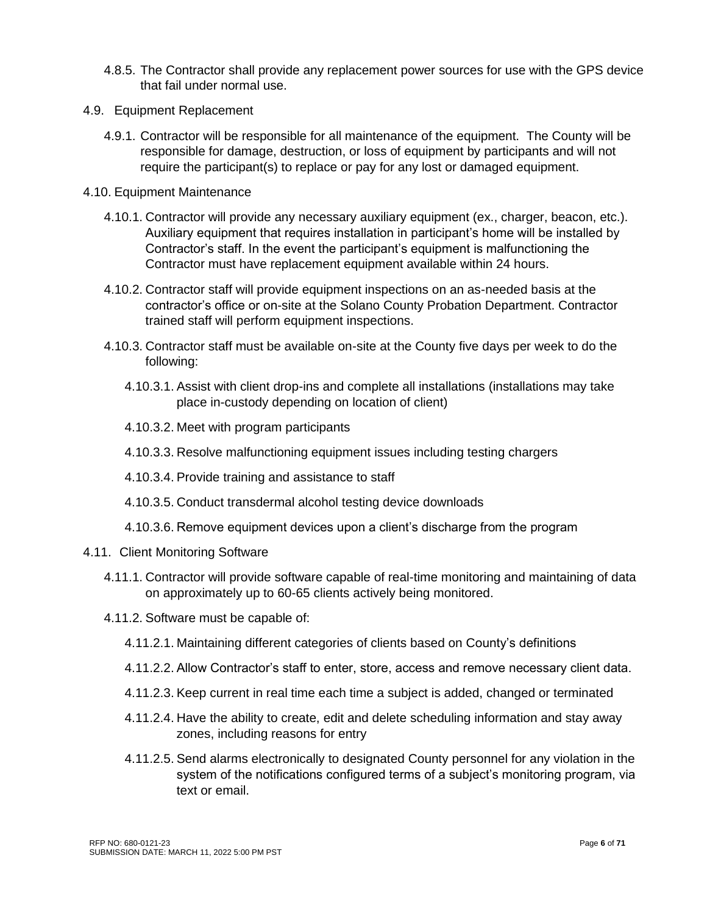4.8.5. The Contractor shall provide any replacement power sources for use with the GPS device that fail under normal use.

4.9. Equipment Replacement

4.9.1. Contractor will be responsible for all maintenance of the equipment. The County will be responsible for damage, destruction, or loss of equipment by participants and will not require the participant(s) to replace or pay for any lost or damaged equipment.

4.10. Equipment Maintenance

4.10.1. Contractor will provide any necessary auxiliary equipment (ex., charger, beacon, etc.). Auxiliary equipment that requires installation in participant's home will be installed by Contractor's staff. In the event the participant's equipment is malfunctioning the Contractor must have replacement equipment available within 24 hours.

4.10.2. Contractor staff will provide equipment inspections on an as-needed basis at the contractor's office or on-site at the Solano County Probation Department. Contractor trained staff will perform equipment inspections.

4.10.3. Contractor staff must be available on-site at the County five days per week to do the following:

4.10.3.1. Assist with client drop-ins and complete all installations (installations may take place in-custody depending on location of client)

4.10.3.2. Meet with program participants

4.10.3.3. Resolve malfunctioning equipment issues including testing chargers

4.10.3.4. Provide training and assistance to staff

4.10.3.5. Conduct transdermal alcohol testing device downloads

4.10.3.6. Remove equipment devices upon a client's discharge from the program

4.11. Client Monitoring Software

4.11.1. Contractor will provide software capable of real-time monitoring and maintaining of data on approximately up to 60-65 clients actively being monitored.

4.11.2. Software must be capable of:

4.11.2.1. Maintaining different categories of clients based on County's definitions

4.11.2.2. Allow Contractor's staff to enter, store, access and remove necessary client data.

4.11.2.3. Keep current in real time each time a subject is added, changed or terminated

4.11.2.4. Have the ability to create, edit and delete scheduling information and stay away zones, including reasons for entry

4.11.2.5. Send alarms electronically to designated County personnel for any violation in the system of the notifications configured terms of a subject's monitoring program, via text or email.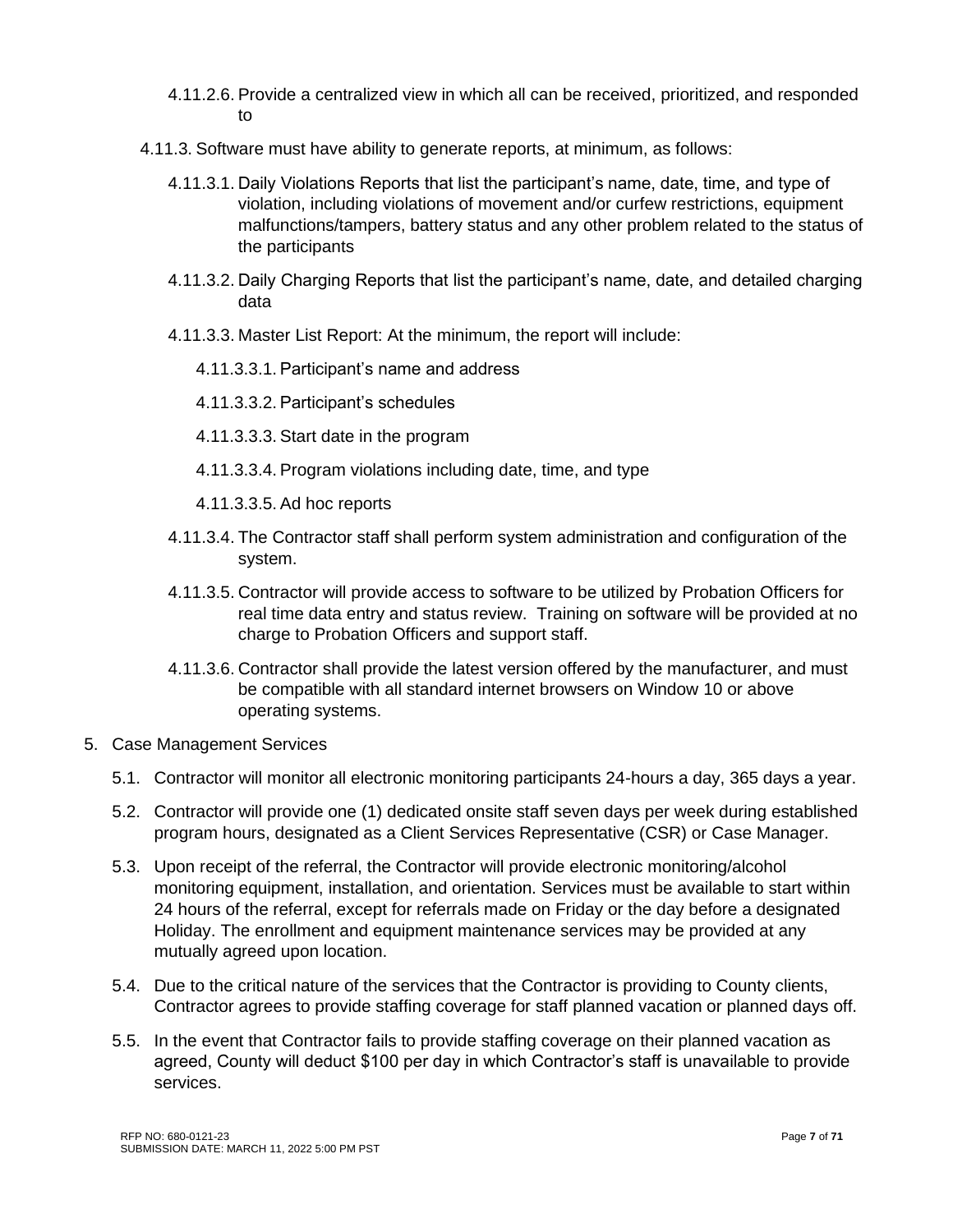- 4.11.2.6. Provide a centralized view in which all can be received, prioritized, and responded to

- 4.11.3. Software must have ability to generate reports, at minimum, as follows:
  - 4.11.3.1. Daily Violations Reports that list the participant's name, date, time, and type of violation, including violations of movement and/or curfew restrictions, equipment malfunctions/tampers, battery status and any other problem related to the status of the participants
  - 4.11.3.2. Daily Charging Reports that list the participant's name, date, and detailed charging data
  - 4.11.3.3. Master List Report: At the minimum, the report will include:
    - 4.11.3.3.1. Participant's name and address
    - 4.11.3.3.2. Participant's schedules
    - 4.11.3.3.3. Start date in the program
    - 4.11.3.3.4. Program violations including date, time, and type
    - 4.11.3.3.5. Ad hoc reports
  - 4.11.3.4. The Contractor staff shall perform system administration and configuration of the system.
  - 4.11.3.5. Contractor will provide access to software to be utilized by Probation Officers for real time data entry and status review. Training on software will be provided at no charge to Probation Officers and support staff.
  - 4.11.3.6. Contractor shall provide the latest version offered by the manufacturer, and must be compatible with all standard internet browsers on Window 10 or above operating systems.

5. Case Management Services
   - 5.1. Contractor will monitor all electronic monitoring participants 24-hours a day, 365 days a year.
   - 5.2. Contractor will provide one (1) dedicated onsite staff seven days per week during established program hours, designated as a Client Services Representative (CSR) or Case Manager.
   - 5.3. Upon receipt of the referral, the Contractor will provide electronic monitoring/alcohol monitoring equipment, installation, and orientation. Services must be available to start within 24 hours of the referral, except for referrals made on Friday or the day before a designated Holiday. The enrollment and equipment maintenance services may be provided at any mutually agreed upon location.
   - 5.4. Due to the critical nature of the services that the Contractor is providing to County clients, Contractor agrees to provide staffing coverage for staff planned vacation or planned days off.
   - 5.5. In the event that Contractor fails to provide staffing coverage on their planned vacation as agreed, County will deduct $100 per day in which Contractor's staff is unavailable to provide services.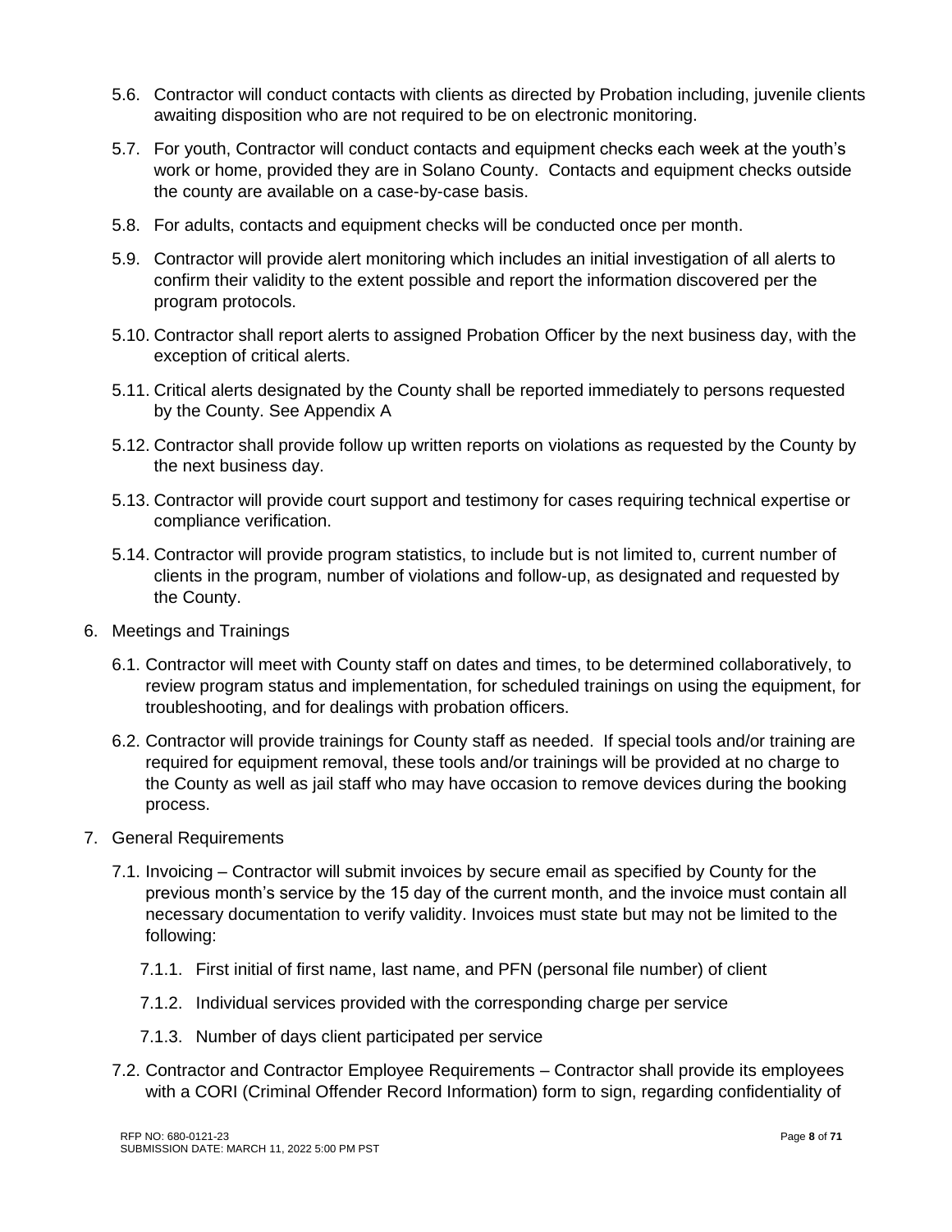5.6. Contractor will conduct contacts with clients as directed by Probation including, juvenile clients awaiting disposition who are not required to be on electronic monitoring.

5.7. For youth, Contractor will conduct contacts and equipment checks each week at the youth's work or home, provided they are in Solano County. Contacts and equipment checks outside the county are available on a case-by-case basis.

5.8. For adults, contacts and equipment checks will be conducted once per month.

5.9. Contractor will provide alert monitoring which includes an initial investigation of all alerts to confirm their validity to the extent possible and report the information discovered per the program protocols.

5.10. Contractor shall report alerts to assigned Probation Officer by the next business day, with the exception of critical alerts.

5.11. Critical alerts designated by the County shall be reported immediately to persons requested by the County. See Appendix A

5.12. Contractor shall provide follow up written reports on violations as requested by the County by the next business day.

5.13. Contractor will provide court support and testimony for cases requiring technical expertise or compliance verification.

5.14. Contractor will provide program statistics, to include but is not limited to, current number of clients in the program, number of violations and follow-up, as designated and requested by the County.

6. Meetings and Trainings

6.1. Contractor will meet with County staff on dates and times, to be determined collaboratively, to review program status and implementation, for scheduled trainings on using the equipment, for troubleshooting, and for dealings with probation officers.

6.2. Contractor will provide trainings for County staff as needed. If special tools and/or training are required for equipment removal, these tools and/or trainings will be provided at no charge to the County as well as jail staff who may have occasion to remove devices during the booking process.

7. General Requirements

7.1. Invoicing – Contractor will submit invoices by secure email as specified by County for the previous month's service by the 15 day of the current month, and the invoice must contain all necessary documentation to verify validity. Invoices must state but may not be limited to the following:

7.1.1. First initial of first name, last name, and PFN (personal file number) of client

7.1.2. Individual services provided with the corresponding charge per service

7.1.3. Number of days client participated per service

7.2. Contractor and Contractor Employee Requirements – Contractor shall provide its employees with a CORI (Criminal Offender Record Information) form to sign, regarding confidentiality of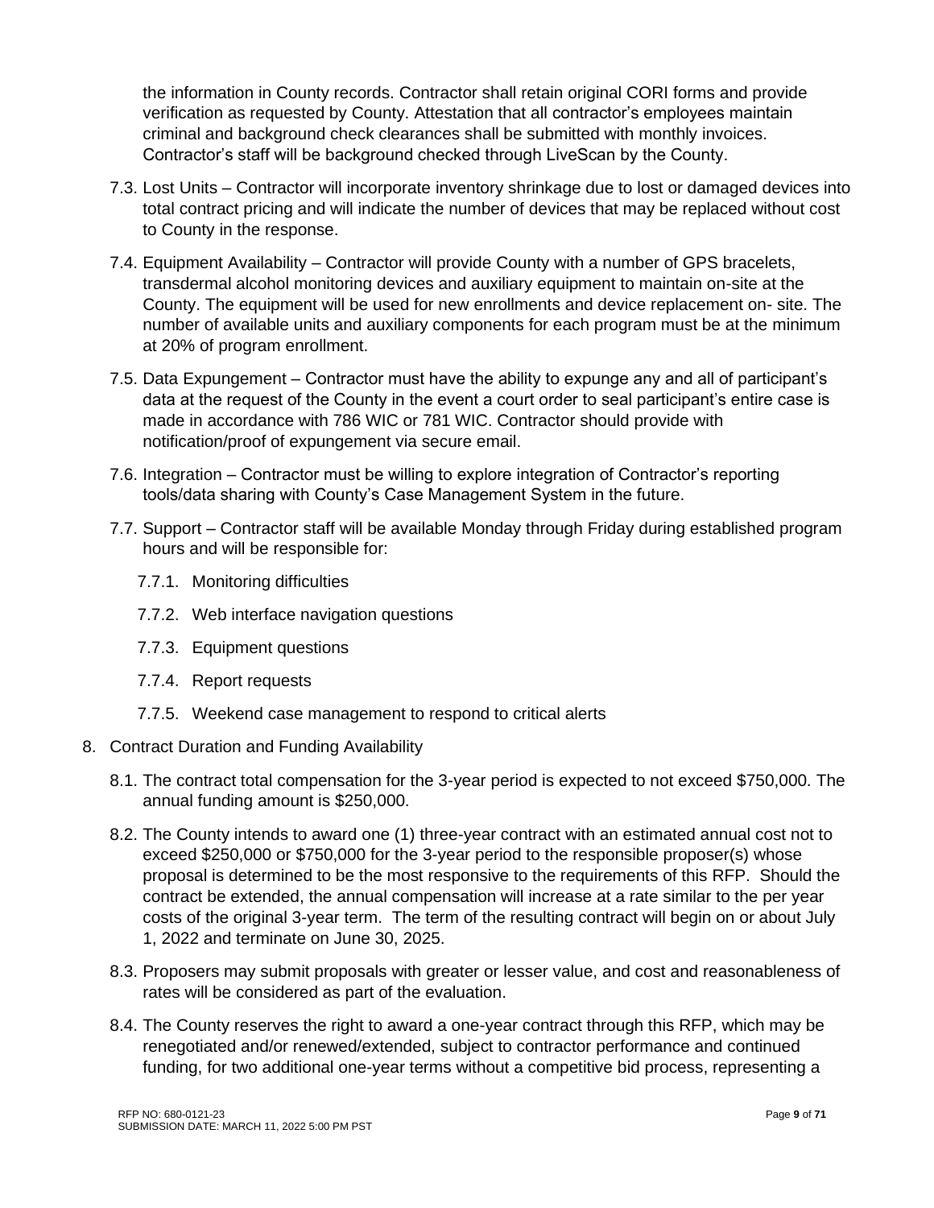the information in County records. Contractor shall retain original CORI forms and provide verification as requested by County. Attestation that all contractor's employees maintain criminal and background check clearances shall be submitted with monthly invoices. Contractor's staff will be background checked through LiveScan by the County.

7.3. Lost Units – Contractor will incorporate inventory shrinkage due to lost or damaged devices into total contract pricing and will indicate the number of devices that may be replaced without cost to County in the response.

7.4. Equipment Availability – Contractor will provide County with a number of GPS bracelets, transdermal alcohol monitoring devices and auxiliary equipment to maintain on-site at the County. The equipment will be used for new enrollments and device replacement on- site. The number of available units and auxiliary components for each program must be at the minimum at 20% of program enrollment.

7.5. Data Expungement – Contractor must have the ability to expunge any and all of participant's data at the request of the County in the event a court order to seal participant's entire case is made in accordance with 786 WIC or 781 WIC. Contractor should provide with notification/proof of expungement via secure email.

7.6. Integration – Contractor must be willing to explore integration of Contractor's reporting tools/data sharing with County's Case Management System in the future.

7.7. Support – Contractor staff will be available Monday through Friday during established program hours and will be responsible for:

- 7.7.1. Monitoring difficulties
- 7.7.2. Web interface navigation questions
- 7.7.3. Equipment questions
- 7.7.4. Report requests
- 7.7.5. Weekend case management to respond to critical alerts

8. Contract Duration and Funding Availability

8.1. The contract total compensation for the 3-year period is expected to not exceed $750,000. The annual funding amount is $250,000.

8.2. The County intends to award one (1) three-year contract with an estimated annual cost not to exceed $250,000 or $750,000 for the 3-year period to the responsible proposer(s) whose proposal is determined to be the most responsive to the requirements of this RFP. Should the contract be extended, the annual compensation will increase at a rate similar to the per year costs of the original 3-year term. The term of the resulting contract will begin on or about July 1, 2022 and terminate on June 30, 2025.

8.3. Proposers may submit proposals with greater or lesser value, and cost and reasonableness of rates will be considered as part of the evaluation.

8.4. The County reserves the right to award a one-year contract through this RFP, which may be renegotiated and/or renewed/extended, subject to contractor performance and continued funding, for two additional one-year terms without a competitive bid process, representing a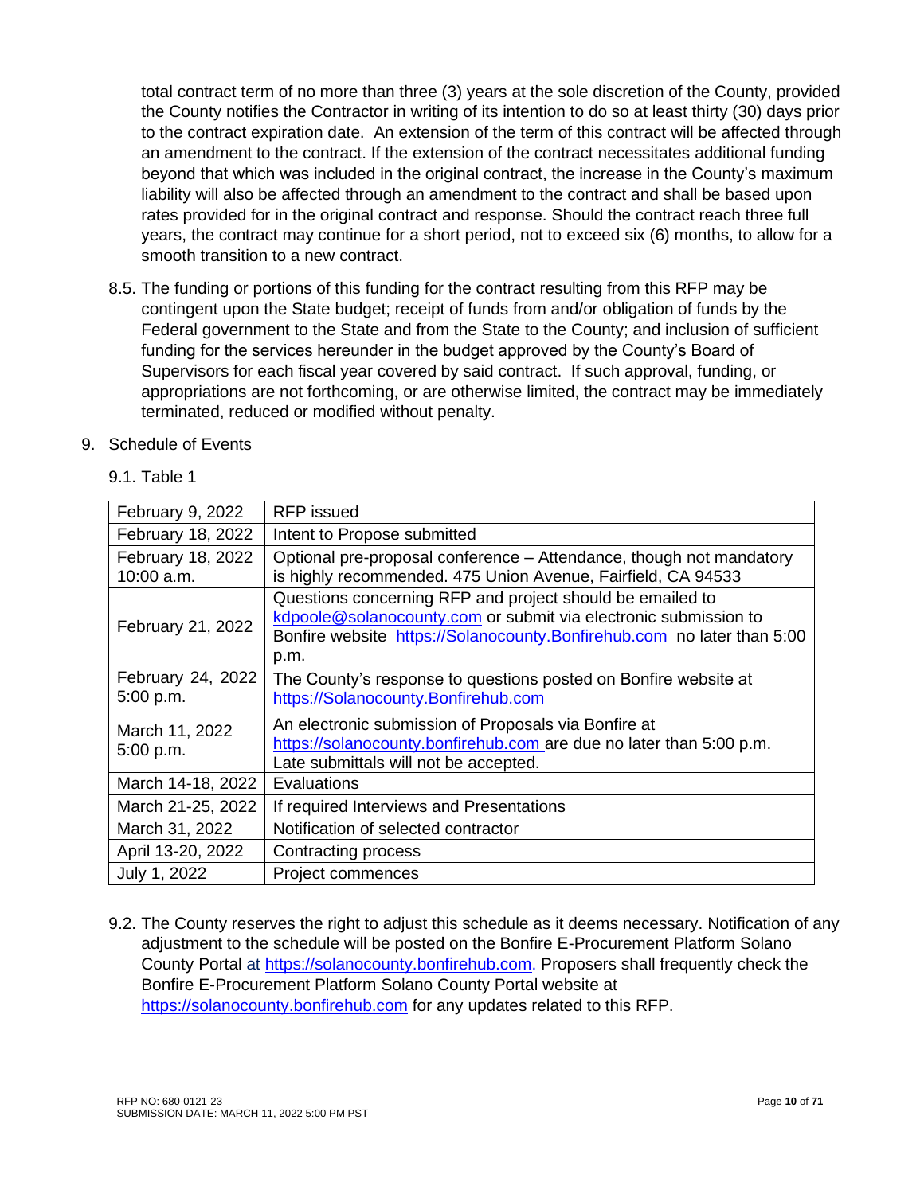total contract term of no more than three (3) years at the sole discretion of the County, provided the County notifies the Contractor in writing of its intention to do so at least thirty (30) days prior to the contract expiration date. An extension of the term of this contract will be affected through an amendment to the contract. If the extension of the contract necessitates additional funding beyond that which was included in the original contract, the increase in the County's maximum liability will also be affected through an amendment to the contract and shall be based upon rates provided for in the original contract and response. Should the contract reach three full years, the contract may continue for a short period, not to exceed six (6) months, to allow for a smooth transition to a new contract.

8.5. The funding or portions of this funding for the contract resulting from this RFP may be contingent upon the State budget; receipt of funds from and/or obligation of funds by the Federal government to the State and from the State to the County; and inclusion of sufficient funding for the services hereunder in the budget approved by the County's Board of Supervisors for each fiscal year covered by said contract. If such approval, funding, or appropriations are not forthcoming, or are otherwise limited, the contract may be immediately terminated, reduced or modified without penalty.

9. Schedule of Events

9.1. Table 1

| | |
|---|---|
| February 9, 2022 | RFP issued |
| February 18, 2022 | Intent to Propose submitted |
| February 18, 2022 10:00 a.m. | Optional pre-proposal conference – Attendance, though not mandatory is highly recommended. 475 Union Avenue, Fairfield, CA 94533 |
| February 21, 2022 | Questions concerning RFP and project should be emailed to kdpoole@solanocounty.com or submit via electronic submission to Bonfire website https://Solanocounty.Bonfirehub.com no later than 5:00 p.m. |
| February 24, 2022 5:00 p.m. | The County's response to questions posted on Bonfire website at https://Solanocounty.Bonfirehub.com |
| March 11, 2022 5:00 p.m. | An electronic submission of Proposals via Bonfire at https://solanocounty.bonfirehub.com are due no later than 5:00 p.m. Late submittals will not be accepted. |
| March 14-18, 2022 | Evaluations |
| March 21-25, 2022 | If required Interviews and Presentations |
| March 31, 2022 | Notification of selected contractor |
| April 13-20, 2022 | Contracting process |
| July 1, 2022 | Project commences |

9.2. The County reserves the right to adjust this schedule as it deems necessary. Notification of any adjustment to the schedule will be posted on the Bonfire E-Procurement Platform Solano County Portal at https://solanocounty.bonfirehub.com. Proposers shall frequently check the Bonfire E-Procurement Platform Solano County Portal website at https://solanocounty.bonfirehub.com for any updates related to this RFP.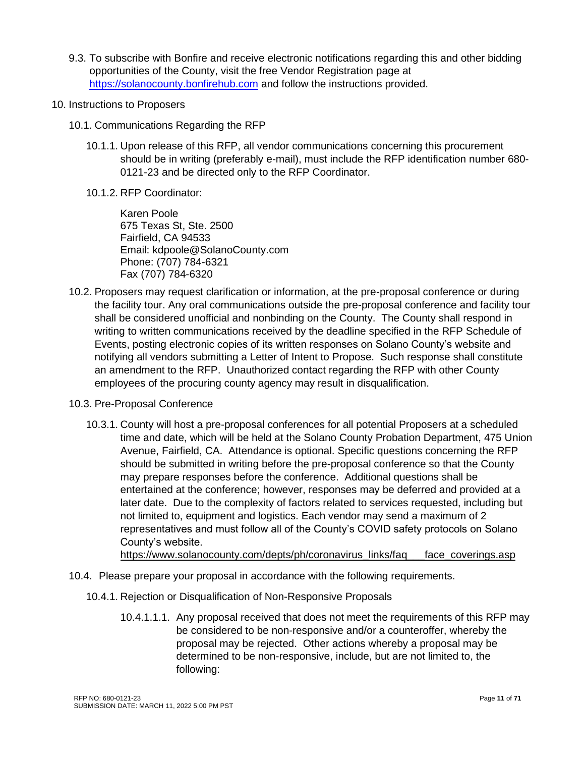9.3. To subscribe with Bonfire and receive electronic notifications regarding this and other bidding opportunities of the County, visit the free Vendor Registration page at [https://solanocounty.bonfirehub.com](https://solanocounty.bonfirehub.com) and follow the instructions provided.

10. Instructions to Proposers

10.1. Communications Regarding the RFP

10.1.1. Upon release of this RFP, all vendor communications concerning this procurement should be in writing (preferably e-mail), must include the RFP identification number 680-0121-23 and be directed only to the RFP Coordinator.

10.1.2. RFP Coordinator:

Karen Poole
675 Texas St, Ste. 2500
Fairfield, CA 94533
Email: kdpoole@SolanoCounty.com
Phone: (707) 784-6321
Fax (707) 784-6320

10.2. Proposers may request clarification or information, at the pre-proposal conference or during the facility tour. Any oral communications outside the pre-proposal conference and facility tour shall be considered unofficial and nonbinding on the County. The County shall respond in writing to written communications received by the deadline specified in the RFP Schedule of Events, posting electronic copies of its written responses on Solano County's website and notifying all vendors submitting a Letter of Intent to Propose. Such response shall constitute an amendment to the RFP. Unauthorized contact regarding the RFP with other County employees of the procuring county agency may result in disqualification.

10.3. Pre-Proposal Conference

10.3.1. County will host a pre-proposal conferences for all potential Proposers at a scheduled time and date, which will be held at the Solano County Probation Department, 475 Union Avenue, Fairfield, CA. Attendance is optional. Specific questions concerning the RFP should be submitted in writing before the pre-proposal conference so that the County may prepare responses before the conference. Additional questions shall be entertained at the conference; however, responses may be deferred and provided at a later date. Due to the complexity of factors related to services requested, including but not limited to, equipment and logistics. Each vendor may send a maximum of 2 representatives and must follow all of the County's COVID safety protocols on Solano County's website.
https://www.solanocounty.com/depts/ph/coronavirus_links/faq___face_coverings.asp

10.4. Please prepare your proposal in accordance with the following requirements.

10.4.1. Rejection or Disqualification of Non-Responsive Proposals

10.4.1.1.1. Any proposal received that does not meet the requirements of this RFP may be considered to be non-responsive and/or a counteroffer, whereby the proposal may be rejected. Other actions whereby a proposal may be determined to be non-responsive, include, but are not limited to, the following: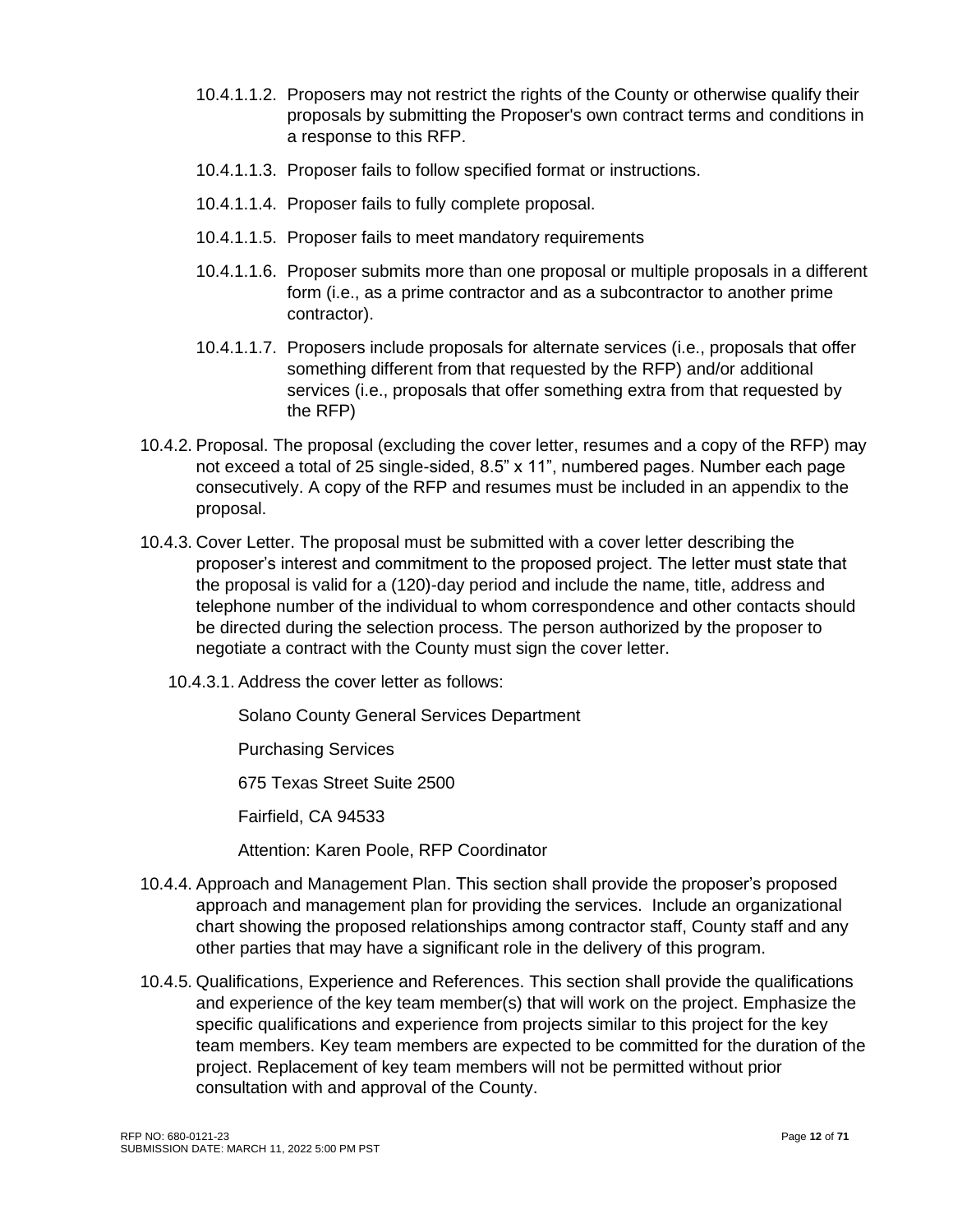10.4.1.1.2. Proposers may not restrict the rights of the County or otherwise qualify their proposals by submitting the Proposer's own contract terms and conditions in a response to this RFP.

10.4.1.1.3. Proposer fails to follow specified format or instructions.

10.4.1.1.4. Proposer fails to fully complete proposal.

10.4.1.1.5. Proposer fails to meet mandatory requirements

10.4.1.1.6. Proposer submits more than one proposal or multiple proposals in a different form (i.e., as a prime contractor and as a subcontractor to another prime contractor).

10.4.1.1.7. Proposers include proposals for alternate services (i.e., proposals that offer something different from that requested by the RFP) and/or additional services (i.e., proposals that offer something extra from that requested by the RFP)

10.4.2. Proposal. The proposal (excluding the cover letter, resumes and a copy of the RFP) may not exceed a total of 25 single-sided, 8.5" x 11", numbered pages. Number each page consecutively. A copy of the RFP and resumes must be included in an appendix to the proposal.

10.4.3. Cover Letter. The proposal must be submitted with a cover letter describing the proposer's interest and commitment to the proposed project. The letter must state that the proposal is valid for a (120)-day period and include the name, title, address and telephone number of the individual to whom correspondence and other contacts should be directed during the selection process. The person authorized by the proposer to negotiate a contract with the County must sign the cover letter.

10.4.3.1. Address the cover letter as follows:

Solano County General Services Department

Purchasing Services

675 Texas Street Suite 2500

Fairfield, CA 94533

Attention: Karen Poole, RFP Coordinator

10.4.4. Approach and Management Plan. This section shall provide the proposer's proposed approach and management plan for providing the services. Include an organizational chart showing the proposed relationships among contractor staff, County staff and any other parties that may have a significant role in the delivery of this program.

10.4.5. Qualifications, Experience and References. This section shall provide the qualifications and experience of the key team member(s) that will work on the project. Emphasize the specific qualifications and experience from projects similar to this project for the key team members. Key team members are expected to be committed for the duration of the project. Replacement of key team members will not be permitted without prior consultation with and approval of the County.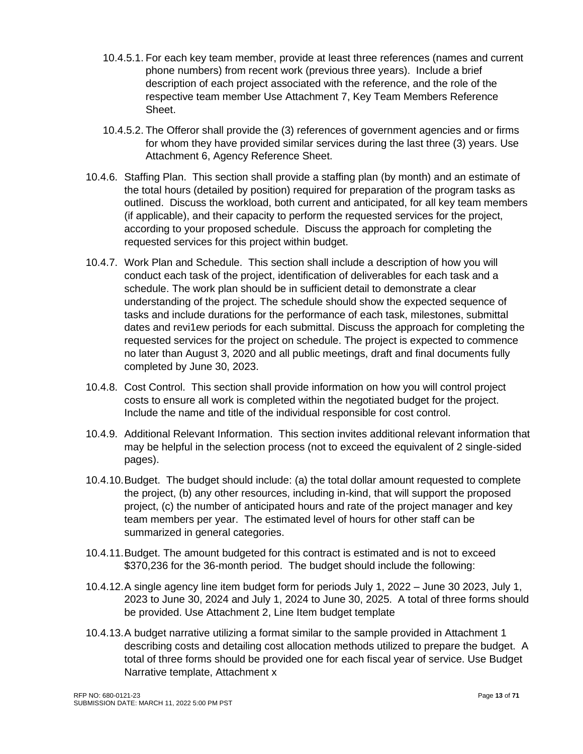10.4.5.1. For each key team member, provide at least three references (names and current phone numbers) from recent work (previous three years). Include a brief description of each project associated with the reference, and the role of the respective team member Use Attachment 7, Key Team Members Reference Sheet.

10.4.5.2. The Offeror shall provide the (3) references of government agencies and or firms for whom they have provided similar services during the last three (3) years. Use Attachment 6, Agency Reference Sheet.

10.4.6. Staffing Plan. This section shall provide a staffing plan (by month) and an estimate of the total hours (detailed by position) required for preparation of the program tasks as outlined. Discuss the workload, both current and anticipated, for all key team members (if applicable), and their capacity to perform the requested services for the project, according to your proposed schedule. Discuss the approach for completing the requested services for this project within budget.

10.4.7. Work Plan and Schedule. This section shall include a description of how you will conduct each task of the project, identification of deliverables for each task and a schedule. The work plan should be in sufficient detail to demonstrate a clear understanding of the project. The schedule should show the expected sequence of tasks and include durations for the performance of each task, milestones, submittal dates and revi1ew periods for each submittal. Discuss the approach for completing the requested services for the project on schedule. The project is expected to commence no later than August 3, 2020 and all public meetings, draft and final documents fully completed by June 30, 2023.

10.4.8. Cost Control. This section shall provide information on how you will control project costs to ensure all work is completed within the negotiated budget for the project. Include the name and title of the individual responsible for cost control.

10.4.9. Additional Relevant Information. This section invites additional relevant information that may be helpful in the selection process (not to exceed the equivalent of 2 single-sided pages).

10.4.10. Budget. The budget should include: (a) the total dollar amount requested to complete the project, (b) any other resources, including in-kind, that will support the proposed project, (c) the number of anticipated hours and rate of the project manager and key team members per year. The estimated level of hours for other staff can be summarized in general categories.

10.4.11. Budget. The amount budgeted for this contract is estimated and is not to exceed $370,236 for the 36-month period. The budget should include the following:

10.4.12. A single agency line item budget form for periods July 1, 2022 – June 30 2023, July 1, 2023 to June 30, 2024 and July 1, 2024 to June 30, 2025. A total of three forms should be provided. Use Attachment 2, Line Item budget template

10.4.13. A budget narrative utilizing a format similar to the sample provided in Attachment 1 describing costs and detailing cost allocation methods utilized to prepare the budget. A total of three forms should be provided one for each fiscal year of service. Use Budget Narrative template, Attachment x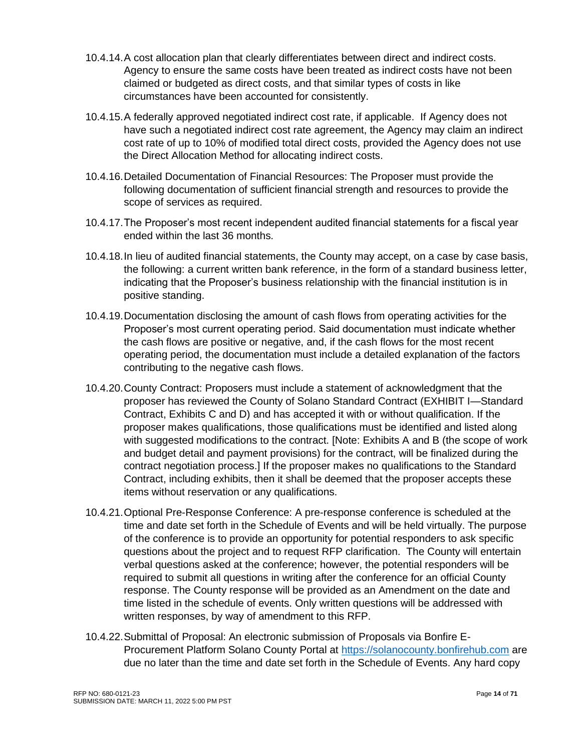10.4.14. A cost allocation plan that clearly differentiates between direct and indirect costs. Agency to ensure the same costs have been treated as indirect costs have not been claimed or budgeted as direct costs, and that similar types of costs in like circumstances have been accounted for consistently.

10.4.15. A federally approved negotiated indirect cost rate, if applicable. If Agency does not have such a negotiated indirect cost rate agreement, the Agency may claim an indirect cost rate of up to 10% of modified total direct costs, provided the Agency does not use the Direct Allocation Method for allocating indirect costs.

10.4.16. Detailed Documentation of Financial Resources: The Proposer must provide the following documentation of sufficient financial strength and resources to provide the scope of services as required.

10.4.17. The Proposer's most recent independent audited financial statements for a fiscal year ended within the last 36 months.

10.4.18. In lieu of audited financial statements, the County may accept, on a case by case basis, the following: a current written bank reference, in the form of a standard business letter, indicating that the Proposer's business relationship with the financial institution is in positive standing.

10.4.19. Documentation disclosing the amount of cash flows from operating activities for the Proposer's most current operating period. Said documentation must indicate whether the cash flows are positive or negative, and, if the cash flows for the most recent operating period, the documentation must include a detailed explanation of the factors contributing to the negative cash flows.

10.4.20. County Contract: Proposers must include a statement of acknowledgment that the proposer has reviewed the County of Solano Standard Contract (EXHIBIT I—Standard Contract, Exhibits C and D) and has accepted it with or without qualification. If the proposer makes qualifications, those qualifications must be identified and listed along with suggested modifications to the contract. [Note: Exhibits A and B (the scope of work and budget detail and payment provisions) for the contract, will be finalized during the contract negotiation process.] If the proposer makes no qualifications to the Standard Contract, including exhibits, then it shall be deemed that the proposer accepts these items without reservation or any qualifications.

10.4.21. Optional Pre-Response Conference: A pre-response conference is scheduled at the time and date set forth in the Schedule of Events and will be held virtually. The purpose of the conference is to provide an opportunity for potential responders to ask specific questions about the project and to request RFP clarification. The County will entertain verbal questions asked at the conference; however, the potential responders will be required to submit all questions in writing after the conference for an official County response. The County response will be provided as an Amendment on the date and time listed in the schedule of events. Only written questions will be addressed with written responses, by way of amendment to this RFP.

10.4.22. Submittal of Proposal: An electronic submission of Proposals via Bonfire E-Procurement Platform Solano County Portal at [https://solanocounty.bonfirehub.com](https://solanocounty.bonfirehub.com) are due no later than the time and date set forth in the Schedule of Events. Any hard copy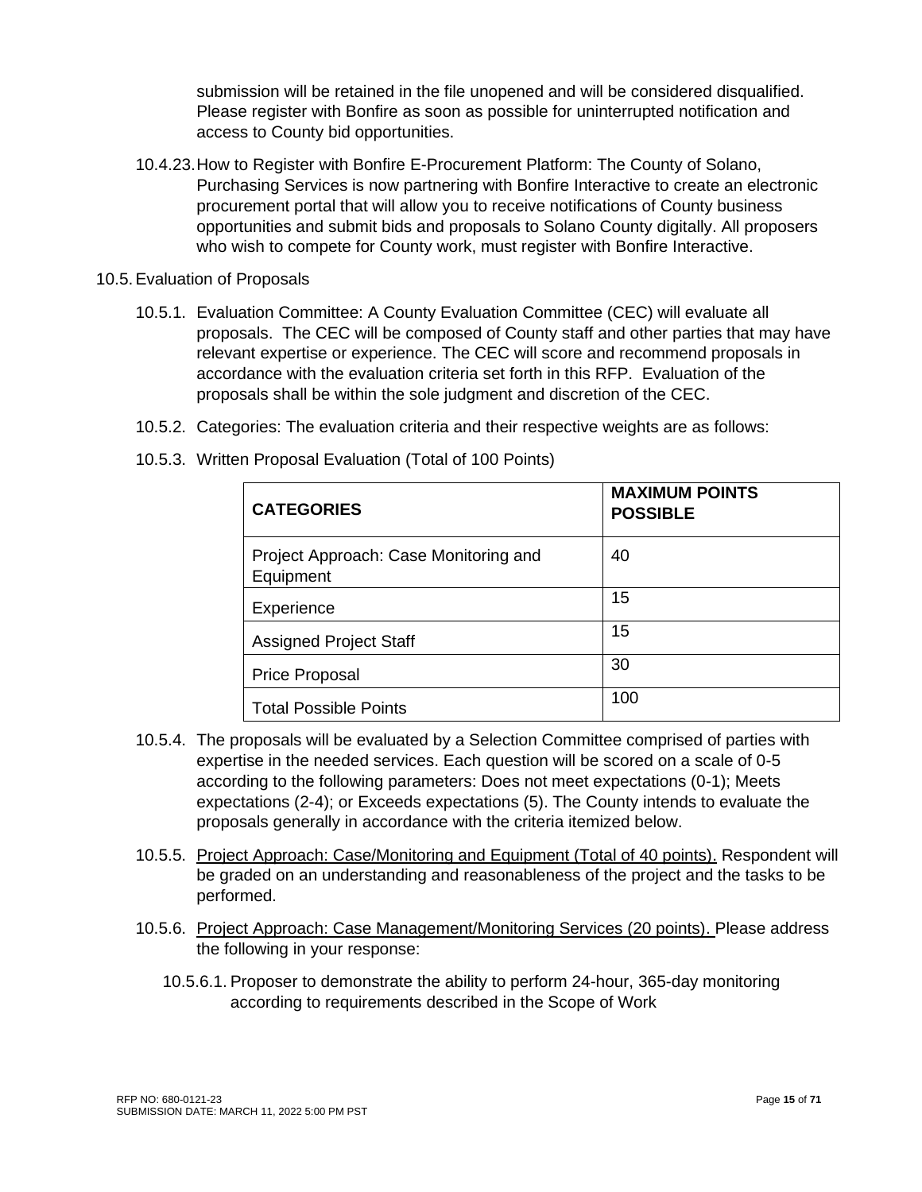submission will be retained in the file unopened and will be considered disqualified. Please register with Bonfire as soon as possible for uninterrupted notification and access to County bid opportunities.

10.4.23. How to Register with Bonfire E-Procurement Platform: The County of Solano, Purchasing Services is now partnering with Bonfire Interactive to create an electronic procurement portal that will allow you to receive notifications of County business opportunities and submit bids and proposals to Solano County digitally. All proposers who wish to compete for County work, must register with Bonfire Interactive.

10.5. Evaluation of Proposals

10.5.1. Evaluation Committee: A County Evaluation Committee (CEC) will evaluate all proposals. The CEC will be composed of County staff and other parties that may have relevant expertise or experience. The CEC will score and recommend proposals in accordance with the evaluation criteria set forth in this RFP. Evaluation of the proposals shall be within the sole judgment and discretion of the CEC.

10.5.2. Categories: The evaluation criteria and their respective weights are as follows:

10.5.3. Written Proposal Evaluation (Total of 100 Points)

| CATEGORIES | MAXIMUM POINTS POSSIBLE |
|---|---|
| Project Approach: Case Monitoring and Equipment | 40 |
| Experience | 15 |
| Assigned Project Staff | 15 |
| Price Proposal | 30 |
| Total Possible Points | 100 |

10.5.4. The proposals will be evaluated by a Selection Committee comprised of parties with expertise in the needed services. Each question will be scored on a scale of 0-5 according to the following parameters: Does not meet expectations (0-1); Meets expectations (2-4); or Exceeds expectations (5). The County intends to evaluate the proposals generally in accordance with the criteria itemized below.

10.5.5. Project Approach: Case/Monitoring and Equipment (Total of 40 points). Respondent will be graded on an understanding and reasonableness of the project and the tasks to be performed.

10.5.6. Project Approach: Case Management/Monitoring Services (20 points). Please address the following in your response:

10.5.6.1. Proposer to demonstrate the ability to perform 24-hour, 365-day monitoring according to requirements described in the Scope of Work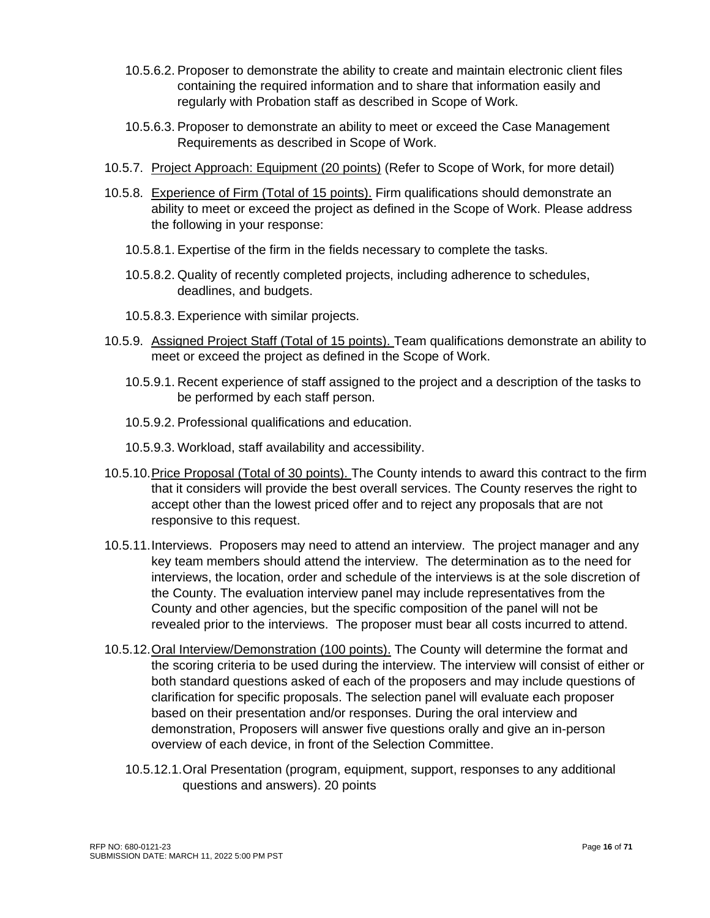10.5.6.2. Proposer to demonstrate the ability to create and maintain electronic client files containing the required information and to share that information easily and regularly with Probation staff as described in Scope of Work.

10.5.6.3. Proposer to demonstrate an ability to meet or exceed the Case Management Requirements as described in Scope of Work.

10.5.7. <u>Project Approach: Equipment (20 points)</u> (Refer to Scope of Work, for more detail)

10.5.8. <u>Experience of Firm (Total of 15 points).</u> Firm qualifications should demonstrate an ability to meet or exceed the project as defined in the Scope of Work. Please address the following in your response:

10.5.8.1. Expertise of the firm in the fields necessary to complete the tasks.

10.5.8.2. Quality of recently completed projects, including adherence to schedules, deadlines, and budgets.

10.5.8.3. Experience with similar projects.

10.5.9. <u>Assigned Project Staff (Total of 15 points).</u> Team qualifications demonstrate an ability to meet or exceed the project as defined in the Scope of Work.

10.5.9.1. Recent experience of staff assigned to the project and a description of the tasks to be performed by each staff person.

10.5.9.2. Professional qualifications and education.

10.5.9.3. Workload, staff availability and accessibility.

10.5.10. <u>Price Proposal (Total of 30 points).</u> The County intends to award this contract to the firm that it considers will provide the best overall services. The County reserves the right to accept other than the lowest priced offer and to reject any proposals that are not responsive to this request.

10.5.11. Interviews. Proposers may need to attend an interview. The project manager and any key team members should attend the interview. The determination as to the need for interviews, the location, order and schedule of the interviews is at the sole discretion of the County. The evaluation interview panel may include representatives from the County and other agencies, but the specific composition of the panel will not be revealed prior to the interviews. The proposer must bear all costs incurred to attend.

10.5.12. <u>Oral Interview/Demonstration (100 points).</u> The County will determine the format and the scoring criteria to be used during the interview. The interview will consist of either or both standard questions asked of each of the proposers and may include questions of clarification for specific proposals. The selection panel will evaluate each proposer based on their presentation and/or responses. During the oral interview and demonstration, Proposers will answer five questions orally and give an in-person overview of each device, in front of the Selection Committee.

10.5.12.1. Oral Presentation (program, equipment, support, responses to any additional questions and answers). 20 points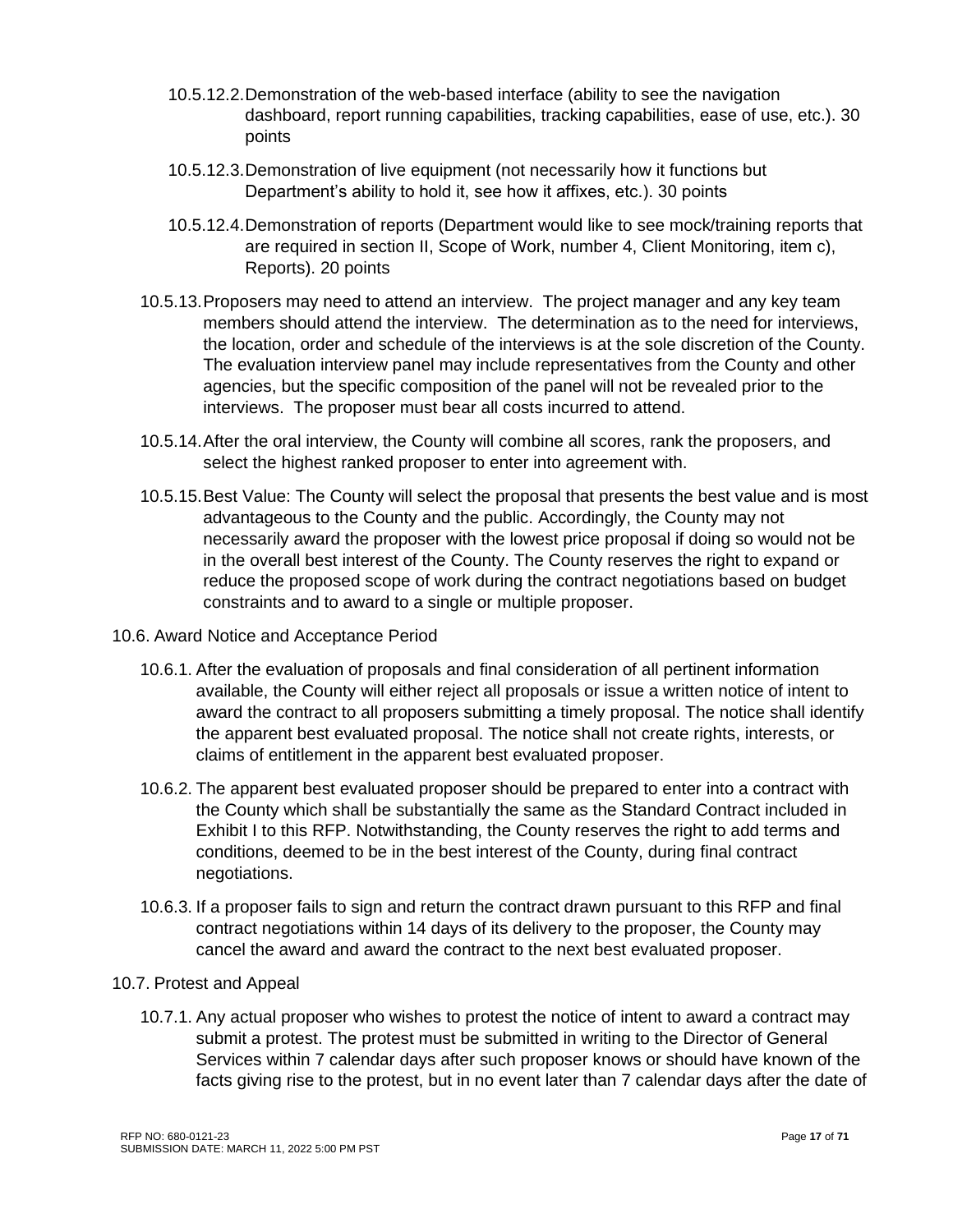10.5.12.2. Demonstration of the web-based interface (ability to see the navigation dashboard, report running capabilities, tracking capabilities, ease of use, etc.). 30 points

10.5.12.3. Demonstration of live equipment (not necessarily how it functions but Department's ability to hold it, see how it affixes, etc.). 30 points

10.5.12.4. Demonstration of reports (Department would like to see mock/training reports that are required in section II, Scope of Work, number 4, Client Monitoring, item c), Reports). 20 points

10.5.13. Proposers may need to attend an interview. The project manager and any key team members should attend the interview. The determination as to the need for interviews, the location, order and schedule of the interviews is at the sole discretion of the County. The evaluation interview panel may include representatives from the County and other agencies, but the specific composition of the panel will not be revealed prior to the interviews. The proposer must bear all costs incurred to attend.

10.5.14. After the oral interview, the County will combine all scores, rank the proposers, and select the highest ranked proposer to enter into agreement with.

10.5.15. Best Value: The County will select the proposal that presents the best value and is most advantageous to the County and the public. Accordingly, the County may not necessarily award the proposer with the lowest price proposal if doing so would not be in the overall best interest of the County. The County reserves the right to expand or reduce the proposed scope of work during the contract negotiations based on budget constraints and to award to a single or multiple proposer.

10.6. Award Notice and Acceptance Period

10.6.1. After the evaluation of proposals and final consideration of all pertinent information available, the County will either reject all proposals or issue a written notice of intent to award the contract to all proposers submitting a timely proposal. The notice shall identify the apparent best evaluated proposal. The notice shall not create rights, interests, or claims of entitlement in the apparent best evaluated proposer.

10.6.2. The apparent best evaluated proposer should be prepared to enter into a contract with the County which shall be substantially the same as the Standard Contract included in Exhibit I to this RFP. Notwithstanding, the County reserves the right to add terms and conditions, deemed to be in the best interest of the County, during final contract negotiations.

10.6.3. If a proposer fails to sign and return the contract drawn pursuant to this RFP and final contract negotiations within 14 days of its delivery to the proposer, the County may cancel the award and award the contract to the next best evaluated proposer.

10.7. Protest and Appeal

10.7.1. Any actual proposer who wishes to protest the notice of intent to award a contract may submit a protest. The protest must be submitted in writing to the Director of General Services within 7 calendar days after such proposer knows or should have known of the facts giving rise to the protest, but in no event later than 7 calendar days after the date of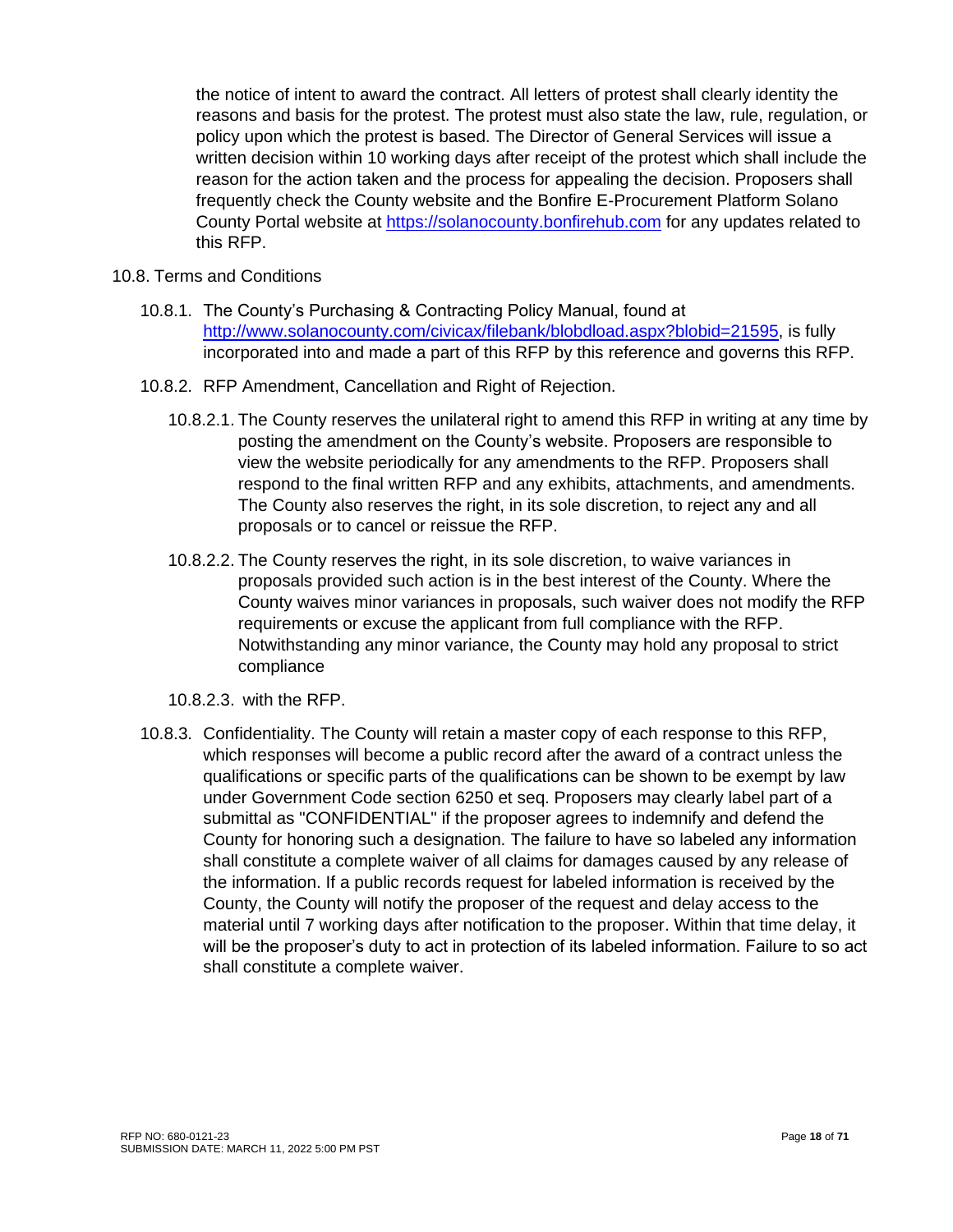the notice of intent to award the contract. All letters of protest shall clearly identity the reasons and basis for the protest. The protest must also state the law, rule, regulation, or policy upon which the protest is based. The Director of General Services will issue a written decision within 10 working days after receipt of the protest which shall include the reason for the action taken and the process for appealing the decision. Proposers shall frequently check the County website and the Bonfire E-Procurement Platform Solano County Portal website at [https://solanocounty.bonfirehub.com](https://solanocounty.bonfirehub.com) for any updates related to this RFP.

10.8. Terms and Conditions

10.8.1. The County's Purchasing & Contracting Policy Manual, found at [http://www.solanocounty.com/civicax/filebank/blobdload.aspx?blobid=21595](http://www.solanocounty.com/civicax/filebank/blobdload.aspx?blobid=21595), is fully incorporated into and made a part of this RFP by this reference and governs this RFP.

10.8.2. RFP Amendment, Cancellation and Right of Rejection.

10.8.2.1. The County reserves the unilateral right to amend this RFP in writing at any time by posting the amendment on the County's website. Proposers are responsible to view the website periodically for any amendments to the RFP. Proposers shall respond to the final written RFP and any exhibits, attachments, and amendments. The County also reserves the right, in its sole discretion, to reject any and all proposals or to cancel or reissue the RFP.

10.8.2.2. The County reserves the right, in its sole discretion, to waive variances in proposals provided such action is in the best interest of the County. Where the County waives minor variances in proposals, such waiver does not modify the RFP requirements or excuse the applicant from full compliance with the RFP. Notwithstanding any minor variance, the County may hold any proposal to strict compliance

10.8.2.3. with the RFP.

10.8.3. Confidentiality. The County will retain a master copy of each response to this RFP, which responses will become a public record after the award of a contract unless the qualifications or specific parts of the qualifications can be shown to be exempt by law under Government Code section 6250 et seq. Proposers may clearly label part of a submittal as "CONFIDENTIAL" if the proposer agrees to indemnify and defend the County for honoring such a designation. The failure to have so labeled any information shall constitute a complete waiver of all claims for damages caused by any release of the information. If a public records request for labeled information is received by the County, the County will notify the proposer of the request and delay access to the material until 7 working days after notification to the proposer. Within that time delay, it will be the proposer's duty to act in protection of its labeled information. Failure to so act shall constitute a complete waiver.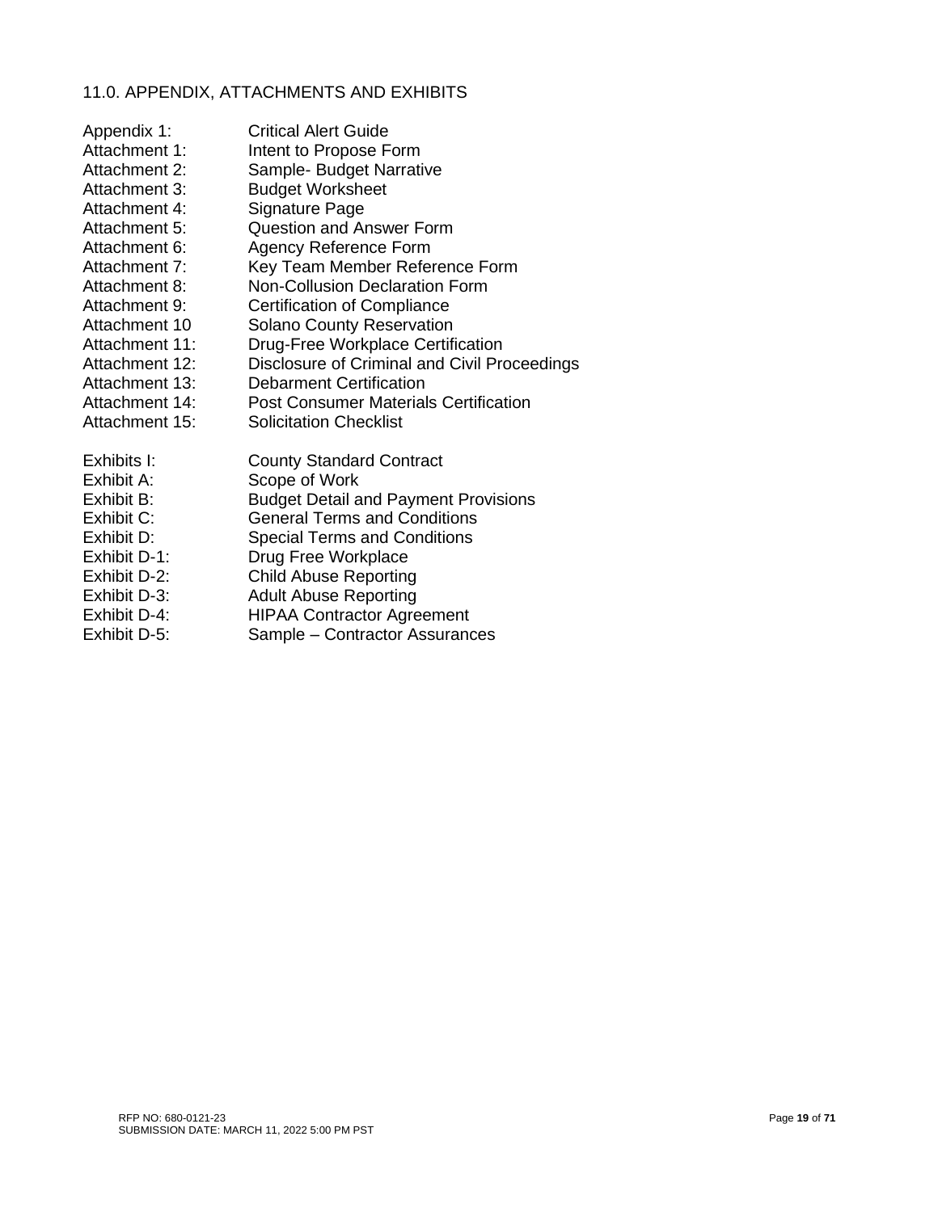## 11.0. APPENDIX, ATTACHMENTS AND EXHIBITS

| | |
|---|---|
| Appendix 1: | Critical Alert Guide |
| Attachment 1: | Intent to Propose Form |
| Attachment 2: | Sample- Budget Narrative |
| Attachment 3: | Budget Worksheet |
| Attachment 4: | Signature Page |
| Attachment 5: | Question and Answer Form |
| Attachment 6: | Agency Reference Form |
| Attachment 7: | Key Team Member Reference Form |
| Attachment 8: | Non-Collusion Declaration Form |
| Attachment 9: | Certification of Compliance |
| Attachment 10 | Solano County Reservation |
| Attachment 11: | Drug-Free Workplace Certification |
| Attachment 12: | Disclosure of Criminal and Civil Proceedings |
| Attachment 13: | Debarment Certification |
| Attachment 14: | Post Consumer Materials Certification |
| Attachment 15: | Solicitation Checklist |

| | |
|---|---|
| Exhibits I: | County Standard Contract |
| Exhibit A: | Scope of Work |
| Exhibit B: | Budget Detail and Payment Provisions |
| Exhibit C: | General Terms and Conditions |
| Exhibit D: | Special Terms and Conditions |
| Exhibit D-1: | Drug Free Workplace |
| Exhibit D-2: | Child Abuse Reporting |
| Exhibit D-3: | Adult Abuse Reporting |
| Exhibit D-4: | HIPAA Contractor Agreement |
| Exhibit D-5: | Sample – Contractor Assurances |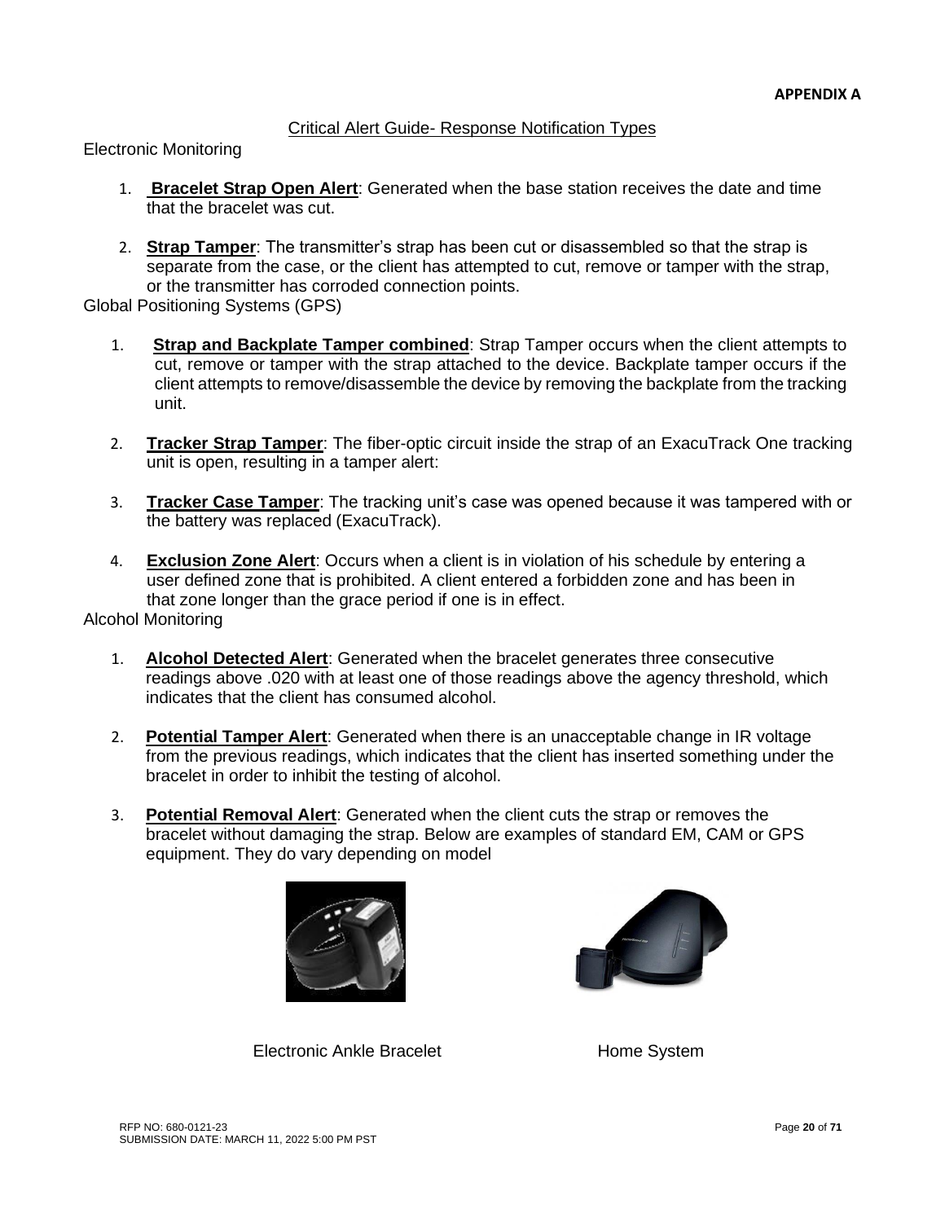**APPENDIX A**

Critical Alert Guide- Response Notification Types

Electronic Monitoring

1. **Bracelet Strap Open Alert**: Generated when the base station receives the date and time that the bracelet was cut.

2. **Strap Tamper**: The transmitter's strap has been cut or disassembled so that the strap is separate from the case, or the client has attempted to cut, remove or tamper with the strap, or the transmitter has corroded connection points.

Global Positioning Systems (GPS)

1. **Strap and Backplate Tamper combined**: Strap Tamper occurs when the client attempts to cut, remove or tamper with the strap attached to the device. Backplate tamper occurs if the client attempts to remove/disassemble the device by removing the backplate from the tracking unit.

2. **Tracker Strap Tamper**: The fiber-optic circuit inside the strap of an ExacuTrack One tracking unit is open, resulting in a tamper alert:

3. **Tracker Case Tamper**: The tracking unit's case was opened because it was tampered with or the battery was replaced (ExacuTrack).

4. **Exclusion Zone Alert**: Occurs when a client is in violation of his schedule by entering a user defined zone that is prohibited. A client entered a forbidden zone and has been in that zone longer than the grace period if one is in effect.

Alcohol Monitoring

1. **Alcohol Detected Alert**: Generated when the bracelet generates three consecutive readings above .020 with at least one of those readings above the agency threshold, which indicates that the client has consumed alcohol.

2. **Potential Tamper Alert**: Generated when there is an unacceptable change in IR voltage from the previous readings, which indicates that the client has inserted something under the bracelet in order to inhibit the testing of alcohol.

3. **Potential Removal Alert**: Generated when the client cuts the strap or removes the bracelet without damaging the strap. Below are examples of standard EM, CAM or GPS equipment. They do vary depending on model

Electronic Ankle Bracelet

Home System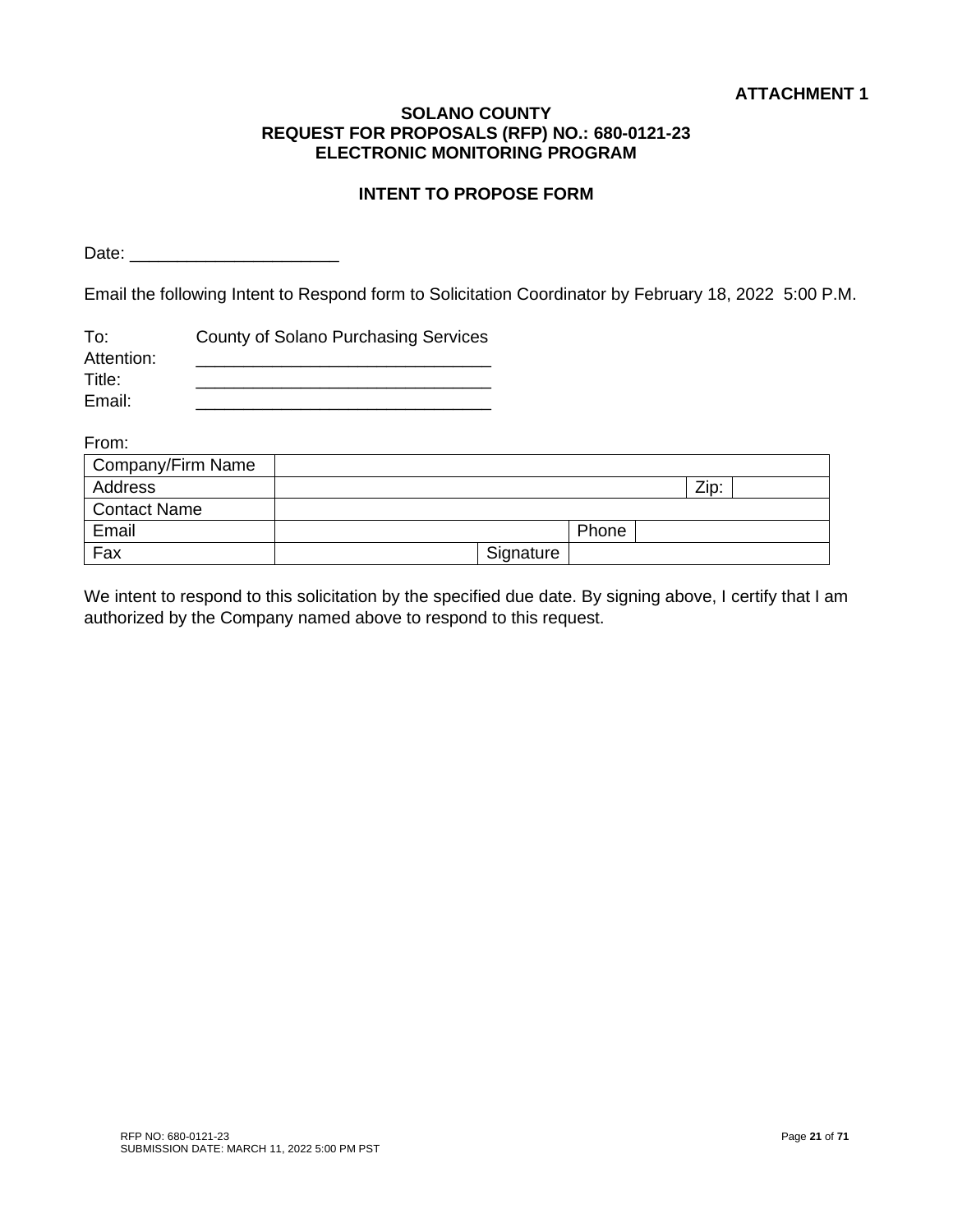**ATTACHMENT 1**

**SOLANO COUNTY**
**REQUEST FOR PROPOSALS (RFP) NO.: 680-0121-23**
**ELECTRONIC MONITORING PROGRAM**

**INTENT TO PROPOSE FORM**

Date: ______________________

Email the following Intent to Respond form to Solicitation Coordinator by February 18, 2022 5:00 P.M.

To: County of Solano Purchasing Services
Attention: _______________________________
Title: _______________________________
Email: _______________________________

From:

| Company/Firm Name | | | | | | |
|---|---|---|---|---|---|---|
| Address | | | | | Zip: | |
| Contact Name | | | | | | |
| Email | | | Phone | | | |
| Fax | | Signature | | | | |

We intent to respond to this solicitation by the specified due date. By signing above, I certify that I am authorized by the Company named above to respond to this request.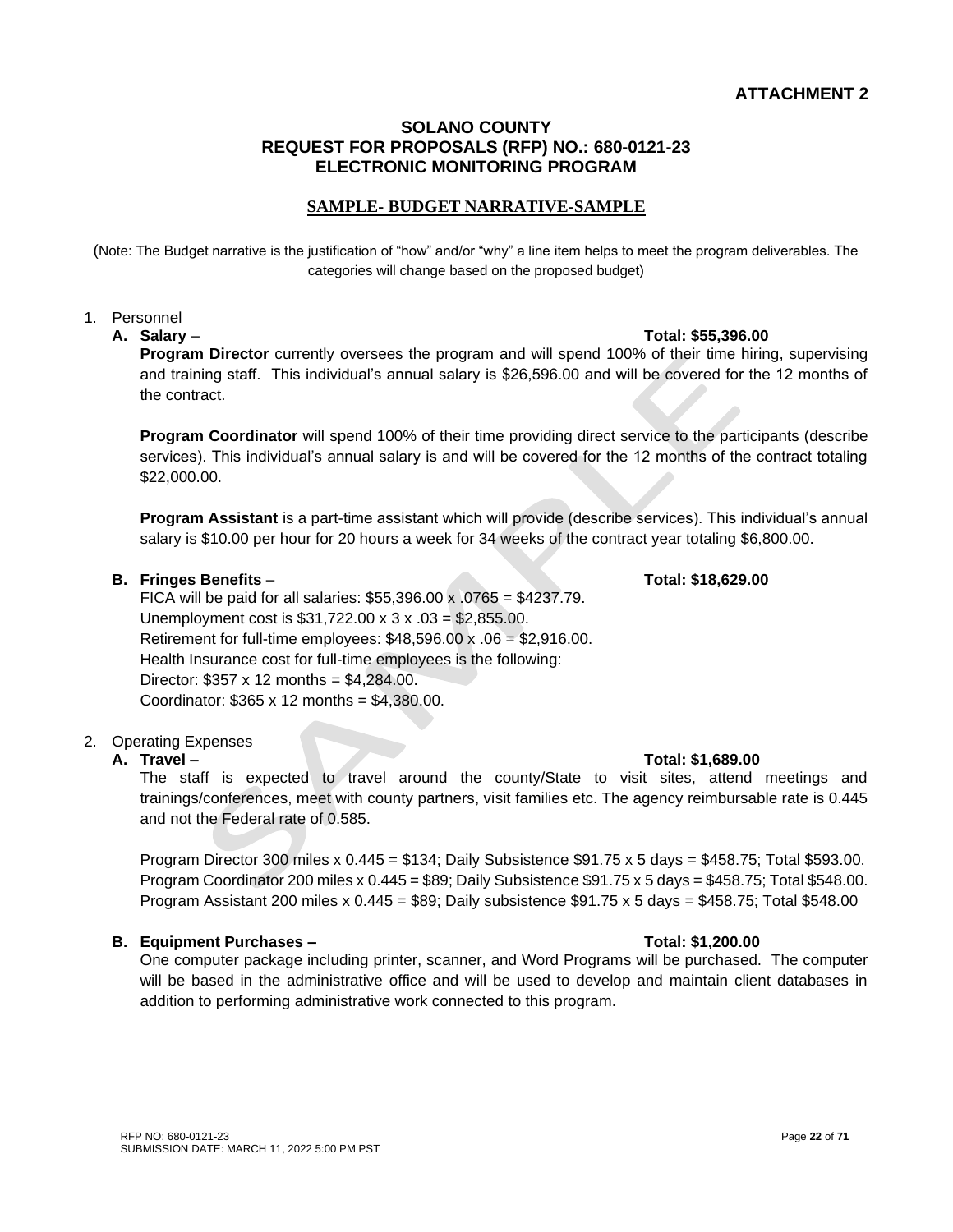**ATTACHMENT 2**

**SOLANO COUNTY**
**REQUEST FOR PROPOSALS (RFP) NO.: 680-0121-23**
**ELECTRONIC MONITORING PROGRAM**

**SAMPLE- BUDGET NARRATIVE-SAMPLE**

(Note: The Budget narrative is the justification of "how" and/or "why" a line item helps to meet the program deliverables. The categories will change based on the proposed budget)

1. Personnel

   **A. Salary** – **Total: $55,396.00**

   **Program Director** currently oversees the program and will spend 100% of their time hiring, supervising and training staff. This individual's annual salary is $26,596.00 and will be covered for the 12 months of the contract.

   **Program Coordinator** will spend 100% of their time providing direct service to the participants (describe services). This individual's annual salary is and will be covered for the 12 months of the contract totaling $22,000.00.

   **Program Assistant** is a part-time assistant which will provide (describe services). This individual's annual salary is $10.00 per hour for 20 hours a week for 34 weeks of the contract year totaling $6,800.00.

   **B. Fringes Benefits** – **Total: $18,629.00**

   FICA will be paid for all salaries: $55,396.00 x .0765 = $4237.79.
   Unemployment cost is $31,722.00 x 3 x .03 = $2,855.00.
   Retirement for full-time employees: $48,596.00 x .06 = $2,916.00.
   Health Insurance cost for full-time employees is the following:
   Director: $357 x 12 months = $4,284.00.
   Coordinator: $365 x 12 months = $4,380.00.

2. Operating Expenses

   **A. Travel –** **Total: $1,689.00**

   The staff is expected to travel around the county/State to visit sites, attend meetings and trainings/conferences, meet with county partners, visit families etc. The agency reimbursable rate is 0.445 and not the Federal rate of 0.585.

   Program Director 300 miles x 0.445 = $134; Daily Subsistence $91.75 x 5 days = $458.75; Total $593.00.
   Program Coordinator 200 miles x 0.445 = $89; Daily Subsistence $91.75 x 5 days = $458.75; Total $548.00.
   Program Assistant 200 miles x 0.445 = $89; Daily subsistence $91.75 x 5 days = $458.75; Total $548.00

   **B. Equipment Purchases –** **Total: $1,200.00**

   One computer package including printer, scanner, and Word Programs will be purchased. The computer will be based in the administrative office and will be used to develop and maintain client databases in addition to performing administrative work connected to this program.

RFP NO: 680-0121-23
SUBMISSION DATE: MARCH 11, 2022 5:00 PM PST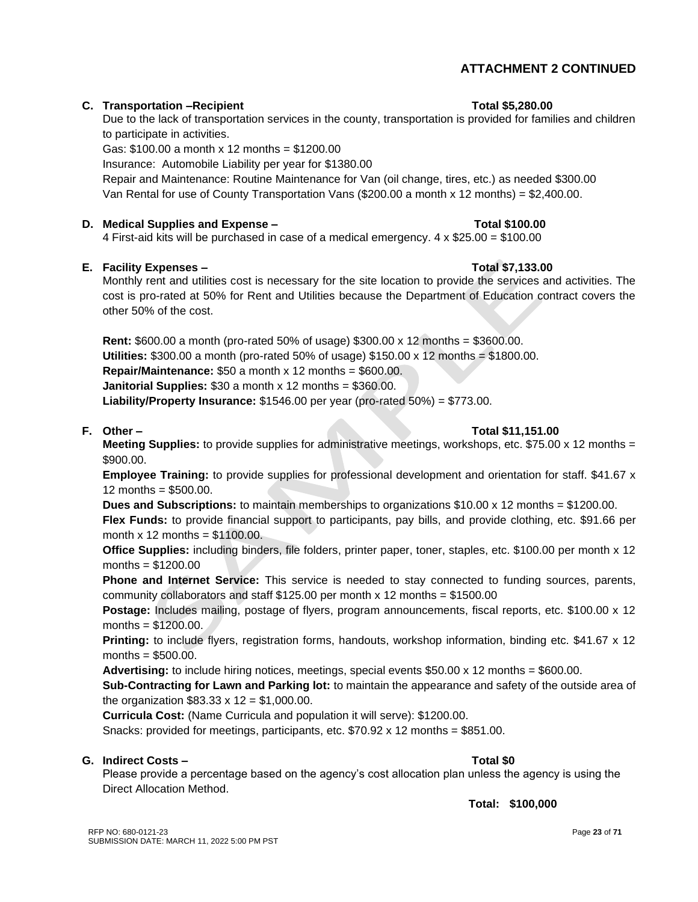## ATTACHMENT 2 CONTINUED

**C. Transportation –Recipient** **Total $5,280.00**

Due to the lack of transportation services in the county, transportation is provided for families and children to participate in activities.

Gas: $100.00 a month x 12 months = $1200.00

Insurance: Automobile Liability per year for $1380.00

Repair and Maintenance: Routine Maintenance for Van (oil change, tires, etc.) as needed $300.00

Van Rental for use of County Transportation Vans ($200.00 a month x 12 months) = $2,400.00.

**D. Medical Supplies and Expense –** **Total $100.00**

4 First-aid kits will be purchased in case of a medical emergency. 4 x $25.00 = $100.00

**E. Facility Expenses –** **Total $7,133.00**

Monthly rent and utilities cost is necessary for the site location to provide the services and activities. The cost is pro-rated at 50% for Rent and Utilities because the Department of Education contract covers the other 50% of the cost.

**Rent:** $600.00 a month (pro-rated 50% of usage) $300.00 x 12 months = $3600.00.

**Utilities:** $300.00 a month (pro-rated 50% of usage) $150.00 x 12 months = $1800.00.

**Repair/Maintenance:** $50 a month x 12 months = $600.00.

**Janitorial Supplies:** $30 a month x 12 months = $360.00.

**Liability/Property Insurance:** $1546.00 per year (pro-rated 50%) = $773.00.

**F. Other –** **Total $11,151.00**

**Meeting Supplies:** to provide supplies for administrative meetings, workshops, etc. $75.00 x 12 months = $900.00.

**Employee Training:** to provide supplies for professional development and orientation for staff. $41.67 x 12 months = $500.00.

**Dues and Subscriptions:** to maintain memberships to organizations $10.00 x 12 months = $1200.00.

**Flex Funds:** to provide financial support to participants, pay bills, and provide clothing, etc. $91.66 per month x 12 months = $1100.00.

**Office Supplies:** including binders, file folders, printer paper, toner, staples, etc. $100.00 per month x 12 months = $1200.00

**Phone and Internet Service:** This service is needed to stay connected to funding sources, parents, community collaborators and staff $125.00 per month x 12 months = $1500.00

**Postage:** Includes mailing, postage of flyers, program announcements, fiscal reports, etc. $100.00 x 12 months = $1200.00.

**Printing:** to include flyers, registration forms, handouts, workshop information, binding etc. $41.67 x 12 months = $500.00.

**Advertising:** to include hiring notices, meetings, special events $50.00 x 12 months = $600.00.

**Sub-Contracting for Lawn and Parking lot:** to maintain the appearance and safety of the outside area of the organization $83.33 x 12 = $1,000.00.

**Curricula Cost:** (Name Curricula and population it will serve): $1200.00.

Snacks: provided for meetings, participants, etc. $70.92 x 12 months = $851.00.

**G. Indirect Costs –** **Total $0**

Please provide a percentage based on the agency's cost allocation plan unless the agency is using the Direct Allocation Method.

**Total: $100,000**

RFP NO: 680-0121-23
SUBMISSION DATE: MARCH 11, 2022 5:00 PM PST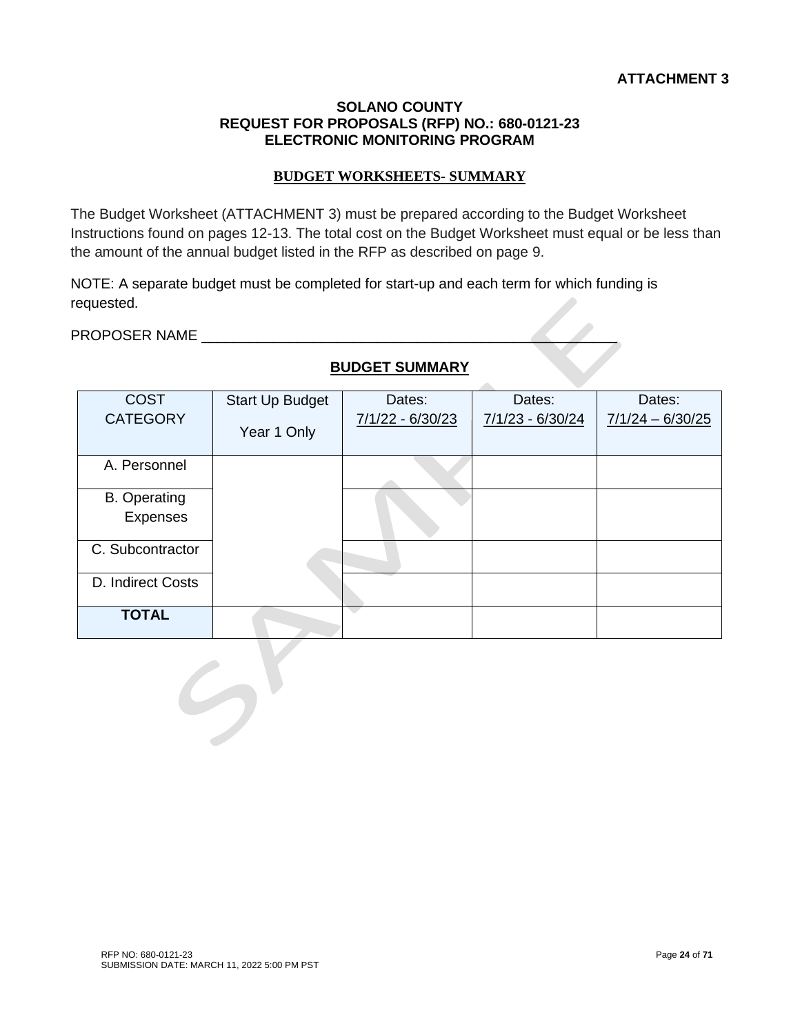**ATTACHMENT 3**

**SOLANO COUNTY**
**REQUEST FOR PROPOSALS (RFP) NO.: 680-0121-23**
**ELECTRONIC MONITORING PROGRAM**

**BUDGET WORKSHEETS- SUMMARY**

The Budget Worksheet (ATTACHMENT 3) must be prepared according to the Budget Worksheet Instructions found on pages 12-13. The total cost on the Budget Worksheet must equal or be less than the amount of the annual budget listed in the RFP as described on page 9.

NOTE: A separate budget must be completed for start-up and each term for which funding is requested.

PROPOSER NAME ____________________________________________________

**BUDGET SUMMARY**

| COST CATEGORY | Start Up Budget Year 1 Only | Dates: 7/1/22 - 6/30/23 | Dates: 7/1/23 - 6/30/24 | Dates: 7/1/24 – 6/30/25 |
|---|---|---|---|---|
| A. Personnel | | | | |
| B. Operating Expenses | | | | |
| C. Subcontractor | | | | |
| D. Indirect Costs | | | | |
| **TOTAL** | | | | |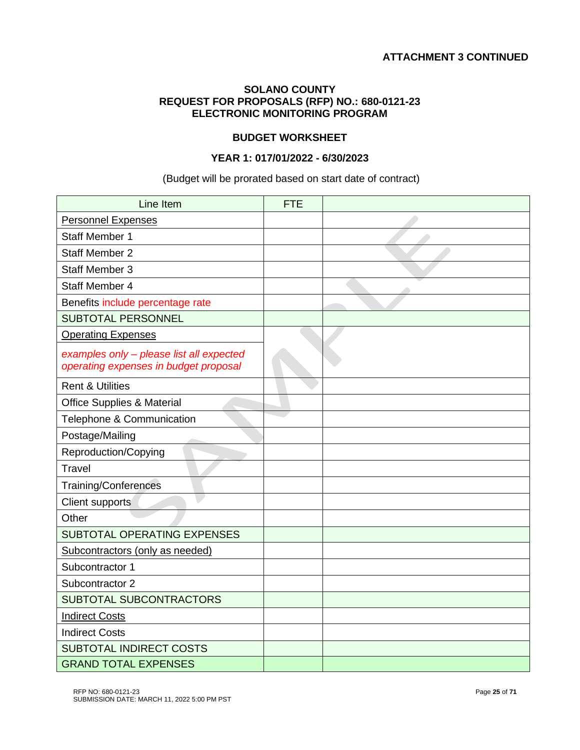**ATTACHMENT 3 CONTINUED**

**SOLANO COUNTY**
**REQUEST FOR PROPOSALS (RFP) NO.: 680-0121-23**
**ELECTRONIC MONITORING PROGRAM**

**BUDGET WORKSHEET**

**YEAR 1: 017/01/2022 - 6/30/2023**

(Budget will be prorated based on start date of contract)

| Line Item | FTE | |
|---|---|---|
| Personnel Expenses | | |
| Staff Member 1 | | |
| Staff Member 2 | | |
| Staff Member 3 | | |
| Staff Member 4 | | |
| Benefits include percentage rate | | |
| SUBTOTAL PERSONNEL | | |
| Operating Expenses | | |
| *examples only – please list all expected operating expenses in budget proposal* | | |
| Rent & Utilities | | |
| Office Supplies & Material | | |
| Telephone & Communication | | |
| Postage/Mailing | | |
| Reproduction/Copying | | |
| Travel | | |
| Training/Conferences | | |
| Client supports | | |
| Other | | |
| SUBTOTAL OPERATING EXPENSES | | |
| Subcontractors (only as needed) | | |
| Subcontractor 1 | | |
| Subcontractor 2 | | |
| SUBTOTAL SUBCONTRACTORS | | |
| Indirect Costs | | |
| Indirect Costs | | |
| SUBTOTAL INDIRECT COSTS | | |
| GRAND TOTAL EXPENSES | | |

SAMPLE

RFP NO: 680-0121-23
SUBMISSION DATE: MARCH 11, 2022 5:00 PM PST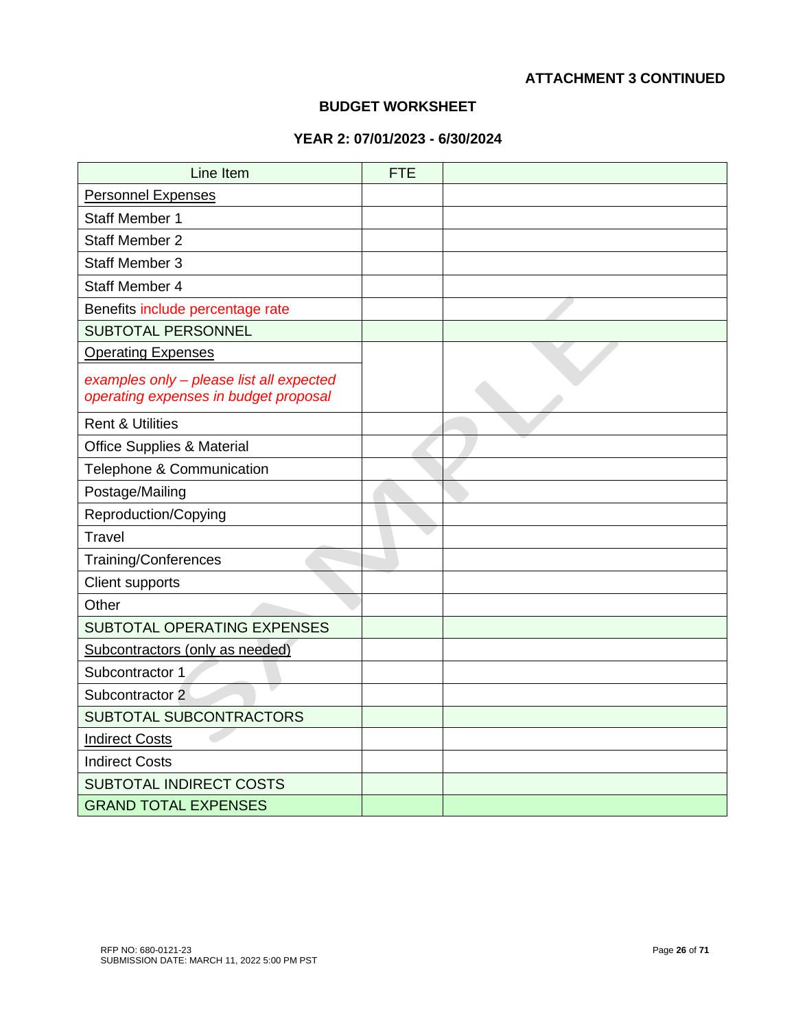**ATTACHMENT 3 CONTINUED**

## BUDGET WORKSHEET

### YEAR 2: 07/01/2023 - 6/30/2024

| Line Item | FTE | |
|---|---|---|
| Personnel Expenses | | |
| Staff Member 1 | | |
| Staff Member 2 | | |
| Staff Member 3 | | |
| Staff Member 4 | | |
| Benefits include percentage rate | | |
| SUBTOTAL PERSONNEL | | |
| Operating Expenses<br>*examples only – please list all expected operating expenses in budget proposal* | | |
| Rent & Utilities | | |
| Office Supplies & Material | | |
| Telephone & Communication | | |
| Postage/Mailing | | |
| Reproduction/Copying | | |
| Travel | | |
| Training/Conferences | | |
| Client supports | | |
| Other | | |
| SUBTOTAL OPERATING EXPENSES | | |
| Subcontractors (only as needed) | | |
| Subcontractor 1 | | |
| Subcontractor 2 | | |
| SUBTOTAL SUBCONTRACTORS | | |
| Indirect Costs | | |
| Indirect Costs | | |
| SUBTOTAL INDIRECT COSTS | | |
| GRAND TOTAL EXPENSES | | |

RFP NO: 680-0121-23
SUBMISSION DATE: MARCH 11, 2022 5:00 PM PST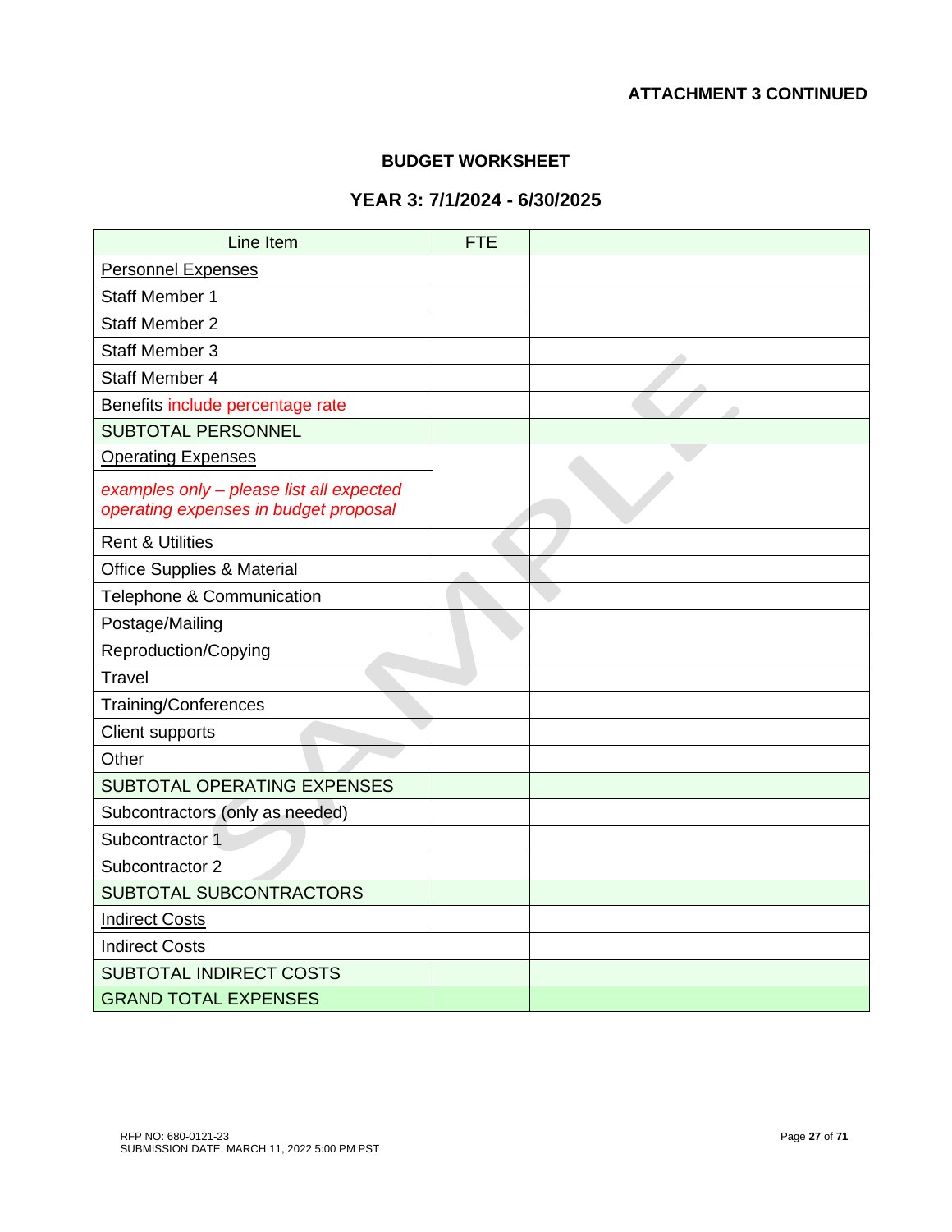**ATTACHMENT 3 CONTINUED**

## BUDGET WORKSHEET

## YEAR 3: 7/1/2024 - 6/30/2025

| Line Item | FTE | |
|---|---|---|
| Personnel Expenses | | |
| Staff Member 1 | | |
| Staff Member 2 | | |
| Staff Member 3 | | |
| Staff Member 4 | | |
| Benefits include percentage rate | | |
| SUBTOTAL PERSONNEL | | |
| Operating Expenses | | |
| *examples only – please list all expected operating expenses in budget proposal* | | |
| Rent & Utilities | | |
| Office Supplies & Material | | |
| Telephone & Communication | | |
| Postage/Mailing | | |
| Reproduction/Copying | | |
| Travel | | |
| Training/Conferences | | |
| Client supports | | |
| Other | | |
| SUBTOTAL OPERATING EXPENSES | | |
| Subcontractors (only as needed) | | |
| Subcontractor 1 | | |
| Subcontractor 2 | | |
| SUBTOTAL SUBCONTRACTORS | | |
| Indirect Costs | | |
| Indirect Costs | | |
| SUBTOTAL INDIRECT COSTS | | |
| GRAND TOTAL EXPENSES | | |

RFP NO: 680-0121-23
SUBMISSION DATE: MARCH 11, 2022 5:00 PM PST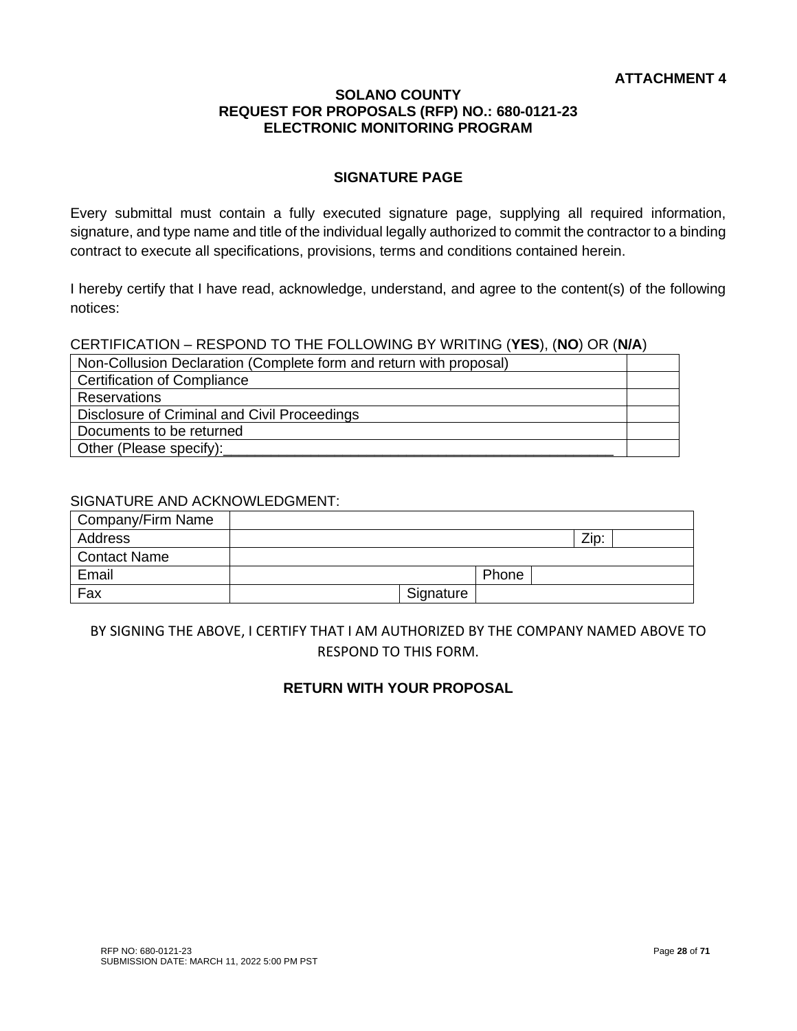**ATTACHMENT 4**

**SOLANO COUNTY**
**REQUEST FOR PROPOSALS (RFP) NO.: 680-0121-23**
**ELECTRONIC MONITORING PROGRAM**

## SIGNATURE PAGE

Every submittal must contain a fully executed signature page, supplying all required information, signature, and type name and title of the individual legally authorized to commit the contractor to a binding contract to execute all specifications, provisions, terms and conditions contained herein.

I hereby certify that I have read, acknowledge, understand, and agree to the content(s) of the following notices:

CERTIFICATION – RESPOND TO THE FOLLOWING BY WRITING (**YES**), (**NO**) OR (**N/A**)

| | |
|---|---|
| Non-Collusion Declaration (Complete form and return with proposal) | |
| Certification of Compliance | |
| Reservations | |
| Disclosure of Criminal and Civil Proceedings | |
| Documents to be returned | |
| Other (Please specify):___________________________________________________ | |

SIGNATURE AND ACKNOWLEDGMENT:

| | | | | |
|---|---|---|---|---|
| Company/Firm Name | | | | |
| Address | | | Zip: | |
| Contact Name | | | | |
| Email | | Phone | | |
| Fax | | Signature | | |

BY SIGNING THE ABOVE, I CERTIFY THAT I AM AUTHORIZED BY THE COMPANY NAMED ABOVE TO RESPOND TO THIS FORM.

**RETURN WITH YOUR PROPOSAL**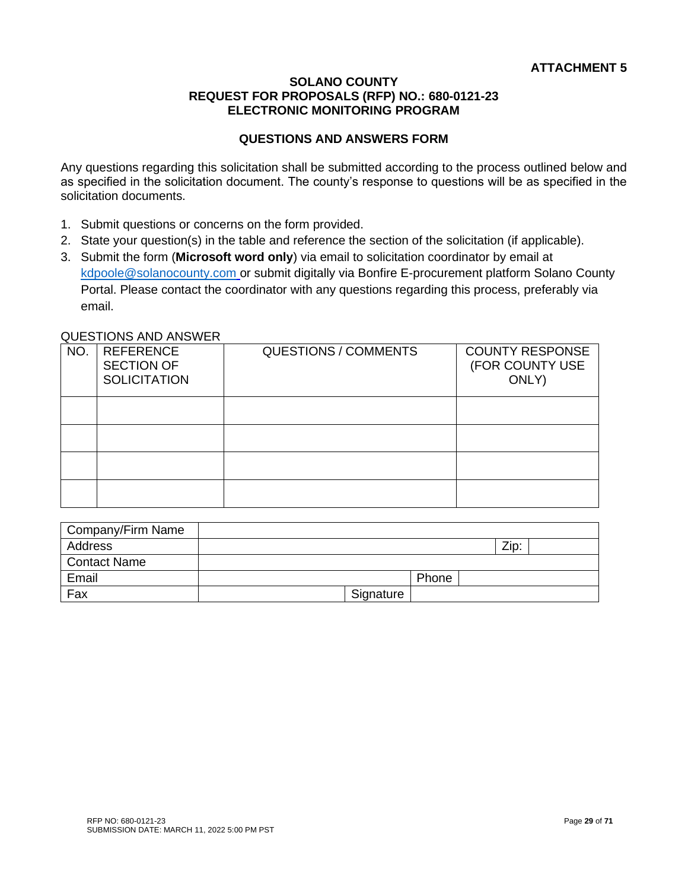**ATTACHMENT 5**

**SOLANO COUNTY**
**REQUEST FOR PROPOSALS (RFP) NO.: 680-0121-23**
**ELECTRONIC MONITORING PROGRAM**

**QUESTIONS AND ANSWERS FORM**

Any questions regarding this solicitation shall be submitted according to the process outlined below and as specified in the solicitation document. The county's response to questions will be as specified in the solicitation documents.

1. Submit questions or concerns on the form provided.
2. State your question(s) in the table and reference the section of the solicitation (if applicable).
3. Submit the form (**Microsoft word only**) via email to solicitation coordinator by email at kdpoole@solanocounty.com or submit digitally via Bonfire E-procurement platform Solano County Portal. Please contact the coordinator with any questions regarding this process, preferably via email.

QUESTIONS AND ANSWER

| NO. | REFERENCE SECTION OF SOLICITATION | QUESTIONS / COMMENTS | COUNTY RESPONSE (FOR COUNTY USE ONLY) |
|---|---|---|---|
| | | | |
| | | | |
| | | | |
| | | | |

| Company/Firm Name | | | | | |
|---|---|---|---|---|---|
| Address | | | | Zip: | |
| Contact Name | | | | | |
| Email | | | Phone | | |
| Fax | | Signature | | | |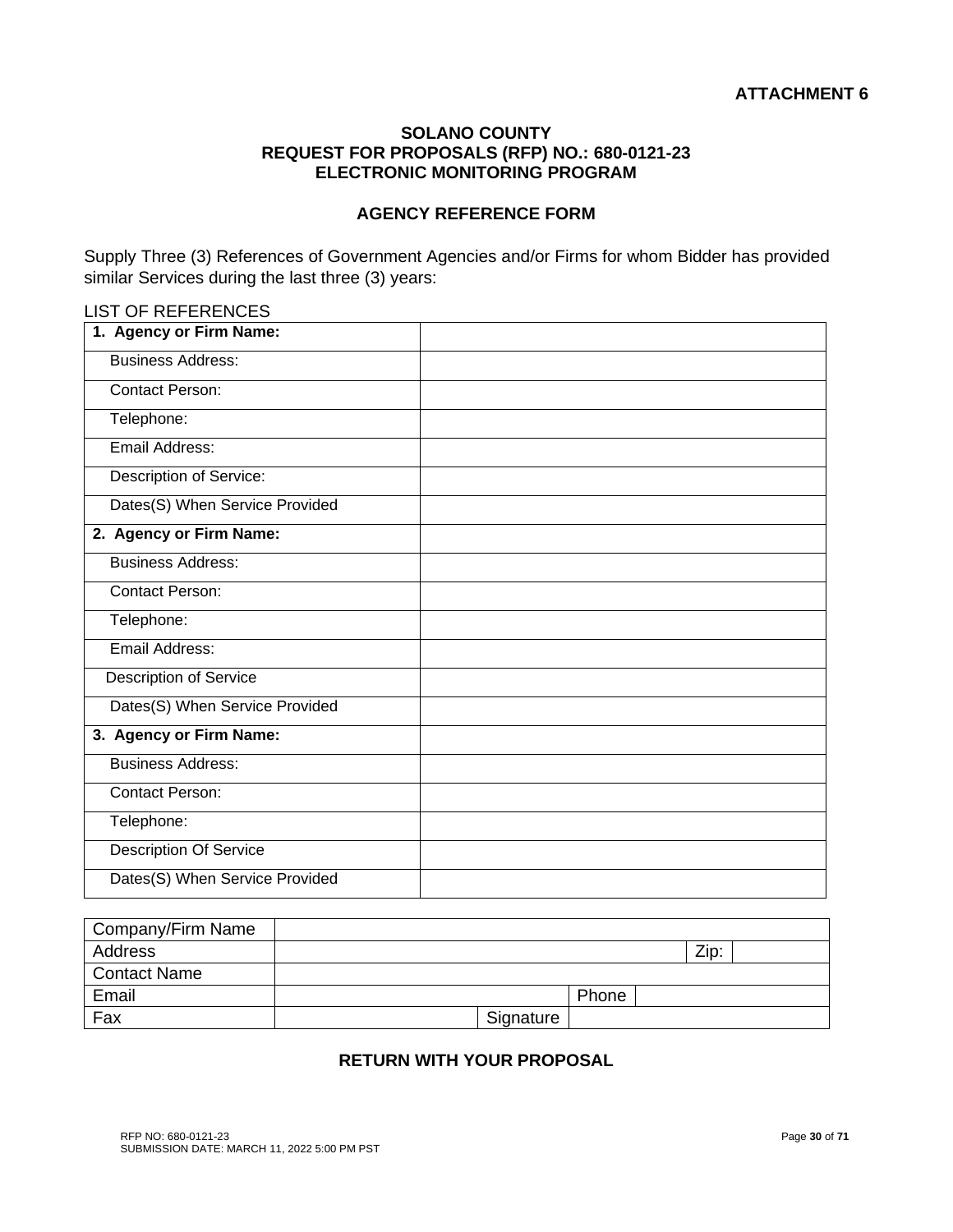**ATTACHMENT 6**

**SOLANO COUNTY**
**REQUEST FOR PROPOSALS (RFP) NO.: 680-0121-23**
**ELECTRONIC MONITORING PROGRAM**

**AGENCY REFERENCE FORM**

Supply Three (3) References of Government Agencies and/or Firms for whom Bidder has provided similar Services during the last three (3) years:

LIST OF REFERENCES

| **1. Agency or Firm Name:** | |
|---|---|
| Business Address: | |
| Contact Person: | |
| Telephone: | |
| Email Address: | |
| Description of Service: | |
| Dates(S) When Service Provided | |
| **2. Agency or Firm Name:** | |
| Business Address: | |
| Contact Person: | |
| Telephone: | |
| Email Address: | |
| Description of Service | |
| Dates(S) When Service Provided | |
| **3. Agency or Firm Name:** | |
| Business Address: | |
| Contact Person: | |
| Telephone: | |
| Description Of Service | |
| Dates(S) When Service Provided | |

| Company/Firm Name | | | | | |
|---|---|---|---|---|---|
| Address | | | | Zip: | |
| Contact Name | | | | | |
| Email | | | Phone | | |
| Fax | | Signature | | | |

**RETURN WITH YOUR PROPOSAL**

RFP NO: 680-0121-23
SUBMISSION DATE: MARCH 11, 2022 5:00 PM PST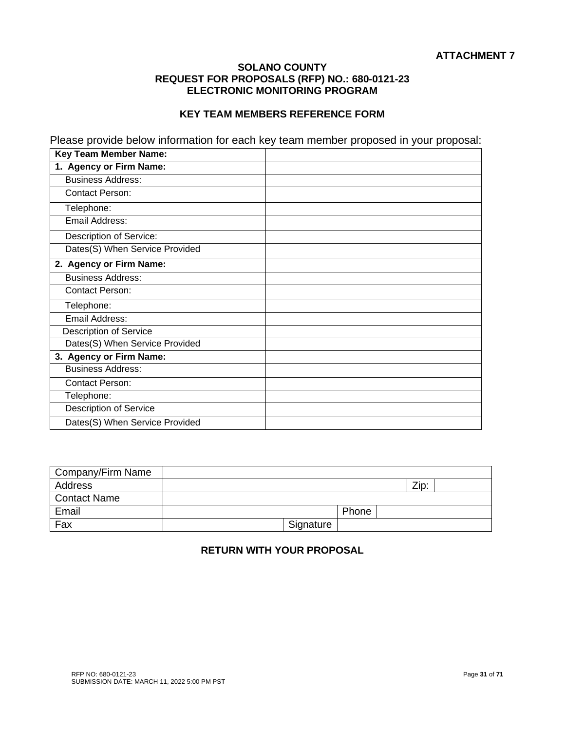**ATTACHMENT 7**

**SOLANO COUNTY**
**REQUEST FOR PROPOSALS (RFP) NO.: 680-0121-23**
**ELECTRONIC MONITORING PROGRAM**

**KEY TEAM MEMBERS REFERENCE FORM**

Please provide below information for each key team member proposed in your proposal:

| **Key Team Member Name:** | |
|---|---|
| **1. Agency or Firm Name:** | |
| Business Address: | |
| Contact Person: | |
| Telephone: | |
| Email Address: | |
| Description of Service: | |
| Dates(S) When Service Provided | |
| **2. Agency or Firm Name:** | |
| Business Address: | |
| Contact Person: | |
| Telephone: | |
| Email Address: | |
| Description of Service | |
| Dates(S) When Service Provided | |
| **3. Agency or Firm Name:** | |
| Business Address: | |
| Contact Person: | |
| Telephone: | |
| Description of Service | |
| Dates(S) When Service Provided | |

| Company/Firm Name | | | | |
|---|---|---|---|---|
| Address | | | Zip: | |
| Contact Name | | | | |
| Email | | Phone | | |
| Fax | Signature | | | |

**RETURN WITH YOUR PROPOSAL**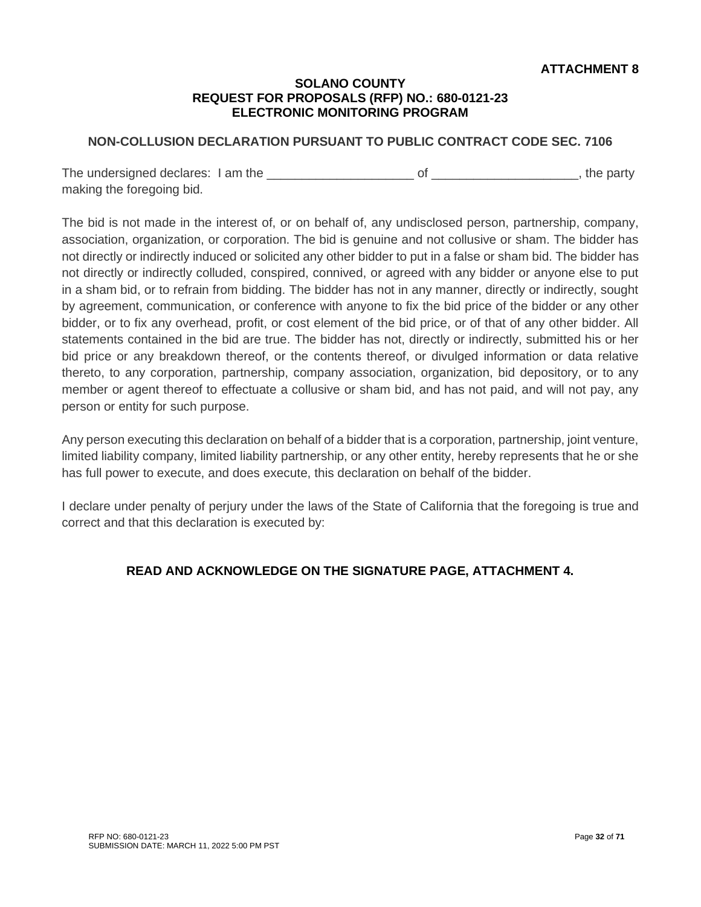**ATTACHMENT 8**

**SOLANO COUNTY**
**REQUEST FOR PROPOSALS (RFP) NO.: 680-0121-23**
**ELECTRONIC MONITORING PROGRAM**

## NON-COLLUSION DECLARATION PURSUANT TO PUBLIC CONTRACT CODE SEC. 7106

The undersigned declares: I am the _____________________ of _____________________, the party making the foregoing bid.

The bid is not made in the interest of, or on behalf of, any undisclosed person, partnership, company, association, organization, or corporation. The bid is genuine and not collusive or sham. The bidder has not directly or indirectly induced or solicited any other bidder to put in a false or sham bid. The bidder has not directly or indirectly colluded, conspired, connived, or agreed with any bidder or anyone else to put in a sham bid, or to refrain from bidding. The bidder has not in any manner, directly or indirectly, sought by agreement, communication, or conference with anyone to fix the bid price of the bidder or any other bidder, or to fix any overhead, profit, or cost element of the bid price, or of that of any other bidder. All statements contained in the bid are true. The bidder has not, directly or indirectly, submitted his or her bid price or any breakdown thereof, or the contents thereof, or divulged information or data relative thereto, to any corporation, partnership, company association, organization, bid depository, or to any member or agent thereof to effectuate a collusive or sham bid, and has not paid, and will not pay, any person or entity for such purpose.

Any person executing this declaration on behalf of a bidder that is a corporation, partnership, joint venture, limited liability company, limited liability partnership, or any other entity, hereby represents that he or she has full power to execute, and does execute, this declaration on behalf of the bidder.

I declare under penalty of perjury under the laws of the State of California that the foregoing is true and correct and that this declaration is executed by:

**READ AND ACKNOWLEDGE ON THE SIGNATURE PAGE, ATTACHMENT 4.**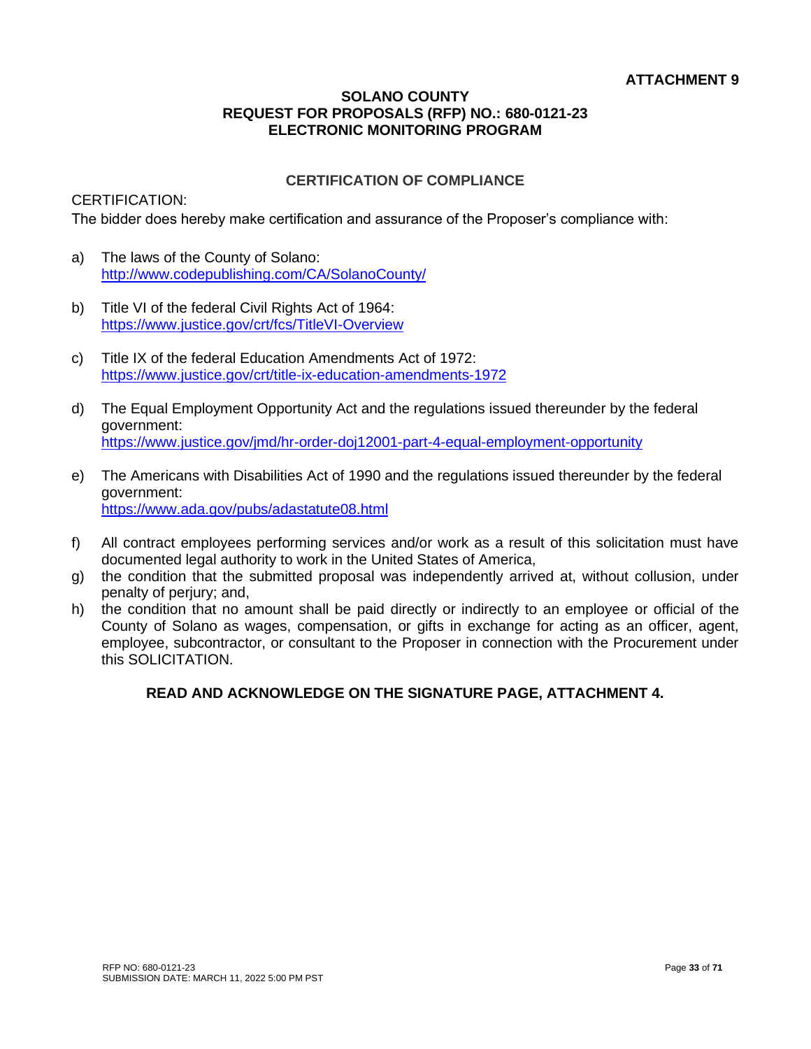**ATTACHMENT 9**

# SOLANO COUNTY
## REQUEST FOR PROPOSALS (RFP) NO.: 680-0121-23
## ELECTRONIC MONITORING PROGRAM

### CERTIFICATION OF COMPLIANCE

CERTIFICATION:
The bidder does hereby make certification and assurance of the Proposer's compliance with:

a) The laws of the County of Solano:
http://www.codepublishing.com/CA/SolanoCounty/

b) Title VI of the federal Civil Rights Act of 1964:
https://www.justice.gov/crt/fcs/TitleVI-Overview

c) Title IX of the federal Education Amendments Act of 1972:
https://www.justice.gov/crt/title-ix-education-amendments-1972

d) The Equal Employment Opportunity Act and the regulations issued thereunder by the federal government:
https://www.justice.gov/jmd/hr-order-doj12001-part-4-equal-employment-opportunity

e) The Americans with Disabilities Act of 1990 and the regulations issued thereunder by the federal government:
https://www.ada.gov/pubs/adastatute08.html

f) All contract employees performing services and/or work as a result of this solicitation must have documented legal authority to work in the United States of America,

g) the condition that the submitted proposal was independently arrived at, without collusion, under penalty of perjury; and,

h) the condition that no amount shall be paid directly or indirectly to an employee or official of the County of Solano as wages, compensation, or gifts in exchange for acting as an officer, agent, employee, subcontractor, or consultant to the Proposer in connection with the Procurement under this SOLICITATION.

**READ AND ACKNOWLEDGE ON THE SIGNATURE PAGE, ATTACHMENT 4.**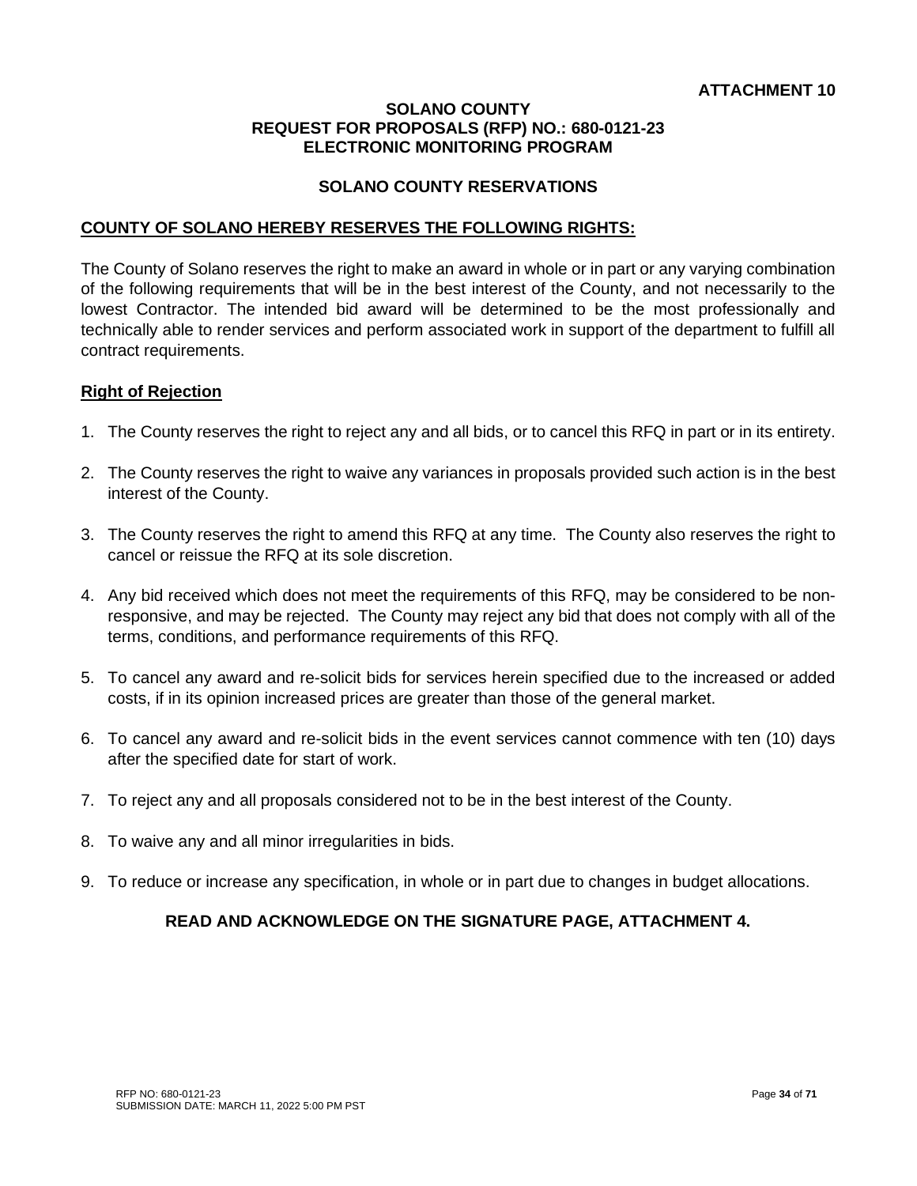**ATTACHMENT 10**

**SOLANO COUNTY**
**REQUEST FOR PROPOSALS (RFP) NO.: 680-0121-23**
**ELECTRONIC MONITORING PROGRAM**

**SOLANO COUNTY RESERVATIONS**

**COUNTY OF SOLANO HEREBY RESERVES THE FOLLOWING RIGHTS:**

The County of Solano reserves the right to make an award in whole or in part or any varying combination of the following requirements that will be in the best interest of the County, and not necessarily to the lowest Contractor. The intended bid award will be determined to be the most professionally and technically able to render services and perform associated work in support of the department to fulfill all contract requirements.

**Right of Rejection**

1. The County reserves the right to reject any and all bids, or to cancel this RFQ in part or in its entirety.
2. The County reserves the right to waive any variances in proposals provided such action is in the best interest of the County.
3. The County reserves the right to amend this RFQ at any time. The County also reserves the right to cancel or reissue the RFQ at its sole discretion.
4. Any bid received which does not meet the requirements of this RFQ, may be considered to be non-responsive, and may be rejected. The County may reject any bid that does not comply with all of the terms, conditions, and performance requirements of this RFQ.
5. To cancel any award and re-solicit bids for services herein specified due to the increased or added costs, if in its opinion increased prices are greater than those of the general market.
6. To cancel any award and re-solicit bids in the event services cannot commence with ten (10) days after the specified date for start of work.
7. To reject any and all proposals considered not to be in the best interest of the County.
8. To waive any and all minor irregularities in bids.
9. To reduce or increase any specification, in whole or in part due to changes in budget allocations.

**READ AND ACKNOWLEDGE ON THE SIGNATURE PAGE, ATTACHMENT 4.**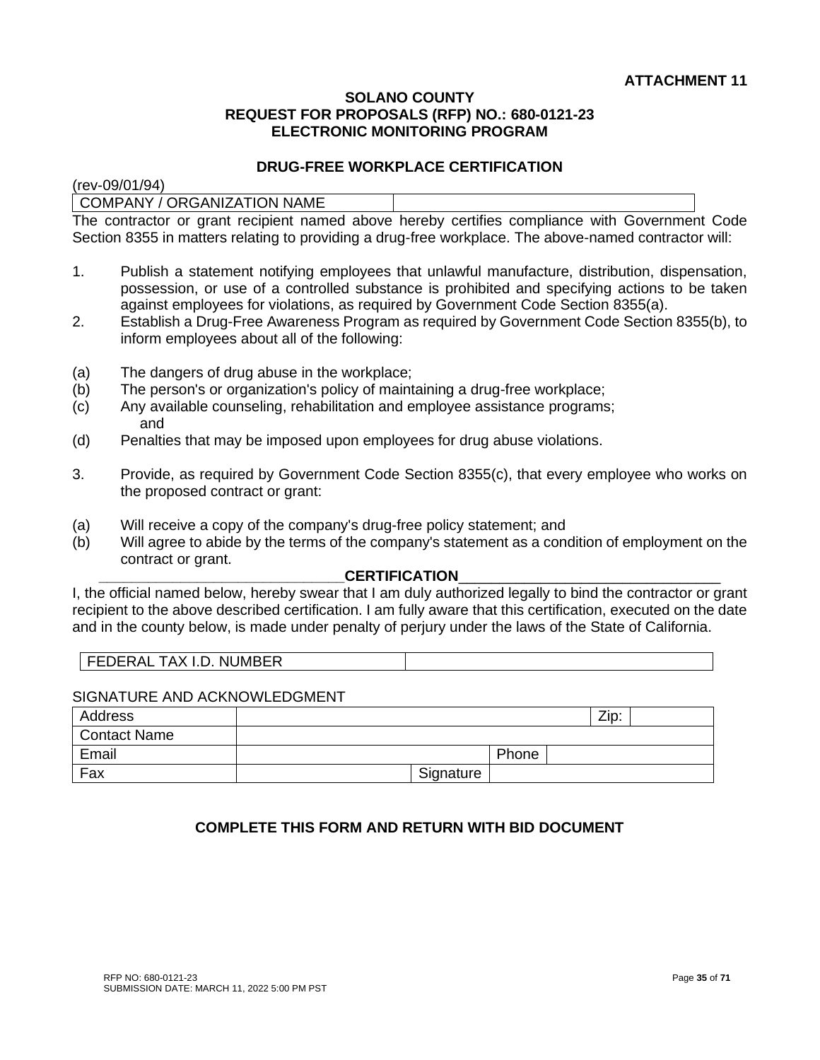**ATTACHMENT 11**

**SOLANO COUNTY**
**REQUEST FOR PROPOSALS (RFP) NO.: 680-0121-23**
**ELECTRONIC MONITORING PROGRAM**

## DRUG-FREE WORKPLACE CERTIFICATION

(rev-09/01/94)

| COMPANY / ORGANIZATION NAME | |
|---|---|

The contractor or grant recipient named above hereby certifies compliance with Government Code Section 8355 in matters relating to providing a drug-free workplace. The above-named contractor will:

1. Publish a statement notifying employees that unlawful manufacture, distribution, dispensation, possession, or use of a controlled substance is prohibited and specifying actions to be taken against employees for violations, as required by Government Code Section 8355(a).
2. Establish a Drug-Free Awareness Program as required by Government Code Section 8355(b), to inform employees about all of the following:

(a) The dangers of drug abuse in the workplace;
(b) The person's or organization's policy of maintaining a drug-free workplace;
(c) Any available counseling, rehabilitation and employee assistance programs; and
(d) Penalties that may be imposed upon employees for drug abuse violations.

3. Provide, as required by Government Code Section 8355(c), that every employee who works on the proposed contract or grant:

(a) Will receive a copy of the company's drug-free policy statement; and
(b) Will agree to abide by the terms of the company's statement as a condition of employment on the contract or grant.

**CERTIFICATION**

I, the official named below, hereby swear that I am duly authorized legally to bind the contractor or grant recipient to the above described certification. I am fully aware that this certification, executed on the date and in the county below, is made under penalty of perjury under the laws of the State of California.

| FEDERAL TAX I.D. NUMBER | |
|---|---|

SIGNATURE AND ACKNOWLEDGMENT

| Address | | | | Zip: | |
|---|---|---|---|---|---|
| Contact Name | | | | | |
| Email | | | Phone | | |
| Fax | | Signature | | | |

**COMPLETE THIS FORM AND RETURN WITH BID DOCUMENT**

RFP NO: 680-0121-23
SUBMISSION DATE: MARCH 11, 2022 5:00 PM PST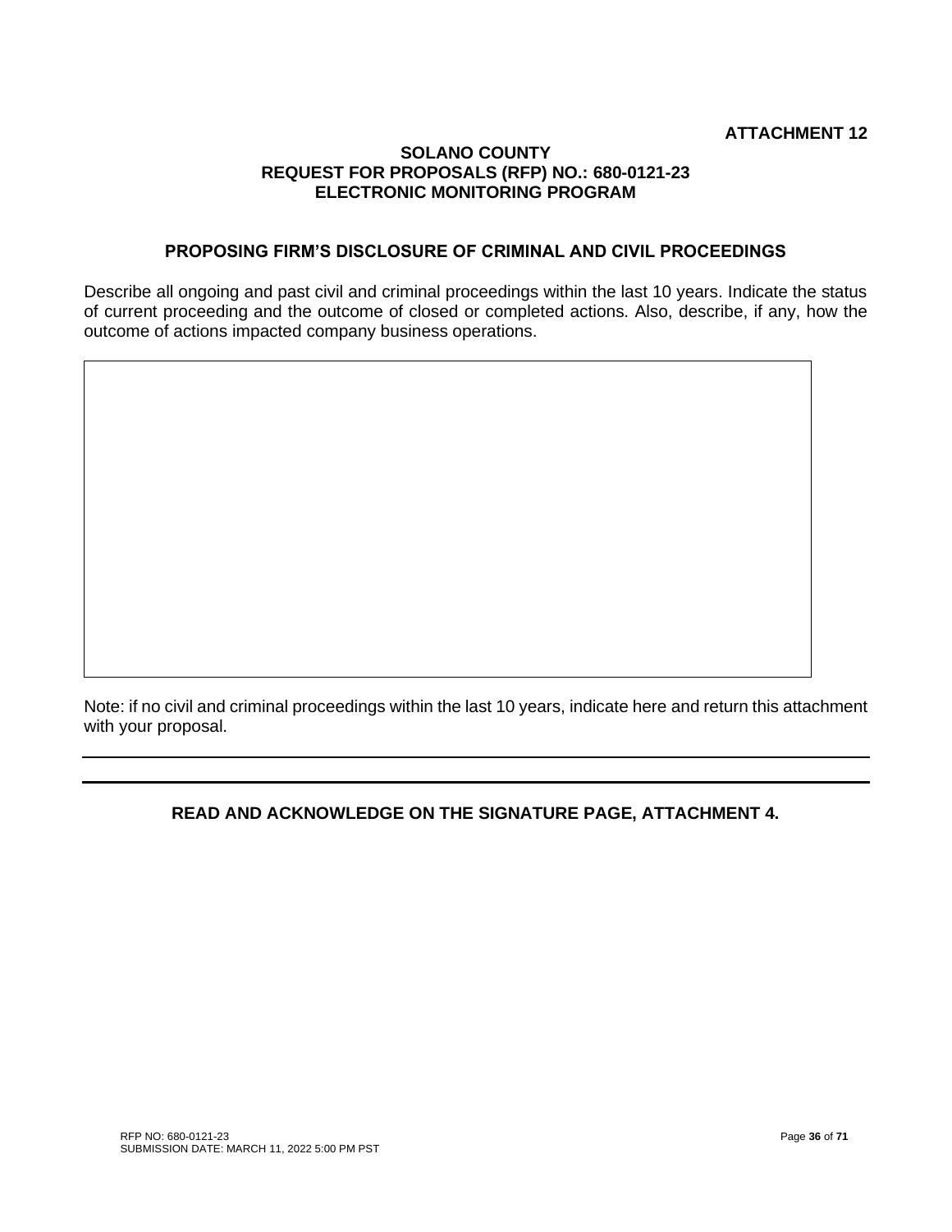**ATTACHMENT 12**

**SOLANO COUNTY**
**REQUEST FOR PROPOSALS (RFP) NO.: 680-0121-23**
**ELECTRONIC MONITORING PROGRAM**

## PROPOSING FIRM'S DISCLOSURE OF CRIMINAL AND CIVIL PROCEEDINGS

Describe all ongoing and past civil and criminal proceedings within the last 10 years. Indicate the status of current proceeding and the outcome of closed or completed actions. Also, describe, if any, how the outcome of actions impacted company business operations.

| |
|---|
| |

Note: if no civil and criminal proceedings within the last 10 years, indicate here and return this attachment with your proposal.

---

---

**READ AND ACKNOWLEDGE ON THE SIGNATURE PAGE, ATTACHMENT 4.**

RFP NO: 680-0121-23
SUBMISSION DATE: MARCH 11, 2022 5:00 PM PST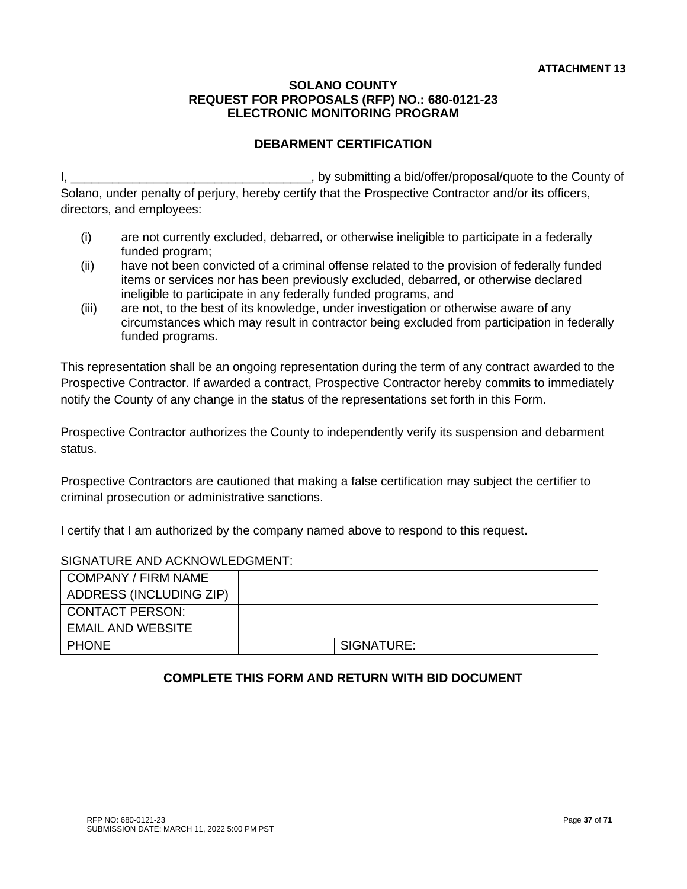**ATTACHMENT 13**

**SOLANO COUNTY**
**REQUEST FOR PROPOSALS (RFP) NO.: 680-0121-23**
**ELECTRONIC MONITORING PROGRAM**

## DEBARMENT CERTIFICATION

I, ___________________________________, by submitting a bid/offer/proposal/quote to the County of Solano, under penalty of perjury, hereby certify that the Prospective Contractor and/or its officers, directors, and employees:

(i) are not currently excluded, debarred, or otherwise ineligible to participate in a federally funded program;

(ii) have not been convicted of a criminal offense related to the provision of federally funded items or services nor has been previously excluded, debarred, or otherwise declared ineligible to participate in any federally funded programs, and

(iii) are not, to the best of its knowledge, under investigation or otherwise aware of any circumstances which may result in contractor being excluded from participation in federally funded programs.

This representation shall be an ongoing representation during the term of any contract awarded to the Prospective Contractor. If awarded a contract, Prospective Contractor hereby commits to immediately notify the County of any change in the status of the representations set forth in this Form.

Prospective Contractor authorizes the County to independently verify its suspension and debarment status.

Prospective Contractors are cautioned that making a false certification may subject the certifier to criminal prosecution or administrative sanctions.

I certify that I am authorized by the company named above to respond to this request**.**

SIGNATURE AND ACKNOWLEDGMENT:

| COMPANY / FIRM NAME | | |
|---|---|---|
| ADDRESS (INCLUDING ZIP) | | |
| CONTACT PERSON: | | |
| EMAIL AND WEBSITE | | |
| PHONE | | SIGNATURE: |

**COMPLETE THIS FORM AND RETURN WITH BID DOCUMENT**

RFP NO: 680-0121-23
SUBMISSION DATE: MARCH 11, 2022 5:00 PM PST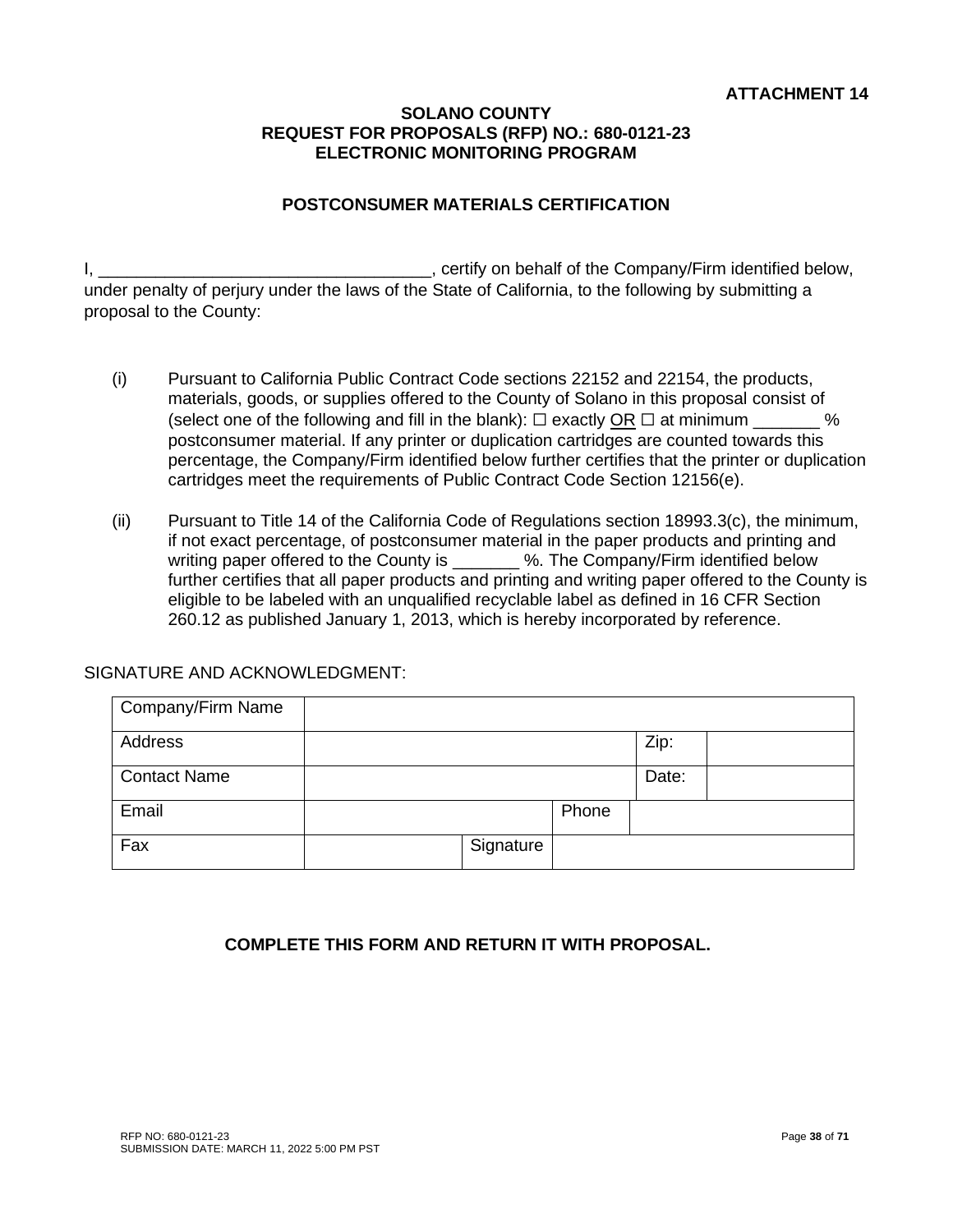**ATTACHMENT 14**

**SOLANO COUNTY**
**REQUEST FOR PROPOSALS (RFP) NO.: 680-0121-23**
**ELECTRONIC MONITORING PROGRAM**

**POSTCONSUMER MATERIALS CERTIFICATION**

I, ___________________________________, certify on behalf of the Company/Firm identified below, under penalty of perjury under the laws of the State of California, to the following by submitting a proposal to the County:

(i) Pursuant to California Public Contract Code sections 22152 and 22154, the products, materials, goods, or supplies offered to the County of Solano in this proposal consist of (select one of the following and fill in the blank): ☐ exactly OR ☐ at minimum _______ % postconsumer material. If any printer or duplication cartridges are counted towards this percentage, the Company/Firm identified below further certifies that the printer or duplication cartridges meet the requirements of Public Contract Code Section 12156(e).

(ii) Pursuant to Title 14 of the California Code of Regulations section 18993.3(c), the minimum, if not exact percentage, of postconsumer material in the paper products and printing and writing paper offered to the County is _______ %. The Company/Firm identified below further certifies that all paper products and printing and writing paper offered to the County is eligible to be labeled with an unqualified recyclable label as defined in 16 CFR Section 260.12 as published January 1, 2013, which is hereby incorporated by reference.

SIGNATURE AND ACKNOWLEDGMENT:

| Company/Firm Name | | | | |
|---|---|---|---|---|
| Address | | | Zip: | |
| Contact Name | | | Date: | |
| Email | | Phone | | |
| Fax | | Signature | | |

**COMPLETE THIS FORM AND RETURN IT WITH PROPOSAL.**

RFP NO: 680-0121-23
SUBMISSION DATE: MARCH 11, 2022 5:00 PM PST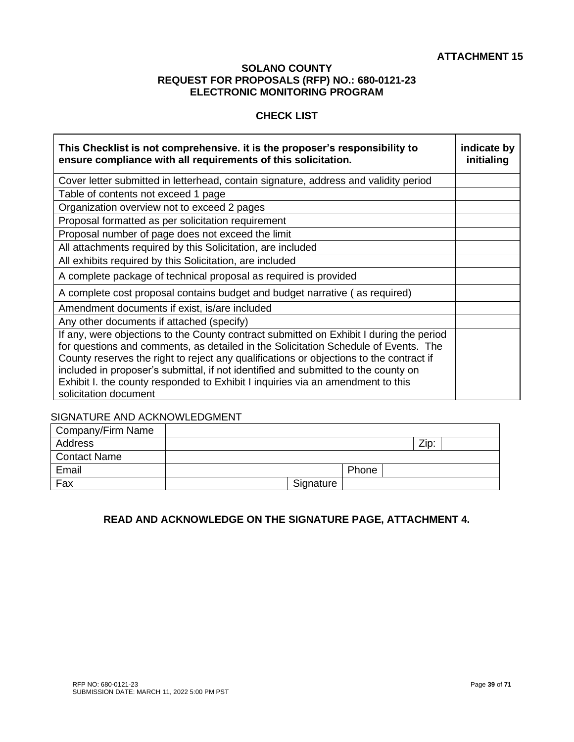**ATTACHMENT 15**

**SOLANO COUNTY**
**REQUEST FOR PROPOSALS (RFP) NO.: 680-0121-23**
**ELECTRONIC MONITORING PROGRAM**

**CHECK LIST**

| **This Checklist is not comprehensive. it is the proposer's responsibility to ensure compliance with all requirements of this solicitation.** | **indicate by initialing** |
|---|---|
| Cover letter submitted in letterhead, contain signature, address and validity period | |
| Table of contents not exceed 1 page | |
| Organization overview not to exceed 2 pages | |
| Proposal formatted as per solicitation requirement | |
| Proposal number of page does not exceed the limit | |
| All attachments required by this Solicitation, are included | |
| All exhibits required by this Solicitation, are included | |
| A complete package of technical proposal as required is provided | |
| A complete cost proposal contains budget and budget narrative ( as required) | |
| Amendment documents if exist, is/are included | |
| Any other documents if attached (specify) | |
| If any, were objections to the County contract submitted on Exhibit I during the period for questions and comments, as detailed in the Solicitation Schedule of Events. The County reserves the right to reject any qualifications or objections to the contract if included in proposer's submittal, if not identified and submitted to the county on Exhibit I. the county responded to Exhibit I inquiries via an amendment to this solicitation document | |

SIGNATURE AND ACKNOWLEDGMENT

| Company/Firm Name | | | | | |
|---|---|---|---|---|---|
| Address | | | | Zip: | |
| Contact Name | | | | | |
| Email | | Phone | | | |
| Fax | | Signature | | | |

**READ AND ACKNOWLEDGE ON THE SIGNATURE PAGE, ATTACHMENT 4.**

RFP NO: 680-0121-23
SUBMISSION DATE: MARCH 11, 2022 5:00 PM PST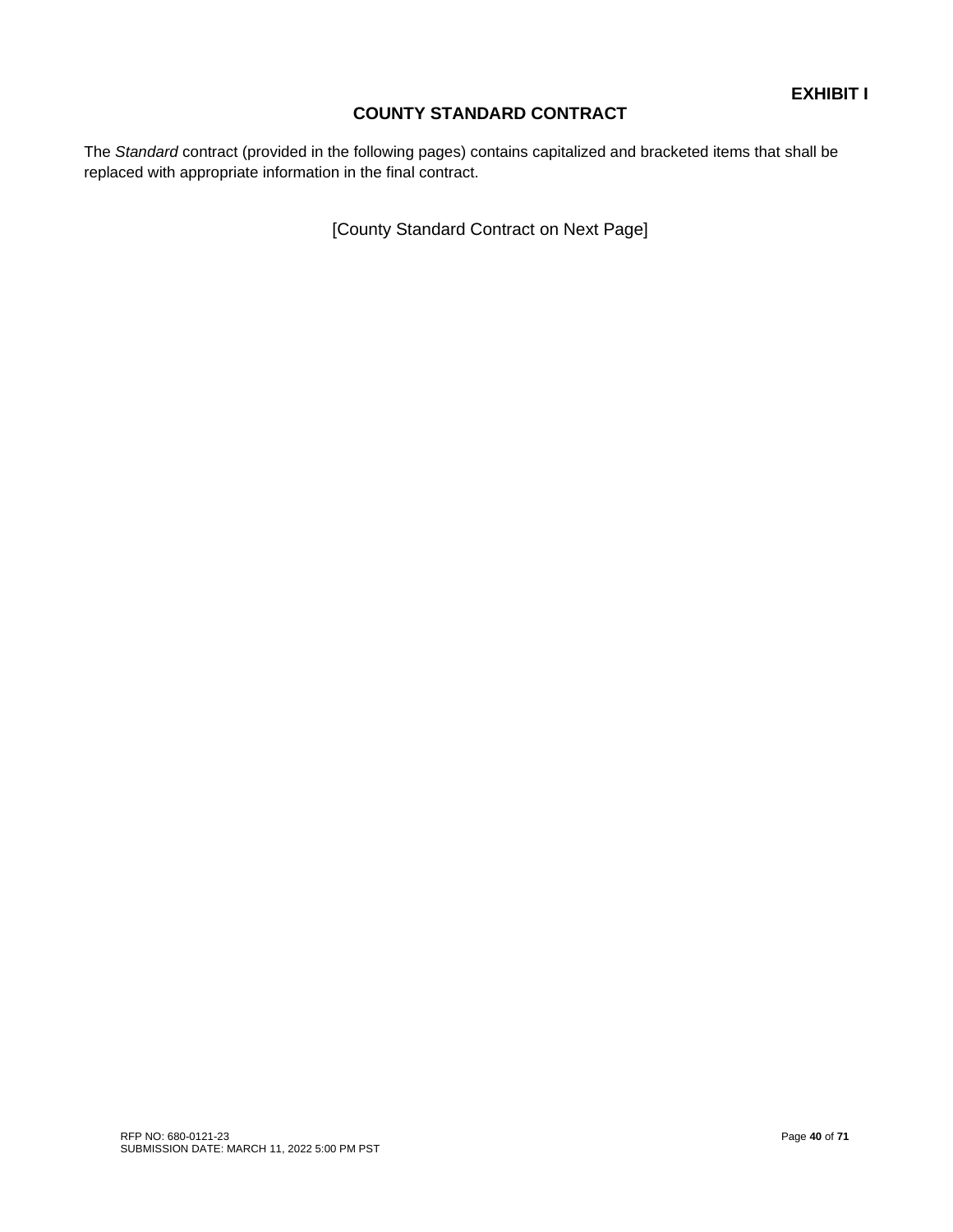**EXHIBIT I**

# COUNTY STANDARD CONTRACT

The *Standard* contract (provided in the following pages) contains capitalized and bracketed items that shall be replaced with appropriate information in the final contract.

[County Standard Contract on Next Page]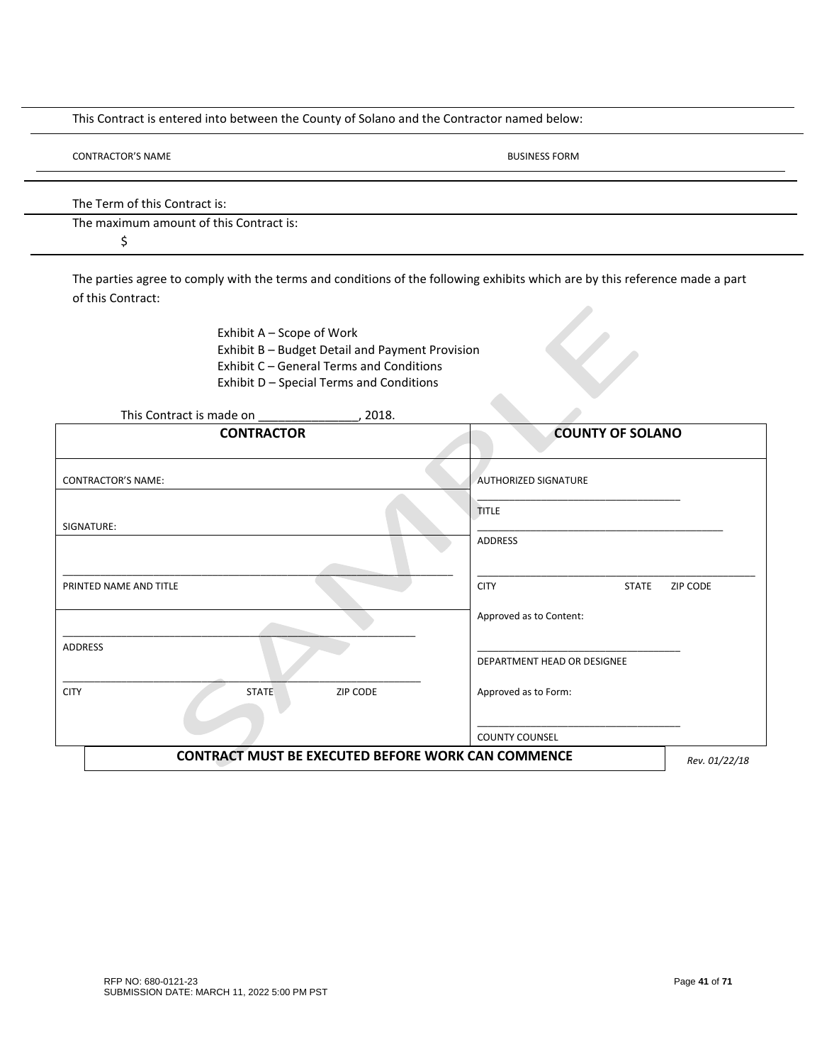This Contract is entered into between the County of Solano and the Contractor named below:

CONTRACTOR'S NAME | BUSINESS FORM

The Term of this Contract is:

The maximum amount of this Contract is:

$

The parties agree to comply with the terms and conditions of the following exhibits which are by this reference made a part of this Contract:

Exhibit A – Scope of Work
Exhibit B – Budget Detail and Payment Provision
Exhibit C – General Terms and Conditions
Exhibit D – Special Terms and Conditions

This Contract is made on _______________, 2018.

| **CONTRACTOR** | **COUNTY OF SOLANO** |
|---|---|
| CONTRACTOR'S NAME: | AUTHORIZED SIGNATURE<br>___________________________________ |
| SIGNATURE: | TITLE<br>___________________________________ |
| ___________________________________<br>PRINTED NAME AND TITLE | ADDRESS<br>___________________________________<br>CITY STATE ZIP CODE |
| ___________________________________<br>ADDRESS<br>___________________________________<br>CITY STATE ZIP CODE | Approved as to Content:<br>___________________________________<br>DEPARTMENT HEAD OR DESIGNEE<br>Approved as to Form:<br>___________________________________<br>COUNTY COUNSEL |

**CONTRACT MUST BE EXECUTED BEFORE WORK CAN COMMENCE**

*Rev. 01/22/18*

RFP NO: 680-0121-23
SUBMISSION DATE: MARCH 11, 2022 5:00 PM PST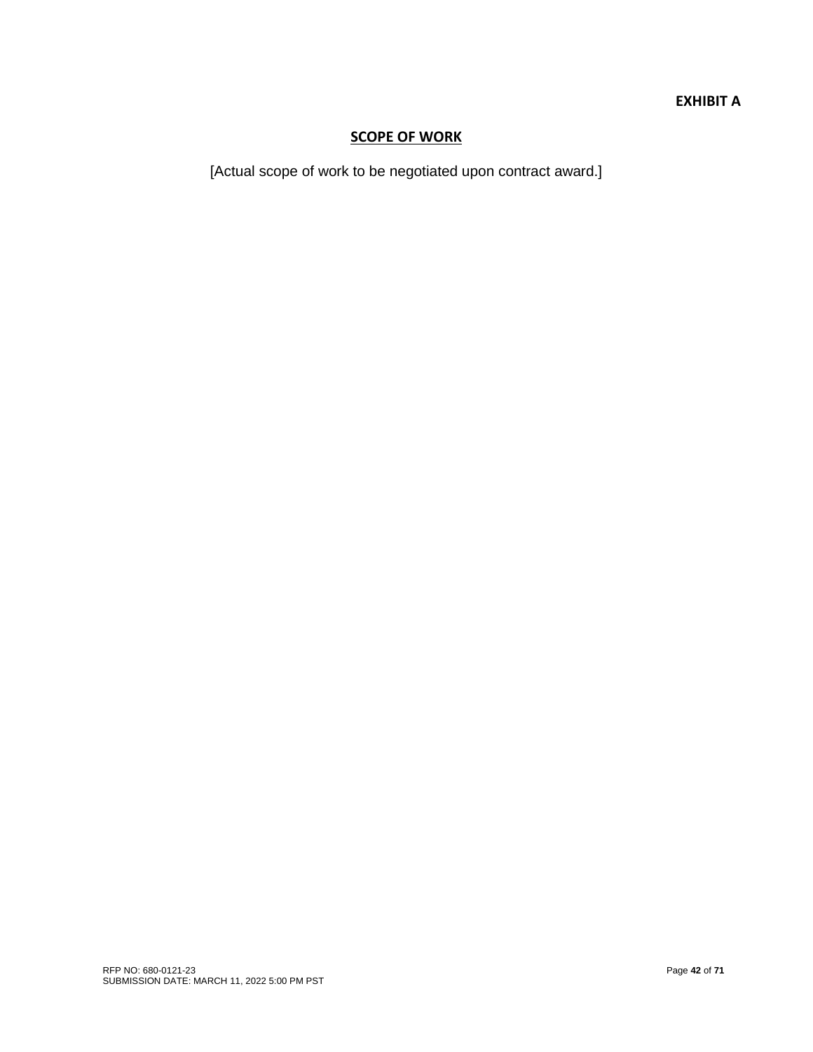**EXHIBIT A**

## SCOPE OF WORK

[Actual scope of work to be negotiated upon contract award.]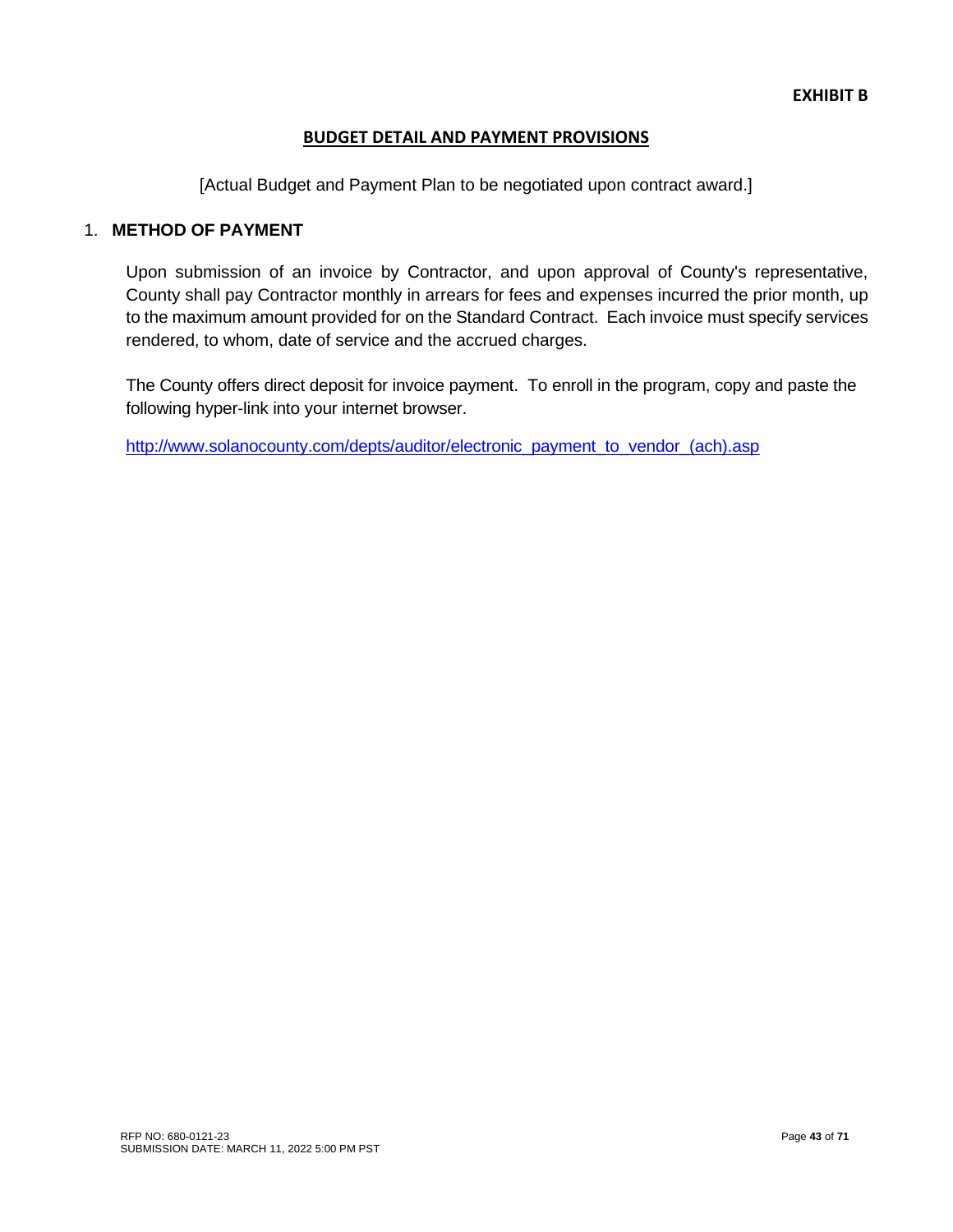**EXHIBIT B**

## BUDGET DETAIL AND PAYMENT PROVISIONS

[Actual Budget and Payment Plan to be negotiated upon contract award.]

### 1. METHOD OF PAYMENT

Upon submission of an invoice by Contractor, and upon approval of County's representative, County shall pay Contractor monthly in arrears for fees and expenses incurred the prior month, up to the maximum amount provided for on the Standard Contract. Each invoice must specify services rendered, to whom, date of service and the accrued charges.

The County offers direct deposit for invoice payment. To enroll in the program, copy and paste the following hyper-link into your internet browser.

http://www.solanocounty.com/depts/auditor/electronic_payment_to_vendor_(ach).asp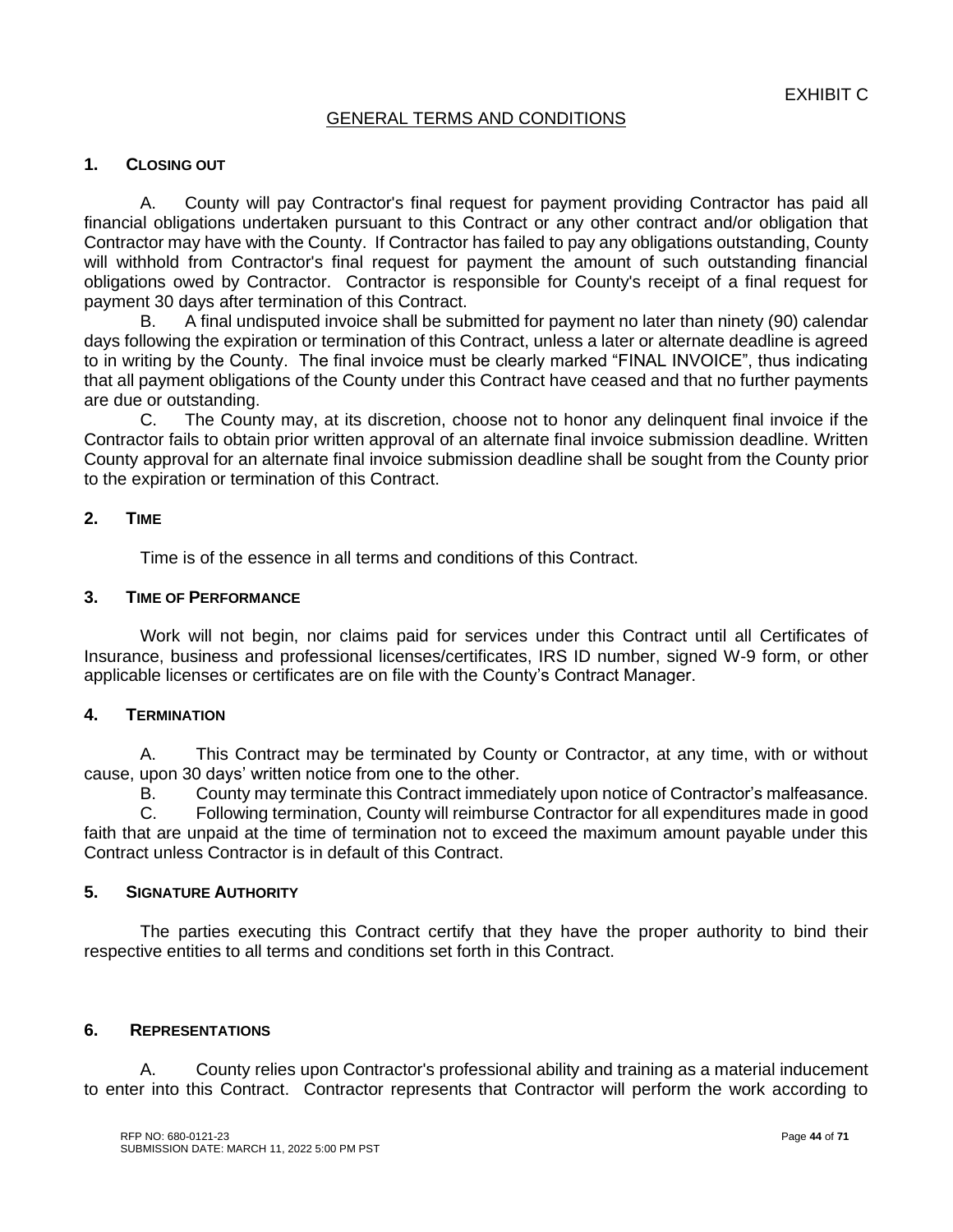EXHIBIT C

## GENERAL TERMS AND CONDITIONS

### 1. CLOSING OUT

A. County will pay Contractor's final request for payment providing Contractor has paid all financial obligations undertaken pursuant to this Contract or any other contract and/or obligation that Contractor may have with the County. If Contractor has failed to pay any obligations outstanding, County will withhold from Contractor's final request for payment the amount of such outstanding financial obligations owed by Contractor. Contractor is responsible for County's receipt of a final request for payment 30 days after termination of this Contract.

B. A final undisputed invoice shall be submitted for payment no later than ninety (90) calendar days following the expiration or termination of this Contract, unless a later or alternate deadline is agreed to in writing by the County. The final invoice must be clearly marked "FINAL INVOICE", thus indicating that all payment obligations of the County under this Contract have ceased and that no further payments are due or outstanding.

C. The County may, at its discretion, choose not to honor any delinquent final invoice if the Contractor fails to obtain prior written approval of an alternate final invoice submission deadline. Written County approval for an alternate final invoice submission deadline shall be sought from the County prior to the expiration or termination of this Contract.

### 2. TIME

Time is of the essence in all terms and conditions of this Contract.

### 3. TIME OF PERFORMANCE

Work will not begin, nor claims paid for services under this Contract until all Certificates of Insurance, business and professional licenses/certificates, IRS ID number, signed W-9 form, or other applicable licenses or certificates are on file with the County's Contract Manager.

### 4. TERMINATION

A. This Contract may be terminated by County or Contractor, at any time, with or without cause, upon 30 days' written notice from one to the other.

B. County may terminate this Contract immediately upon notice of Contractor's malfeasance.

C. Following termination, County will reimburse Contractor for all expenditures made in good faith that are unpaid at the time of termination not to exceed the maximum amount payable under this Contract unless Contractor is in default of this Contract.

### 5. SIGNATURE AUTHORITY

The parties executing this Contract certify that they have the proper authority to bind their respective entities to all terms and conditions set forth in this Contract.

### 6. REPRESENTATIONS

A. County relies upon Contractor's professional ability and training as a material inducement to enter into this Contract. Contractor represents that Contractor will perform the work according to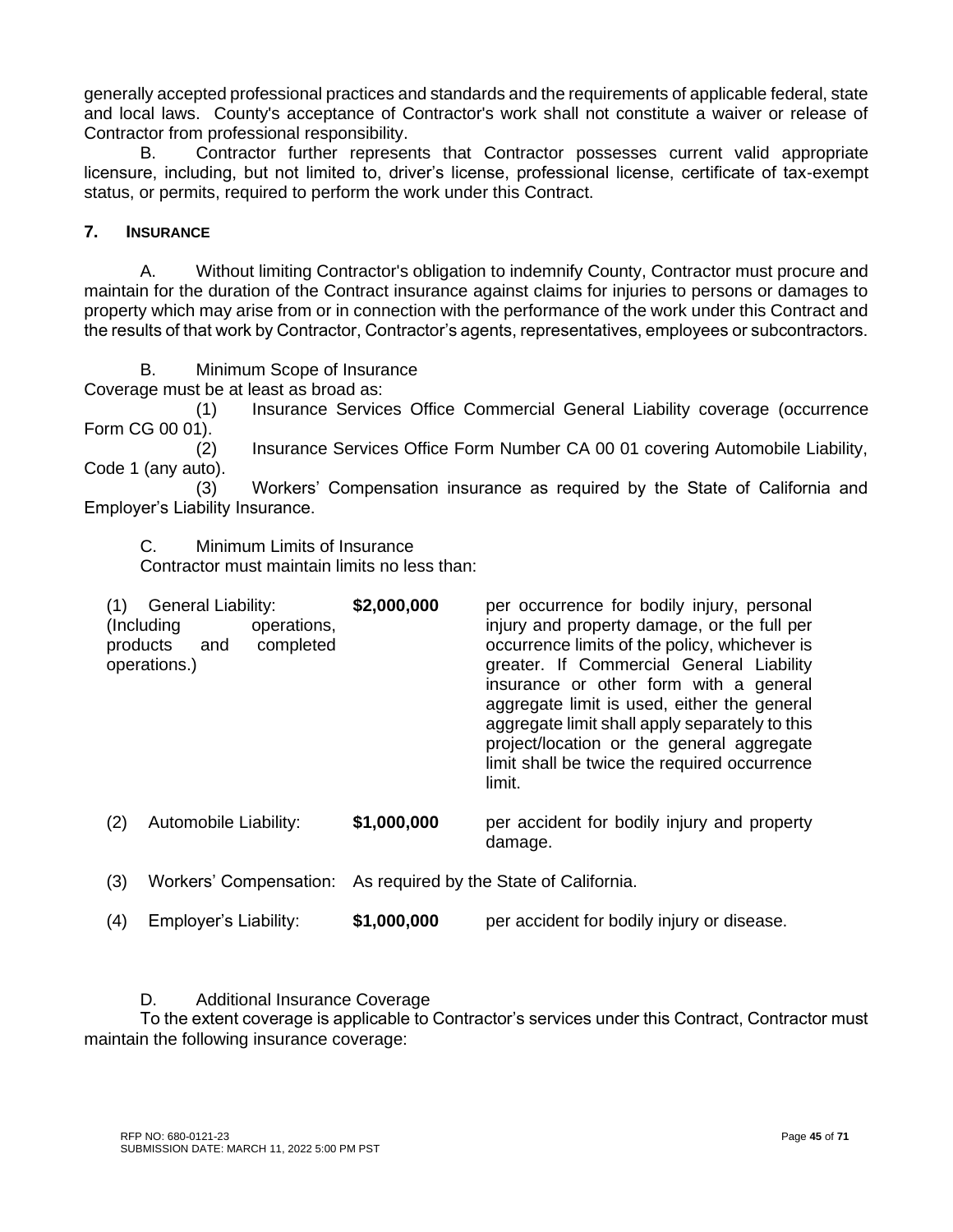generally accepted professional practices and standards and the requirements of applicable federal, state and local laws. County's acceptance of Contractor's work shall not constitute a waiver or release of Contractor from professional responsibility.

B. Contractor further represents that Contractor possesses current valid appropriate licensure, including, but not limited to, driver's license, professional license, certificate of tax-exempt status, or permits, required to perform the work under this Contract.

## 7. INSURANCE

A. Without limiting Contractor's obligation to indemnify County, Contractor must procure and maintain for the duration of the Contract insurance against claims for injuries to persons or damages to property which may arise from or in connection with the performance of the work under this Contract and the results of that work by Contractor, Contractor's agents, representatives, employees or subcontractors.

B. Minimum Scope of Insurance

Coverage must be at least as broad as:

(1) Insurance Services Office Commercial General Liability coverage (occurrence Form CG 00 01).

(2) Insurance Services Office Form Number CA 00 01 covering Automobile Liability, Code 1 (any auto).

(3) Workers' Compensation insurance as required by the State of California and Employer's Liability Insurance.

C. Minimum Limits of Insurance

Contractor must maintain limits no less than:

| Coverage | Limit | Description |
|---|---|---|
| (1) General Liability: (Including operations, products and completed operations.) | **$2,000,000** | per occurrence for bodily injury, personal injury and property damage, or the full per occurrence limits of the policy, whichever is greater. If Commercial General Liability insurance or other form with a general aggregate limit is used, either the general aggregate limit shall apply separately to this project/location or the general aggregate limit shall be twice the required occurrence limit. |
| (2) Automobile Liability: | **$1,000,000** | per accident for bodily injury and property damage. |
| (3) Workers' Compensation: | As required by the State of California. | |
| (4) Employer's Liability: | **$1,000,000** | per accident for bodily injury or disease. |

D. Additional Insurance Coverage

To the extent coverage is applicable to Contractor's services under this Contract, Contractor must maintain the following insurance coverage: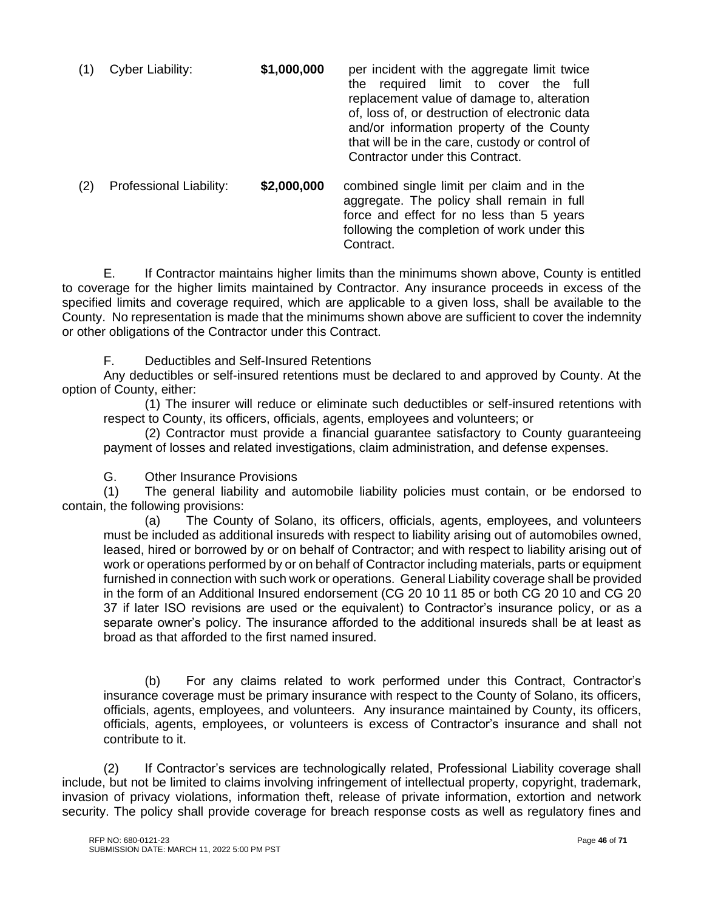(1) Cyber Liability: **$1,000,000** per incident with the aggregate limit twice the required limit to cover the full replacement value of damage to, alteration of, loss of, or destruction of electronic data and/or information property of the County that will be in the care, custody or control of Contractor under this Contract.

(2) Professional Liability: **$2,000,000** combined single limit per claim and in the aggregate. The policy shall remain in full force and effect for no less than 5 years following the completion of work under this Contract.

E. If Contractor maintains higher limits than the minimums shown above, County is entitled to coverage for the higher limits maintained by Contractor. Any insurance proceeds in excess of the specified limits and coverage required, which are applicable to a given loss, shall be available to the County. No representation is made that the minimums shown above are sufficient to cover the indemnity or other obligations of the Contractor under this Contract.

F. Deductibles and Self-Insured Retentions

Any deductibles or self-insured retentions must be declared to and approved by County. At the option of County, either:

(1) The insurer will reduce or eliminate such deductibles or self-insured retentions with respect to County, its officers, officials, agents, employees and volunteers; or

(2) Contractor must provide a financial guarantee satisfactory to County guaranteeing payment of losses and related investigations, claim administration, and defense expenses.

G. Other Insurance Provisions

(1) The general liability and automobile liability policies must contain, or be endorsed to contain, the following provisions:

(a) The County of Solano, its officers, officials, agents, employees, and volunteers must be included as additional insureds with respect to liability arising out of automobiles owned, leased, hired or borrowed by or on behalf of Contractor; and with respect to liability arising out of work or operations performed by or on behalf of Contractor including materials, parts or equipment furnished in connection with such work or operations. General Liability coverage shall be provided in the form of an Additional Insured endorsement (CG 20 10 11 85 or both CG 20 10 and CG 20 37 if later ISO revisions are used or the equivalent) to Contractor's insurance policy, or as a separate owner's policy. The insurance afforded to the additional insureds shall be at least as broad as that afforded to the first named insured.

(b) For any claims related to work performed under this Contract, Contractor's insurance coverage must be primary insurance with respect to the County of Solano, its officers, officials, agents, employees, and volunteers. Any insurance maintained by County, its officers, officials, agents, employees, or volunteers is excess of Contractor's insurance and shall not contribute to it.

(2) If Contractor's services are technologically related, Professional Liability coverage shall include, but not be limited to claims involving infringement of intellectual property, copyright, trademark, invasion of privacy violations, information theft, release of private information, extortion and network security. The policy shall provide coverage for breach response costs as well as regulatory fines and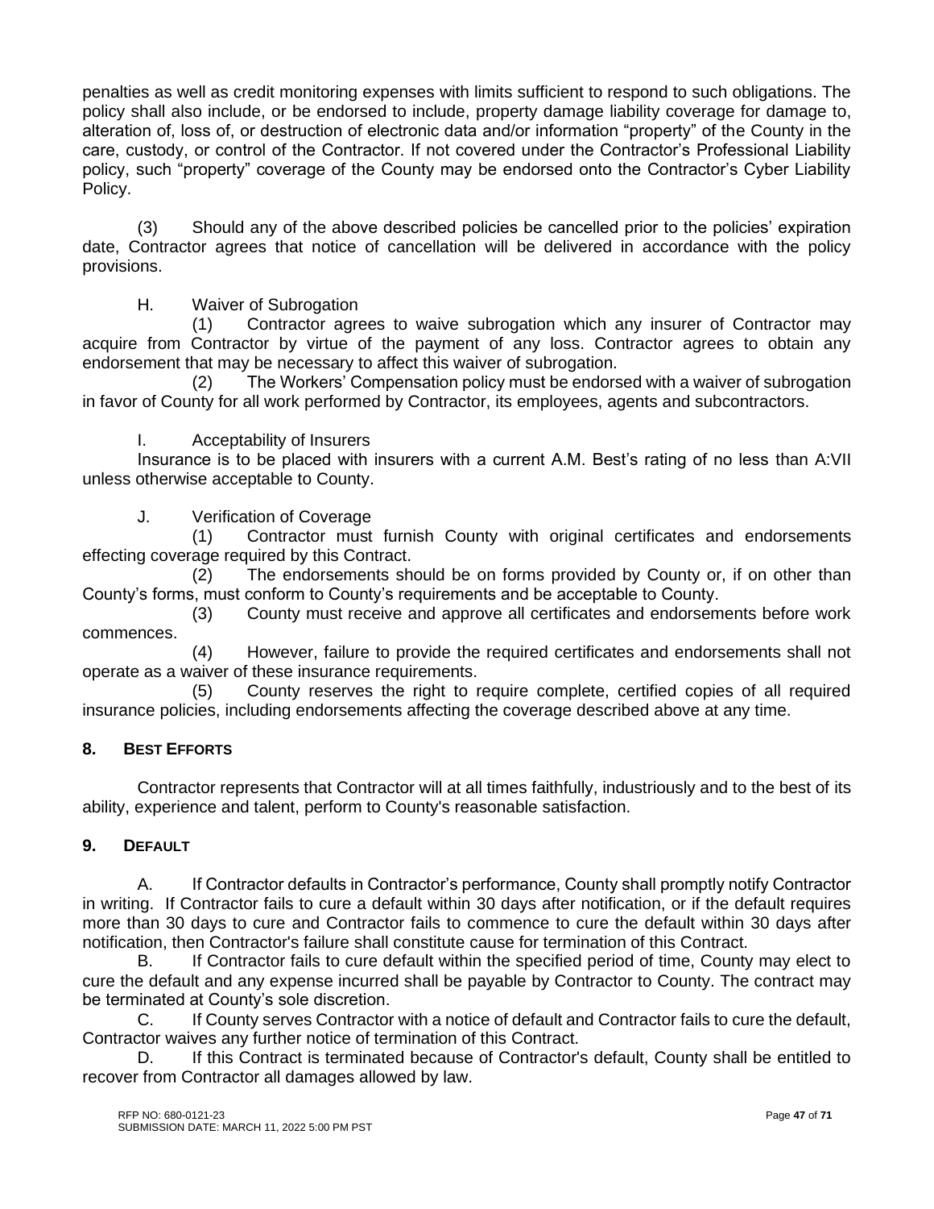penalties as well as credit monitoring expenses with limits sufficient to respond to such obligations. The policy shall also include, or be endorsed to include, property damage liability coverage for damage to, alteration of, loss of, or destruction of electronic data and/or information "property" of the County in the care, custody, or control of the Contractor. If not covered under the Contractor's Professional Liability policy, such "property" coverage of the County may be endorsed onto the Contractor's Cyber Liability Policy.

(3) Should any of the above described policies be cancelled prior to the policies' expiration date, Contractor agrees that notice of cancellation will be delivered in accordance with the policy provisions.

H. Waiver of Subrogation

(1) Contractor agrees to waive subrogation which any insurer of Contractor may acquire from Contractor by virtue of the payment of any loss. Contractor agrees to obtain any endorsement that may be necessary to affect this waiver of subrogation.

(2) The Workers' Compensation policy must be endorsed with a waiver of subrogation in favor of County for all work performed by Contractor, its employees, agents and subcontractors.

I. Acceptability of Insurers

Insurance is to be placed with insurers with a current A.M. Best's rating of no less than A:VII unless otherwise acceptable to County.

J. Verification of Coverage

(1) Contractor must furnish County with original certificates and endorsements effecting coverage required by this Contract.

(2) The endorsements should be on forms provided by County or, if on other than County's forms, must conform to County's requirements and be acceptable to County.

(3) County must receive and approve all certificates and endorsements before work commences.

(4) However, failure to provide the required certificates and endorsements shall not operate as a waiver of these insurance requirements.

(5) County reserves the right to require complete, certified copies of all required insurance policies, including endorsements affecting the coverage described above at any time.

## 8. BEST EFFORTS

Contractor represents that Contractor will at all times faithfully, industriously and to the best of its ability, experience and talent, perform to County's reasonable satisfaction.

## 9. DEFAULT

A. If Contractor defaults in Contractor's performance, County shall promptly notify Contractor in writing. If Contractor fails to cure a default within 30 days after notification, or if the default requires more than 30 days to cure and Contractor fails to commence to cure the default within 30 days after notification, then Contractor's failure shall constitute cause for termination of this Contract.

B. If Contractor fails to cure default within the specified period of time, County may elect to cure the default and any expense incurred shall be payable by Contractor to County. The contract may be terminated at County's sole discretion.

C. If County serves Contractor with a notice of default and Contractor fails to cure the default, Contractor waives any further notice of termination of this Contract.

D. If this Contract is terminated because of Contractor's default, County shall be entitled to recover from Contractor all damages allowed by law.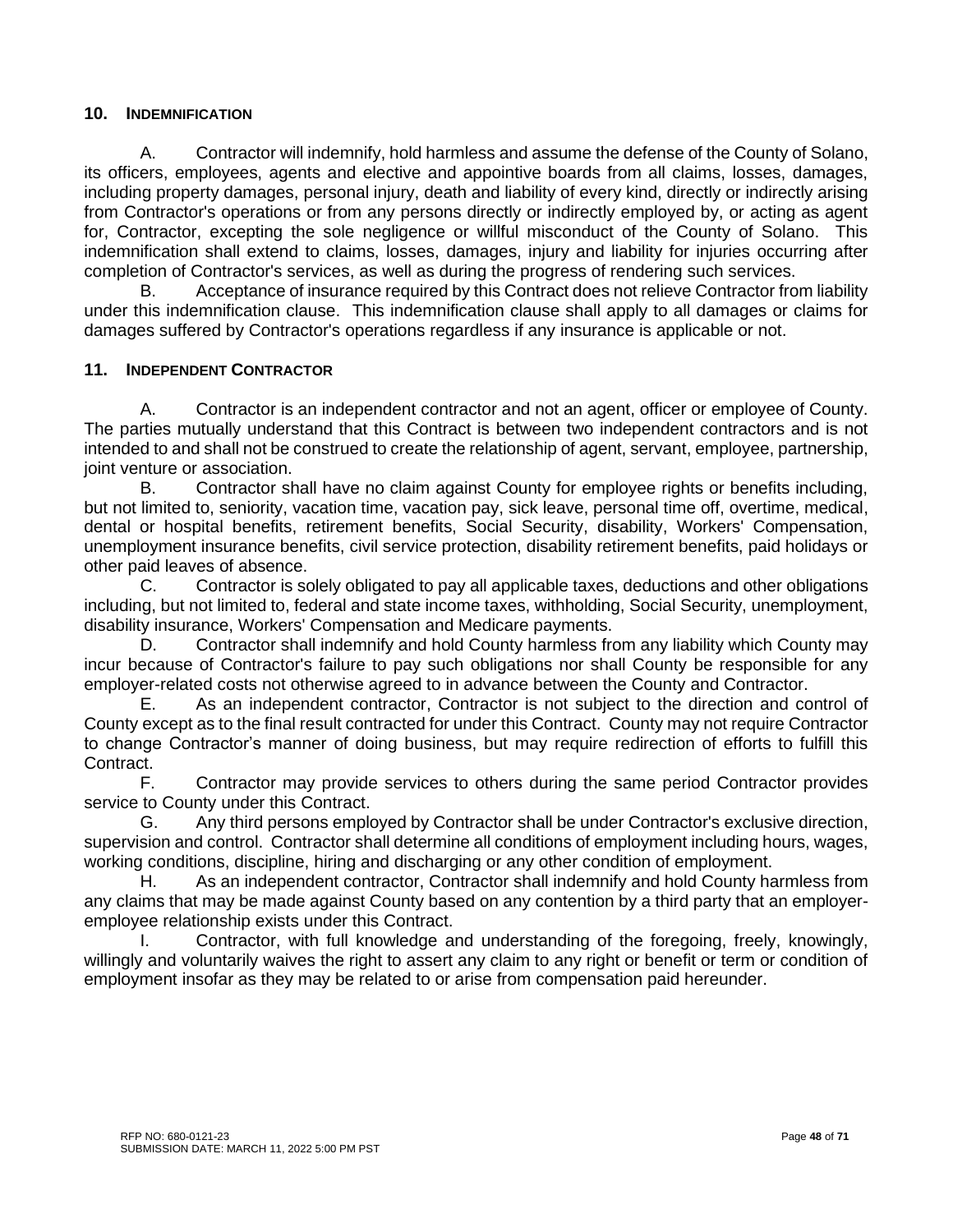## 10. INDEMNIFICATION

A. Contractor will indemnify, hold harmless and assume the defense of the County of Solano, its officers, employees, agents and elective and appointive boards from all claims, losses, damages, including property damages, personal injury, death and liability of every kind, directly or indirectly arising from Contractor's operations or from any persons directly or indirectly employed by, or acting as agent for, Contractor, excepting the sole negligence or willful misconduct of the County of Solano. This indemnification shall extend to claims, losses, damages, injury and liability for injuries occurring after completion of Contractor's services, as well as during the progress of rendering such services.

B. Acceptance of insurance required by this Contract does not relieve Contractor from liability under this indemnification clause. This indemnification clause shall apply to all damages or claims for damages suffered by Contractor's operations regardless if any insurance is applicable or not.

## 11. INDEPENDENT CONTRACTOR

A. Contractor is an independent contractor and not an agent, officer or employee of County. The parties mutually understand that this Contract is between two independent contractors and is not intended to and shall not be construed to create the relationship of agent, servant, employee, partnership, joint venture or association.

B. Contractor shall have no claim against County for employee rights or benefits including, but not limited to, seniority, vacation time, vacation pay, sick leave, personal time off, overtime, medical, dental or hospital benefits, retirement benefits, Social Security, disability, Workers' Compensation, unemployment insurance benefits, civil service protection, disability retirement benefits, paid holidays or other paid leaves of absence.

C. Contractor is solely obligated to pay all applicable taxes, deductions and other obligations including, but not limited to, federal and state income taxes, withholding, Social Security, unemployment, disability insurance, Workers' Compensation and Medicare payments.

D. Contractor shall indemnify and hold County harmless from any liability which County may incur because of Contractor's failure to pay such obligations nor shall County be responsible for any employer-related costs not otherwise agreed to in advance between the County and Contractor.

E. As an independent contractor, Contractor is not subject to the direction and control of County except as to the final result contracted for under this Contract. County may not require Contractor to change Contractor's manner of doing business, but may require redirection of efforts to fulfill this Contract.

F. Contractor may provide services to others during the same period Contractor provides service to County under this Contract.

G. Any third persons employed by Contractor shall be under Contractor's exclusive direction, supervision and control. Contractor shall determine all conditions of employment including hours, wages, working conditions, discipline, hiring and discharging or any other condition of employment.

H. As an independent contractor, Contractor shall indemnify and hold County harmless from any claims that may be made against County based on any contention by a third party that an employer-employee relationship exists under this Contract.

I. Contractor, with full knowledge and understanding of the foregoing, freely, knowingly, willingly and voluntarily waives the right to assert any claim to any right or benefit or term or condition of employment insofar as they may be related to or arise from compensation paid hereunder.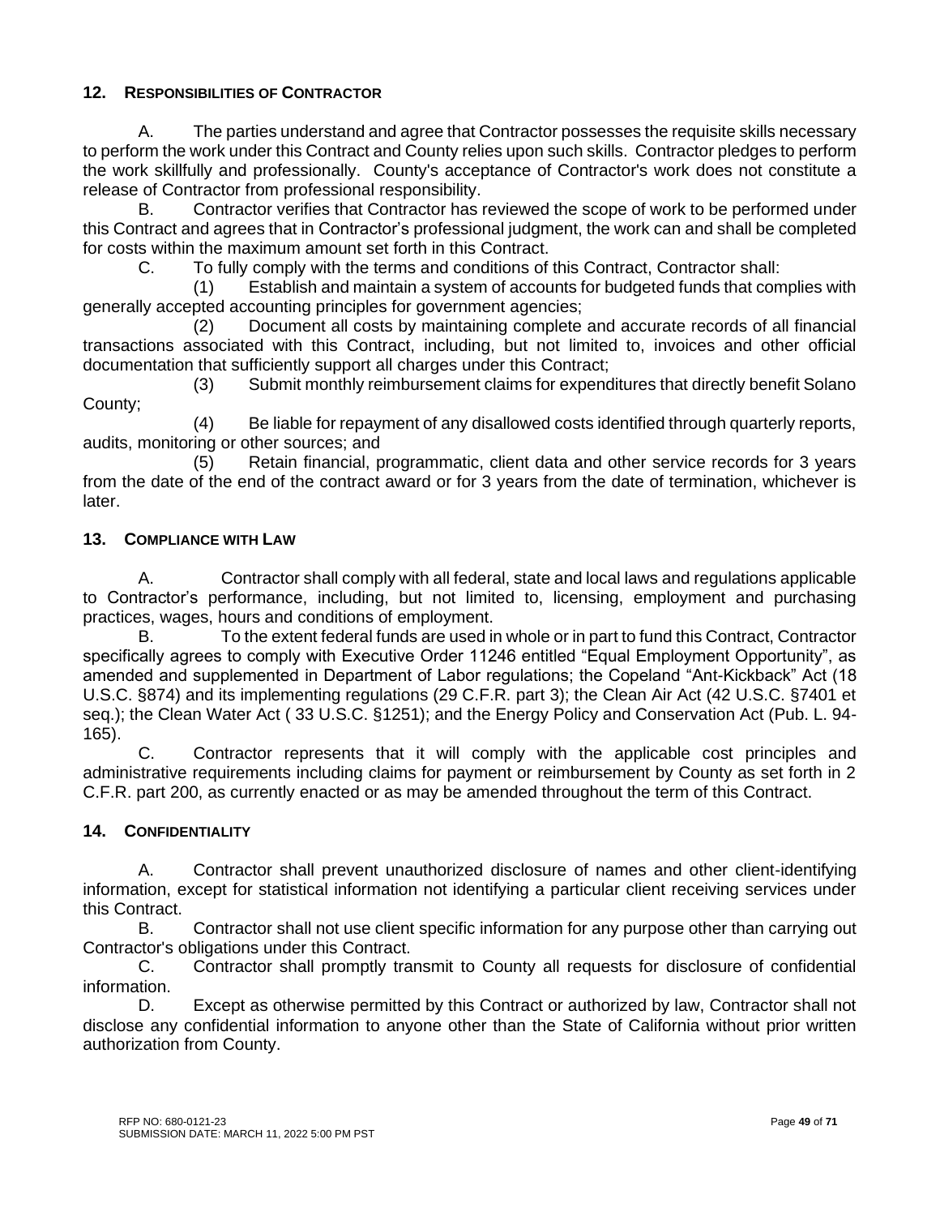## 12. RESPONSIBILITIES OF CONTRACTOR

A. The parties understand and agree that Contractor possesses the requisite skills necessary to perform the work under this Contract and County relies upon such skills. Contractor pledges to perform the work skillfully and professionally. County's acceptance of Contractor's work does not constitute a release of Contractor from professional responsibility.

B. Contractor verifies that Contractor has reviewed the scope of work to be performed under this Contract and agrees that in Contractor's professional judgment, the work can and shall be completed for costs within the maximum amount set forth in this Contract.

C. To fully comply with the terms and conditions of this Contract, Contractor shall:

(1) Establish and maintain a system of accounts for budgeted funds that complies with generally accepted accounting principles for government agencies;

(2) Document all costs by maintaining complete and accurate records of all financial transactions associated with this Contract, including, but not limited to, invoices and other official documentation that sufficiently support all charges under this Contract;

(3) Submit monthly reimbursement claims for expenditures that directly benefit Solano County;

(4) Be liable for repayment of any disallowed costs identified through quarterly reports, audits, monitoring or other sources; and

(5) Retain financial, programmatic, client data and other service records for 3 years from the date of the end of the contract award or for 3 years from the date of termination, whichever is later.

## 13. COMPLIANCE WITH LAW

A. Contractor shall comply with all federal, state and local laws and regulations applicable to Contractor's performance, including, but not limited to, licensing, employment and purchasing practices, wages, hours and conditions of employment.

B. To the extent federal funds are used in whole or in part to fund this Contract, Contractor specifically agrees to comply with Executive Order 11246 entitled "Equal Employment Opportunity", as amended and supplemented in Department of Labor regulations; the Copeland "Ant-Kickback" Act (18 U.S.C. §874) and its implementing regulations (29 C.F.R. part 3); the Clean Air Act (42 U.S.C. §7401 et seq.); the Clean Water Act ( 33 U.S.C. §1251); and the Energy Policy and Conservation Act (Pub. L. 94-165).

C. Contractor represents that it will comply with the applicable cost principles and administrative requirements including claims for payment or reimbursement by County as set forth in 2 C.F.R. part 200, as currently enacted or as may be amended throughout the term of this Contract.

## 14. CONFIDENTIALITY

A. Contractor shall prevent unauthorized disclosure of names and other client-identifying information, except for statistical information not identifying a particular client receiving services under this Contract.

B. Contractor shall not use client specific information for any purpose other than carrying out Contractor's obligations under this Contract.

C. Contractor shall promptly transmit to County all requests for disclosure of confidential information.

D. Except as otherwise permitted by this Contract or authorized by law, Contractor shall not disclose any confidential information to anyone other than the State of California without prior written authorization from County.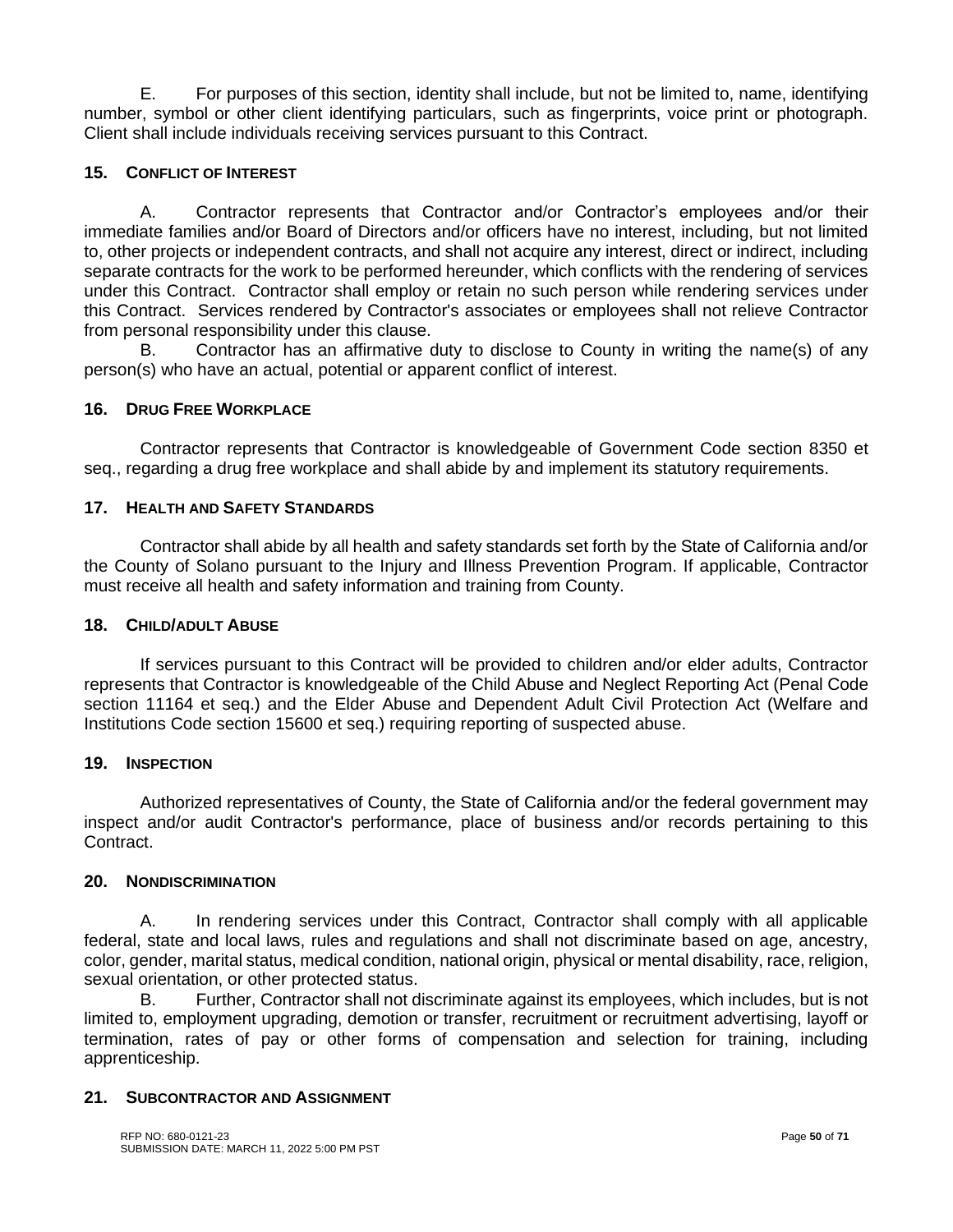E. For purposes of this section, identity shall include, but not be limited to, name, identifying number, symbol or other client identifying particulars, such as fingerprints, voice print or photograph. Client shall include individuals receiving services pursuant to this Contract.

## 15. CONFLICT OF INTEREST

A. Contractor represents that Contractor and/or Contractor's employees and/or their immediate families and/or Board of Directors and/or officers have no interest, including, but not limited to, other projects or independent contracts, and shall not acquire any interest, direct or indirect, including separate contracts for the work to be performed hereunder, which conflicts with the rendering of services under this Contract. Contractor shall employ or retain no such person while rendering services under this Contract. Services rendered by Contractor's associates or employees shall not relieve Contractor from personal responsibility under this clause.

B. Contractor has an affirmative duty to disclose to County in writing the name(s) of any person(s) who have an actual, potential or apparent conflict of interest.

## 16. DRUG FREE WORKPLACE

Contractor represents that Contractor is knowledgeable of Government Code section 8350 et seq., regarding a drug free workplace and shall abide by and implement its statutory requirements.

## 17. HEALTH AND SAFETY STANDARDS

Contractor shall abide by all health and safety standards set forth by the State of California and/or the County of Solano pursuant to the Injury and Illness Prevention Program. If applicable, Contractor must receive all health and safety information and training from County.

## 18. CHILD/ADULT ABUSE

If services pursuant to this Contract will be provided to children and/or elder adults, Contractor represents that Contractor is knowledgeable of the Child Abuse and Neglect Reporting Act (Penal Code section 11164 et seq.) and the Elder Abuse and Dependent Adult Civil Protection Act (Welfare and Institutions Code section 15600 et seq.) requiring reporting of suspected abuse.

## 19. INSPECTION

Authorized representatives of County, the State of California and/or the federal government may inspect and/or audit Contractor's performance, place of business and/or records pertaining to this Contract.

## 20. NONDISCRIMINATION

A. In rendering services under this Contract, Contractor shall comply with all applicable federal, state and local laws, rules and regulations and shall not discriminate based on age, ancestry, color, gender, marital status, medical condition, national origin, physical or mental disability, race, religion, sexual orientation, or other protected status.

B. Further, Contractor shall not discriminate against its employees, which includes, but is not limited to, employment upgrading, demotion or transfer, recruitment or recruitment advertising, layoff or termination, rates of pay or other forms of compensation and selection for training, including apprenticeship.

## 21. SUBCONTRACTOR AND ASSIGNMENT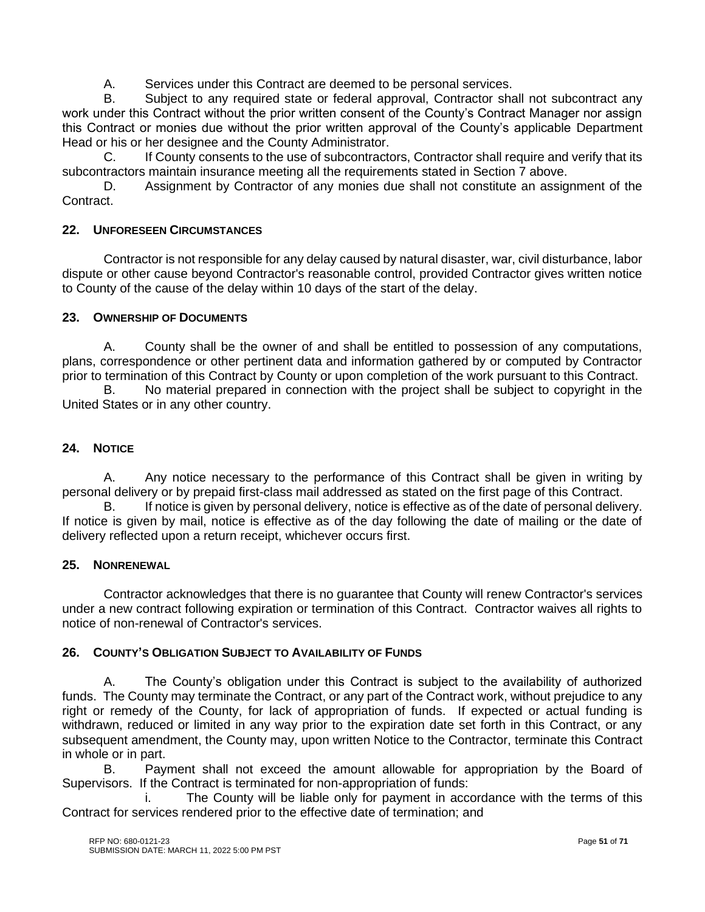A. Services under this Contract are deemed to be personal services.

B. Subject to any required state or federal approval, Contractor shall not subcontract any work under this Contract without the prior written consent of the County's Contract Manager nor assign this Contract or monies due without the prior written approval of the County's applicable Department Head or his or her designee and the County Administrator.

C. If County consents to the use of subcontractors, Contractor shall require and verify that its subcontractors maintain insurance meeting all the requirements stated in Section 7 above.

D. Assignment by Contractor of any monies due shall not constitute an assignment of the Contract.

## 22. UNFORESEEN CIRCUMSTANCES

Contractor is not responsible for any delay caused by natural disaster, war, civil disturbance, labor dispute or other cause beyond Contractor's reasonable control, provided Contractor gives written notice to County of the cause of the delay within 10 days of the start of the delay.

## 23. OWNERSHIP OF DOCUMENTS

A. County shall be the owner of and shall be entitled to possession of any computations, plans, correspondence or other pertinent data and information gathered by or computed by Contractor prior to termination of this Contract by County or upon completion of the work pursuant to this Contract.

B. No material prepared in connection with the project shall be subject to copyright in the United States or in any other country.

## 24. NOTICE

A. Any notice necessary to the performance of this Contract shall be given in writing by personal delivery or by prepaid first-class mail addressed as stated on the first page of this Contract.

B. If notice is given by personal delivery, notice is effective as of the date of personal delivery. If notice is given by mail, notice is effective as of the day following the date of mailing or the date of delivery reflected upon a return receipt, whichever occurs first.

## 25. NONRENEWAL

Contractor acknowledges that there is no guarantee that County will renew Contractor's services under a new contract following expiration or termination of this Contract. Contractor waives all rights to notice of non-renewal of Contractor's services.

## 26. COUNTY'S OBLIGATION SUBJECT TO AVAILABILITY OF FUNDS

A. The County's obligation under this Contract is subject to the availability of authorized funds. The County may terminate the Contract, or any part of the Contract work, without prejudice to any right or remedy of the County, for lack of appropriation of funds. If expected or actual funding is withdrawn, reduced or limited in any way prior to the expiration date set forth in this Contract, or any subsequent amendment, the County may, upon written Notice to the Contractor, terminate this Contract in whole or in part.

B. Payment shall not exceed the amount allowable for appropriation by the Board of Supervisors. If the Contract is terminated for non-appropriation of funds:

i. The County will be liable only for payment in accordance with the terms of this Contract for services rendered prior to the effective date of termination; and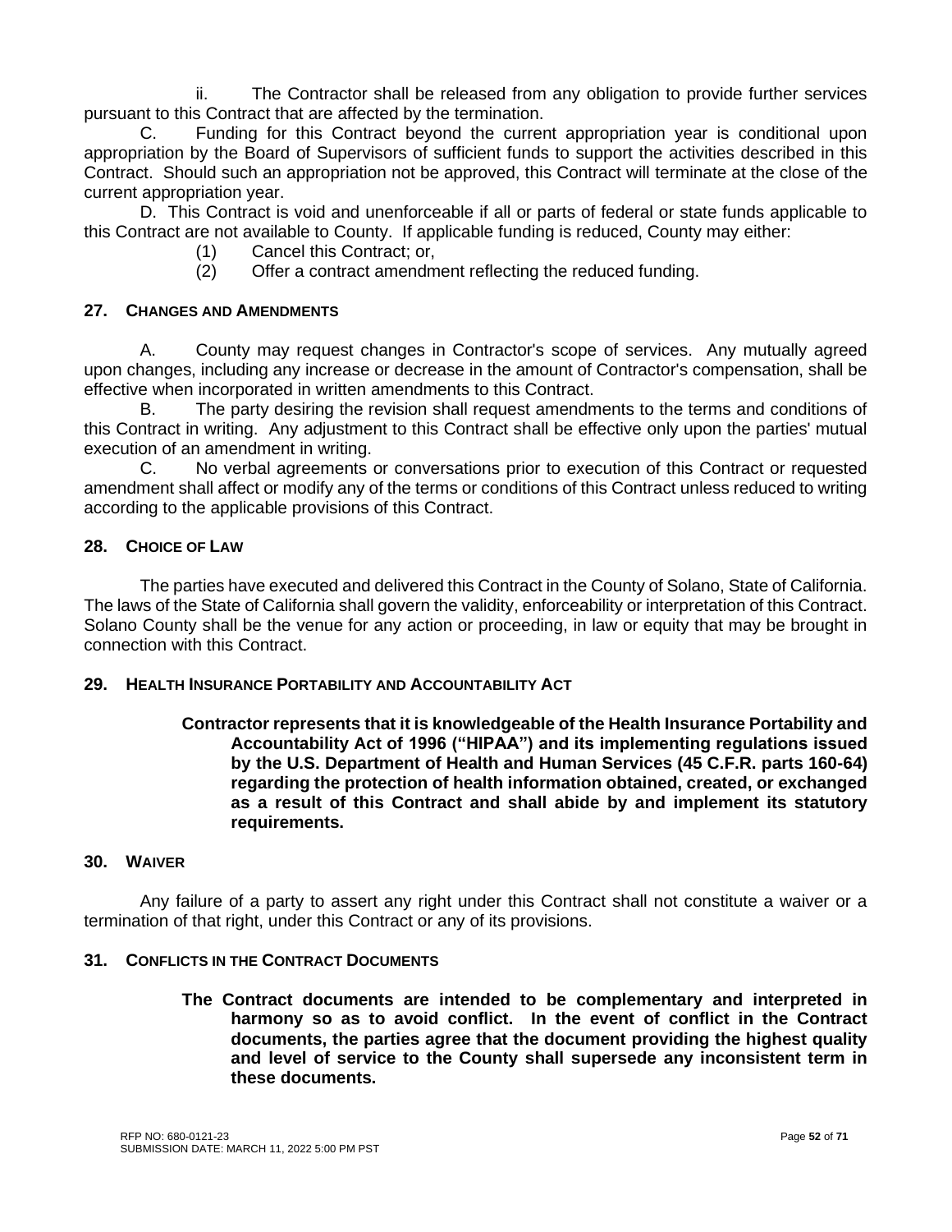ii. The Contractor shall be released from any obligation to provide further services pursuant to this Contract that are affected by the termination.

C. Funding for this Contract beyond the current appropriation year is conditional upon appropriation by the Board of Supervisors of sufficient funds to support the activities described in this Contract. Should such an appropriation not be approved, this Contract will terminate at the close of the current appropriation year.

D. This Contract is void and unenforceable if all or parts of federal or state funds applicable to this Contract are not available to County. If applicable funding is reduced, County may either:

(1) Cancel this Contract; or,

(2) Offer a contract amendment reflecting the reduced funding.

## 27. CHANGES AND AMENDMENTS

A. County may request changes in Contractor's scope of services. Any mutually agreed upon changes, including any increase or decrease in the amount of Contractor's compensation, shall be effective when incorporated in written amendments to this Contract.

B. The party desiring the revision shall request amendments to the terms and conditions of this Contract in writing. Any adjustment to this Contract shall be effective only upon the parties' mutual execution of an amendment in writing.

C. No verbal agreements or conversations prior to execution of this Contract or requested amendment shall affect or modify any of the terms or conditions of this Contract unless reduced to writing according to the applicable provisions of this Contract.

## 28. CHOICE OF LAW

The parties have executed and delivered this Contract in the County of Solano, State of California. The laws of the State of California shall govern the validity, enforceability or interpretation of this Contract. Solano County shall be the venue for any action or proceeding, in law or equity that may be brought in connection with this Contract.

## 29. HEALTH INSURANCE PORTABILITY AND ACCOUNTABILITY ACT

**Contractor represents that it is knowledgeable of the Health Insurance Portability and Accountability Act of 1996 ("HIPAA") and its implementing regulations issued by the U.S. Department of Health and Human Services (45 C.F.R. parts 160-64) regarding the protection of health information obtained, created, or exchanged as a result of this Contract and shall abide by and implement its statutory requirements.**

## 30. WAIVER

Any failure of a party to assert any right under this Contract shall not constitute a waiver or a termination of that right, under this Contract or any of its provisions.

## 31. CONFLICTS IN THE CONTRACT DOCUMENTS

**The Contract documents are intended to be complementary and interpreted in harmony so as to avoid conflict. In the event of conflict in the Contract documents, the parties agree that the document providing the highest quality and level of service to the County shall supersede any inconsistent term in these documents.**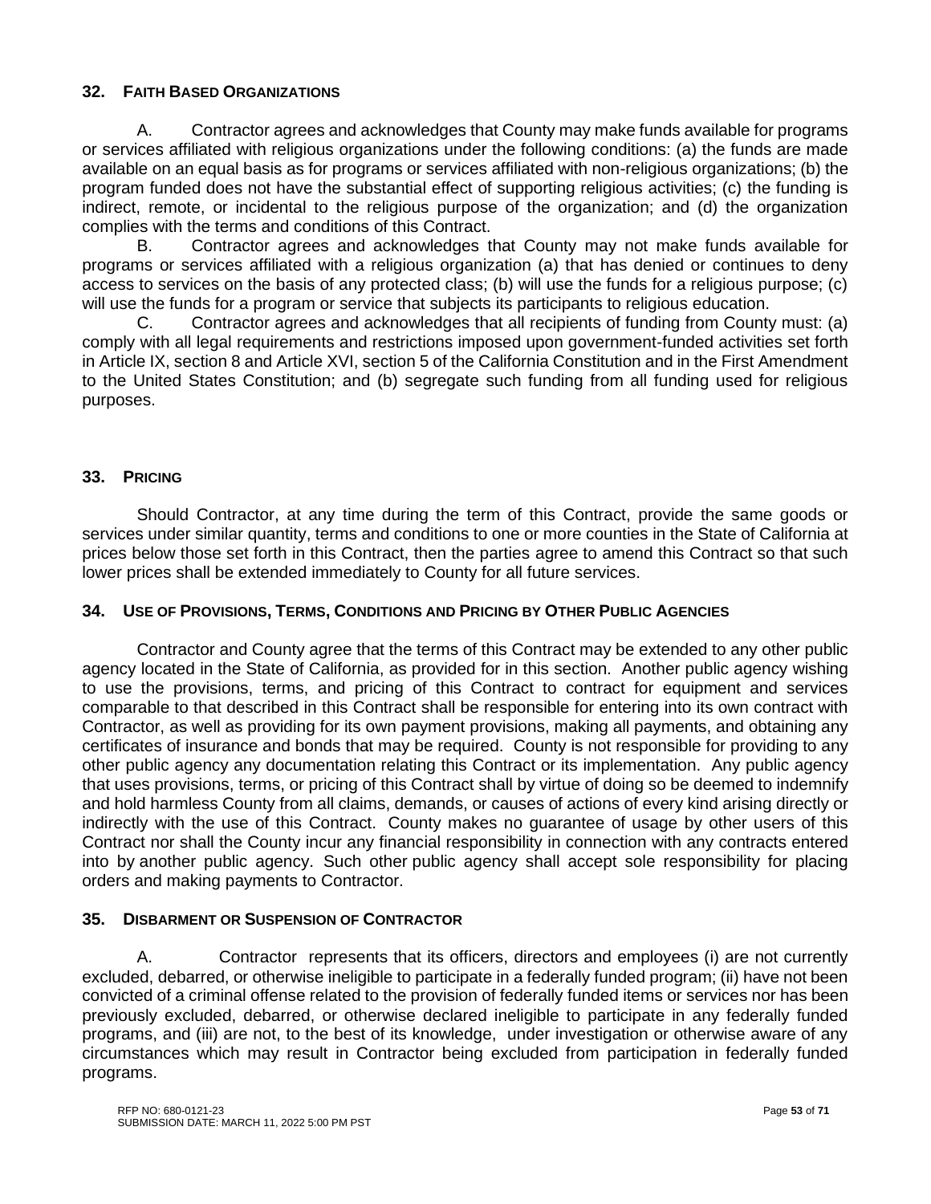## 32. FAITH BASED ORGANIZATIONS

A. Contractor agrees and acknowledges that County may make funds available for programs or services affiliated with religious organizations under the following conditions: (a) the funds are made available on an equal basis as for programs or services affiliated with non-religious organizations; (b) the program funded does not have the substantial effect of supporting religious activities; (c) the funding is indirect, remote, or incidental to the religious purpose of the organization; and (d) the organization complies with the terms and conditions of this Contract.

B. Contractor agrees and acknowledges that County may not make funds available for programs or services affiliated with a religious organization (a) that has denied or continues to deny access to services on the basis of any protected class; (b) will use the funds for a religious purpose; (c) will use the funds for a program or service that subjects its participants to religious education.

C. Contractor agrees and acknowledges that all recipients of funding from County must: (a) comply with all legal requirements and restrictions imposed upon government-funded activities set forth in Article IX, section 8 and Article XVI, section 5 of the California Constitution and in the First Amendment to the United States Constitution; and (b) segregate such funding from all funding used for religious purposes.

## 33. PRICING

Should Contractor, at any time during the term of this Contract, provide the same goods or services under similar quantity, terms and conditions to one or more counties in the State of California at prices below those set forth in this Contract, then the parties agree to amend this Contract so that such lower prices shall be extended immediately to County for all future services.

## 34. USE OF PROVISIONS, TERMS, CONDITIONS AND PRICING BY OTHER PUBLIC AGENCIES

Contractor and County agree that the terms of this Contract may be extended to any other public agency located in the State of California, as provided for in this section. Another public agency wishing to use the provisions, terms, and pricing of this Contract to contract for equipment and services comparable to that described in this Contract shall be responsible for entering into its own contract with Contractor, as well as providing for its own payment provisions, making all payments, and obtaining any certificates of insurance and bonds that may be required. County is not responsible for providing to any other public agency any documentation relating this Contract or its implementation. Any public agency that uses provisions, terms, or pricing of this Contract shall by virtue of doing so be deemed to indemnify and hold harmless County from all claims, demands, or causes of actions of every kind arising directly or indirectly with the use of this Contract. County makes no guarantee of usage by other users of this Contract nor shall the County incur any financial responsibility in connection with any contracts entered into by another public agency. Such other public agency shall accept sole responsibility for placing orders and making payments to Contractor.

## 35. DISBARMENT OR SUSPENSION OF CONTRACTOR

A. Contractor represents that its officers, directors and employees (i) are not currently excluded, debarred, or otherwise ineligible to participate in a federally funded program; (ii) have not been convicted of a criminal offense related to the provision of federally funded items or services nor has been previously excluded, debarred, or otherwise declared ineligible to participate in any federally funded programs, and (iii) are not, to the best of its knowledge, under investigation or otherwise aware of any circumstances which may result in Contractor being excluded from participation in federally funded programs.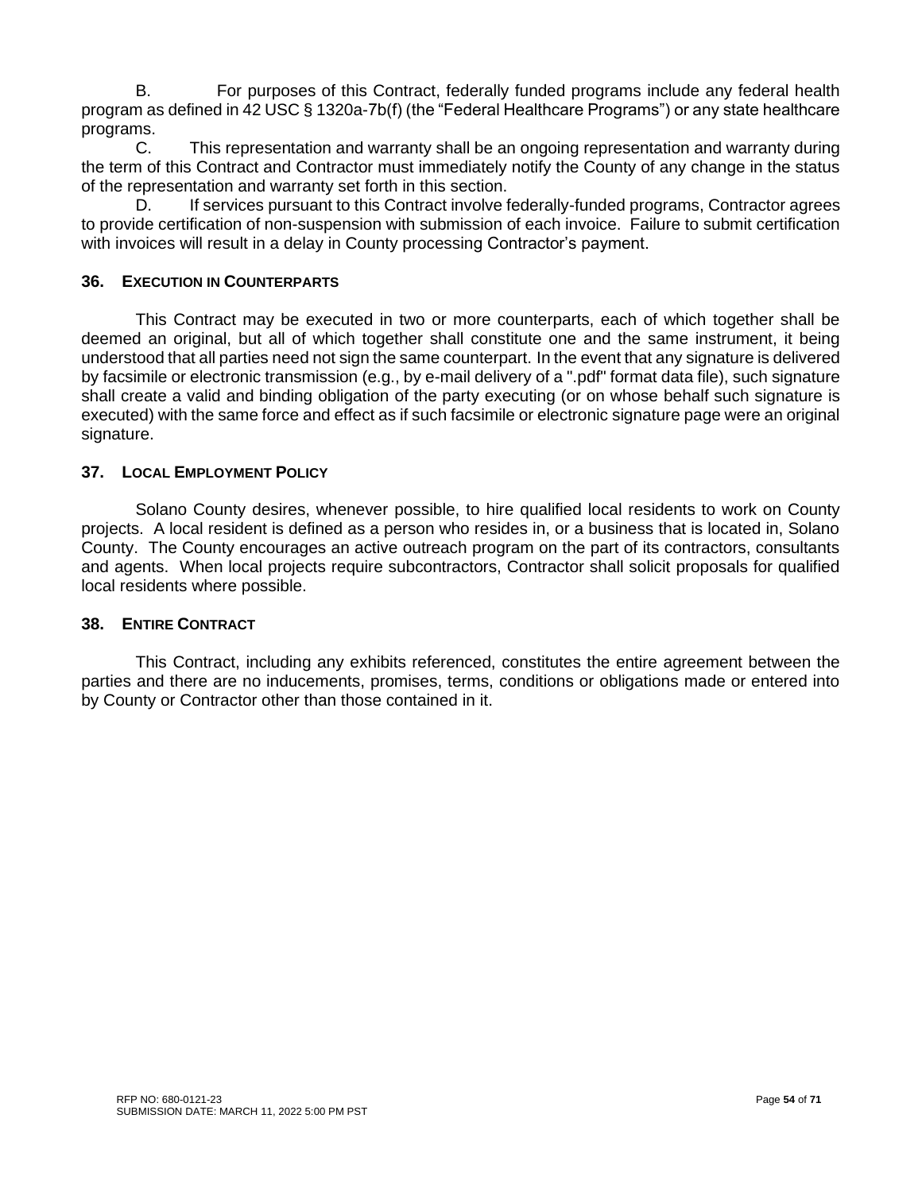B. For purposes of this Contract, federally funded programs include any federal health program as defined in 42 USC § 1320a-7b(f) (the "Federal Healthcare Programs") or any state healthcare programs.

C. This representation and warranty shall be an ongoing representation and warranty during the term of this Contract and Contractor must immediately notify the County of any change in the status of the representation and warranty set forth in this section.

D. If services pursuant to this Contract involve federally-funded programs, Contractor agrees to provide certification of non-suspension with submission of each invoice. Failure to submit certification with invoices will result in a delay in County processing Contractor's payment.

## 36. EXECUTION IN COUNTERPARTS

This Contract may be executed in two or more counterparts, each of which together shall be deemed an original, but all of which together shall constitute one and the same instrument, it being understood that all parties need not sign the same counterpart. In the event that any signature is delivered by facsimile or electronic transmission (e.g., by e-mail delivery of a ".pdf" format data file), such signature shall create a valid and binding obligation of the party executing (or on whose behalf such signature is executed) with the same force and effect as if such facsimile or electronic signature page were an original signature.

## 37. LOCAL EMPLOYMENT POLICY

Solano County desires, whenever possible, to hire qualified local residents to work on County projects. A local resident is defined as a person who resides in, or a business that is located in, Solano County. The County encourages an active outreach program on the part of its contractors, consultants and agents. When local projects require subcontractors, Contractor shall solicit proposals for qualified local residents where possible.

## 38. ENTIRE CONTRACT

This Contract, including any exhibits referenced, constitutes the entire agreement between the parties and there are no inducements, promises, terms, conditions or obligations made or entered into by County or Contractor other than those contained in it.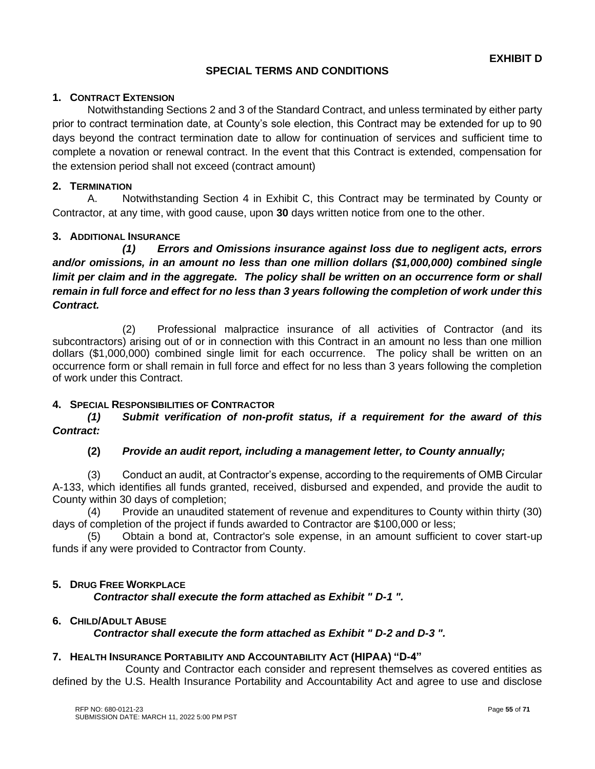**EXHIBIT D**

## SPECIAL TERMS AND CONDITIONS

### 1. CONTRACT EXTENSION

Notwithstanding Sections 2 and 3 of the Standard Contract, and unless terminated by either party prior to contract termination date, at County's sole election, this Contract may be extended for up to 90 days beyond the contract termination date to allow for continuation of services and sufficient time to complete a novation or renewal contract. In the event that this Contract is extended, compensation for the extension period shall not exceed (contract amount)

### 2. TERMINATION

A. Notwithstanding Section 4 in Exhibit C, this Contract may be terminated by County or Contractor, at any time, with good cause, upon **30** days written notice from one to the other.

### 3. ADDITIONAL INSURANCE

***(1) Errors and Omissions insurance against loss due to negligent acts, errors and/or omissions, in an amount no less than one million dollars ($1,000,000) combined single limit per claim and in the aggregate. The policy shall be written on an occurrence form or shall remain in full force and effect for no less than 3 years following the completion of work under this Contract.***

(2) Professional malpractice insurance of all activities of Contractor (and its subcontractors) arising out of or in connection with this Contract in an amount no less than one million dollars ($1,000,000) combined single limit for each occurrence. The policy shall be written on an occurrence form or shall remain in full force and effect for no less than 3 years following the completion of work under this Contract.

### 4. SPECIAL RESPONSIBILITIES OF CONTRACTOR

***(1) Submit verification of non-profit status, if a requirement for the award of this Contract:***

**(2)** ***Provide an audit report, including a management letter, to County annually;***

(3) Conduct an audit, at Contractor's expense, according to the requirements of OMB Circular A-133, which identifies all funds granted, received, disbursed and expended, and provide the audit to County within 30 days of completion;

(4) Provide an unaudited statement of revenue and expenditures to County within thirty (30) days of completion of the project if funds awarded to Contractor are $100,000 or less;

(5) Obtain a bond at, Contractor's sole expense, in an amount sufficient to cover start-up funds if any were provided to Contractor from County.

### 5. DRUG FREE WORKPLACE

***Contractor shall execute the form attached as Exhibit " D-1 ".***

### 6. CHILD/ADULT ABUSE

***Contractor shall execute the form attached as Exhibit " D-2 and D-3 ".***

### 7. HEALTH INSURANCE PORTABILITY AND ACCOUNTABILITY ACT (HIPAA) "D-4"

County and Contractor each consider and represent themselves as covered entities as defined by the U.S. Health Insurance Portability and Accountability Act and agree to use and disclose

RFP NO: 680-0121-23
SUBMISSION DATE: MARCH 11, 2022 5:00 PM PST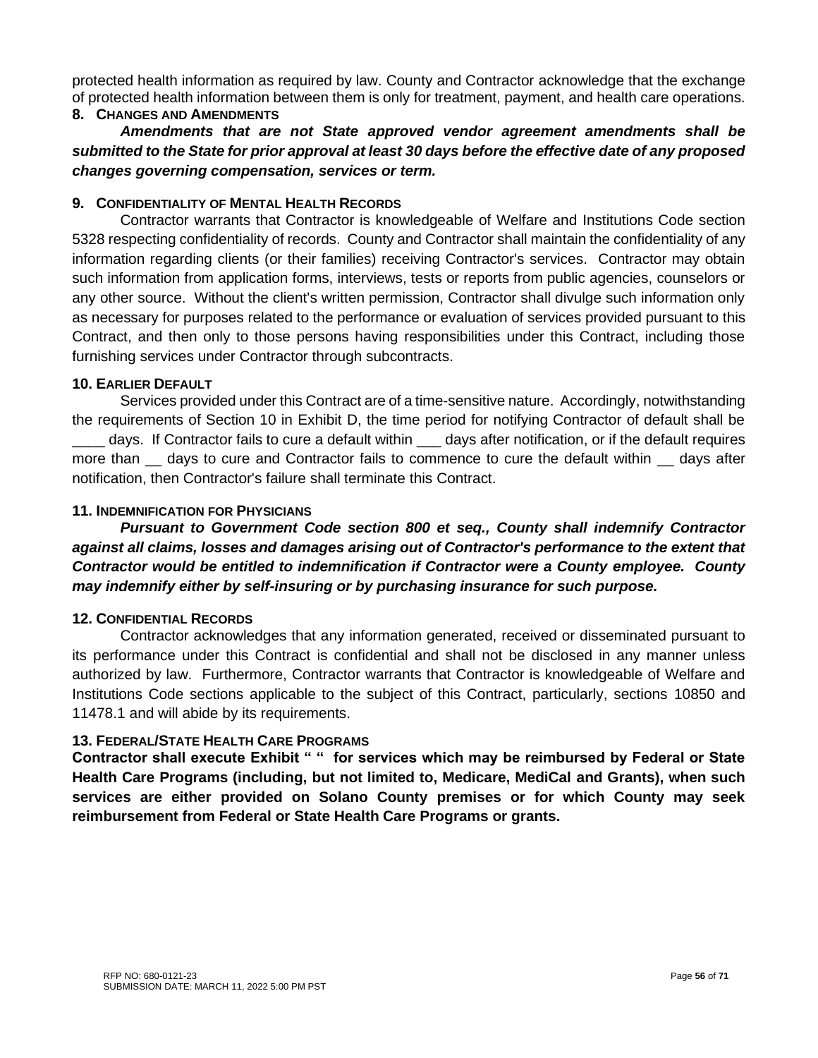protected health information as required by law. County and Contractor acknowledge that the exchange of protected health information between them is only for treatment, payment, and health care operations.

**8. CHANGES AND AMENDMENTS**

***Amendments that are not State approved vendor agreement amendments shall be submitted to the State for prior approval at least 30 days before the effective date of any proposed changes governing compensation, services or term.***

**9. CONFIDENTIALITY OF MENTAL HEALTH RECORDS**

Contractor warrants that Contractor is knowledgeable of Welfare and Institutions Code section 5328 respecting confidentiality of records. County and Contractor shall maintain the confidentiality of any information regarding clients (or their families) receiving Contractor's services. Contractor may obtain such information from application forms, interviews, tests or reports from public agencies, counselors or any other source. Without the client's written permission, Contractor shall divulge such information only as necessary for purposes related to the performance or evaluation of services provided pursuant to this Contract, and then only to those persons having responsibilities under this Contract, including those furnishing services under Contractor through subcontracts.

**10. EARLIER DEFAULT**

Services provided under this Contract are of a time-sensitive nature. Accordingly, notwithstanding the requirements of Section 10 in Exhibit D, the time period for notifying Contractor of default shall be ____ days. If Contractor fails to cure a default within ___ days after notification, or if the default requires more than __ days to cure and Contractor fails to commence to cure the default within __ days after notification, then Contractor's failure shall terminate this Contract.

**11. INDEMNIFICATION FOR PHYSICIANS**

***Pursuant to Government Code section 800 et seq., County shall indemnify Contractor against all claims, losses and damages arising out of Contractor's performance to the extent that Contractor would be entitled to indemnification if Contractor were a County employee. County may indemnify either by self-insuring or by purchasing insurance for such purpose.***

**12. CONFIDENTIAL RECORDS**

Contractor acknowledges that any information generated, received or disseminated pursuant to its performance under this Contract is confidential and shall not be disclosed in any manner unless authorized by law. Furthermore, Contractor warrants that Contractor is knowledgeable of Welfare and Institutions Code sections applicable to the subject of this Contract, particularly, sections 10850 and 11478.1 and will abide by its requirements.

**13. FEDERAL/STATE HEALTH CARE PROGRAMS**

**Contractor shall execute Exhibit " " for services which may be reimbursed by Federal or State Health Care Programs (including, but not limited to, Medicare, MediCal and Grants), when such services are either provided on Solano County premises or for which County may seek reimbursement from Federal or State Health Care Programs or grants.**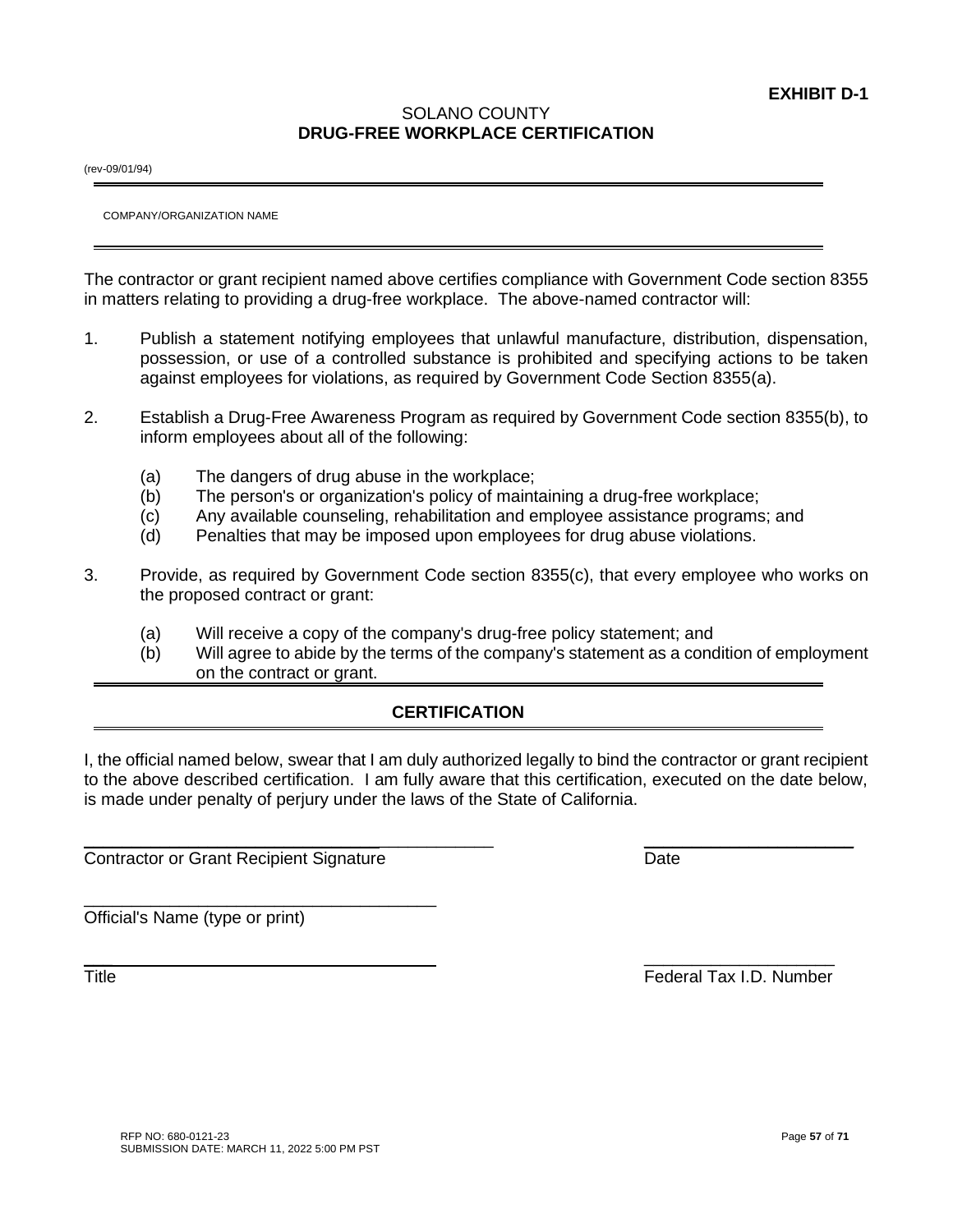**EXHIBIT D-1**

SOLANO COUNTY

# DRUG-FREE WORKPLACE CERTIFICATION

(rev-09/01/94)

COMPANY/ORGANIZATION NAME

The contractor or grant recipient named above certifies compliance with Government Code section 8355 in matters relating to providing a drug-free workplace. The above-named contractor will:

1. Publish a statement notifying employees that unlawful manufacture, distribution, dispensation, possession, or use of a controlled substance is prohibited and specifying actions to be taken against employees for violations, as required by Government Code Section 8355(a).

2. Establish a Drug-Free Awareness Program as required by Government Code section 8355(b), to inform employees about all of the following:

   (a) The dangers of drug abuse in the workplace;
   (b) The person's or organization's policy of maintaining a drug-free workplace;
   (c) Any available counseling, rehabilitation and employee assistance programs; and
   (d) Penalties that may be imposed upon employees for drug abuse violations.

3. Provide, as required by Government Code section 8355(c), that every employee who works on the proposed contract or grant:

   (a) Will receive a copy of the company's drug-free policy statement; and
   (b) Will agree to abide by the terms of the company's statement as a condition of employment on the contract or grant.

## CERTIFICATION

I, the official named below, swear that I am duly authorized legally to bind the contractor or grant recipient to the above described certification. I am fully aware that this certification, executed on the date below, is made under penalty of perjury under the laws of the State of California.

________________________________________ ________________________
Contractor or Grant Recipient Signature Date

________________________________________
Official's Name (type or print)

________________________________________ ________________________
Title Federal Tax I.D. Number

RFP NO: 680-0121-23
SUBMISSION DATE: MARCH 11, 2022 5:00 PM PST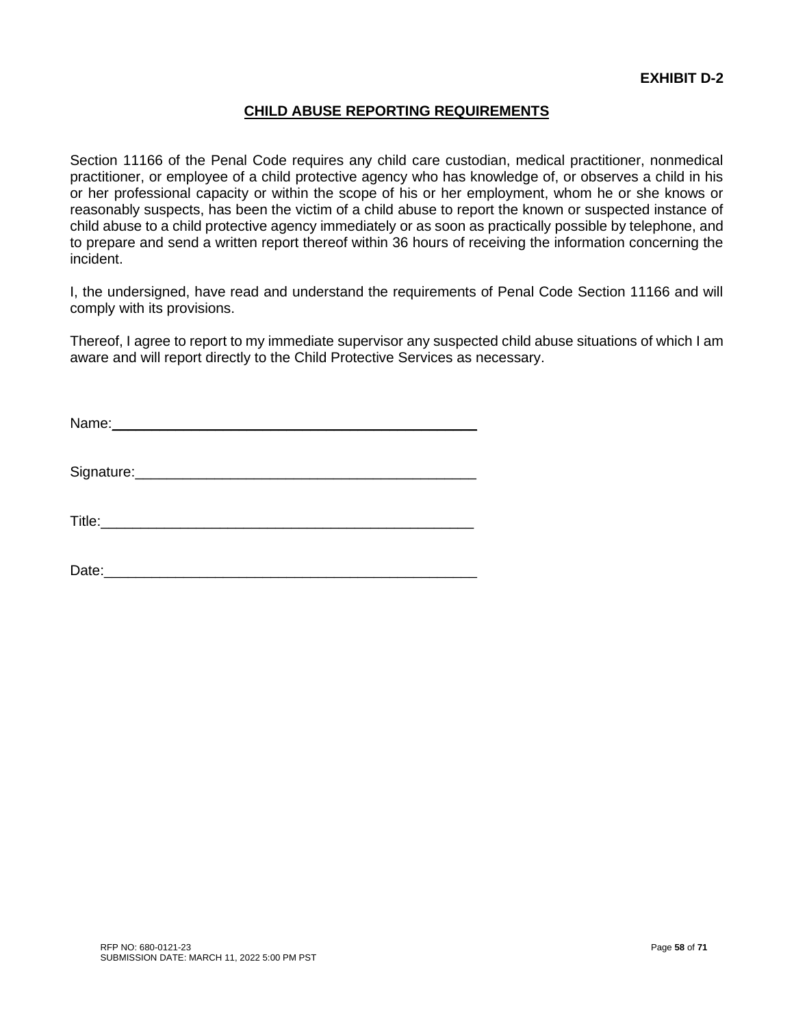**EXHIBIT D-2**

## CHILD ABUSE REPORTING REQUIREMENTS

Section 11166 of the Penal Code requires any child care custodian, medical practitioner, nonmedical practitioner, or employee of a child protective agency who has knowledge of, or observes a child in his or her professional capacity or within the scope of his or her employment, whom he or she knows or reasonably suspects, has been the victim of a child abuse to report the known or suspected instance of child abuse to a child protective agency immediately or as soon as practically possible by telephone, and to prepare and send a written report thereof within 36 hours of receiving the information concerning the incident.

I, the undersigned, have read and understand the requirements of Penal Code Section 11166 and will comply with its provisions.

Thereof, I agree to report to my immediate supervisor any suspected child abuse situations of which I am aware and will report directly to the Child Protective Services as necessary.

Name:\_\_\_\_\_\_\_\_\_\_\_\_\_\_\_\_\_\_\_\_\_\_\_\_\_\_\_\_\_\_\_\_\_\_\_\_\_\_\_\_\_\_\_\_

Signature:\_\_\_\_\_\_\_\_\_\_\_\_\_\_\_\_\_\_\_\_\_\_\_\_\_\_\_\_\_\_\_\_\_\_\_\_\_\_\_\_\_\_\_\_

Title:\_\_\_\_\_\_\_\_\_\_\_\_\_\_\_\_\_\_\_\_\_\_\_\_\_\_\_\_\_\_\_\_\_\_\_\_\_\_\_\_\_\_\_\_

Date:\_\_\_\_\_\_\_\_\_\_\_\_\_\_\_\_\_\_\_\_\_\_\_\_\_\_\_\_\_\_\_\_\_\_\_\_\_\_\_\_\_\_\_\_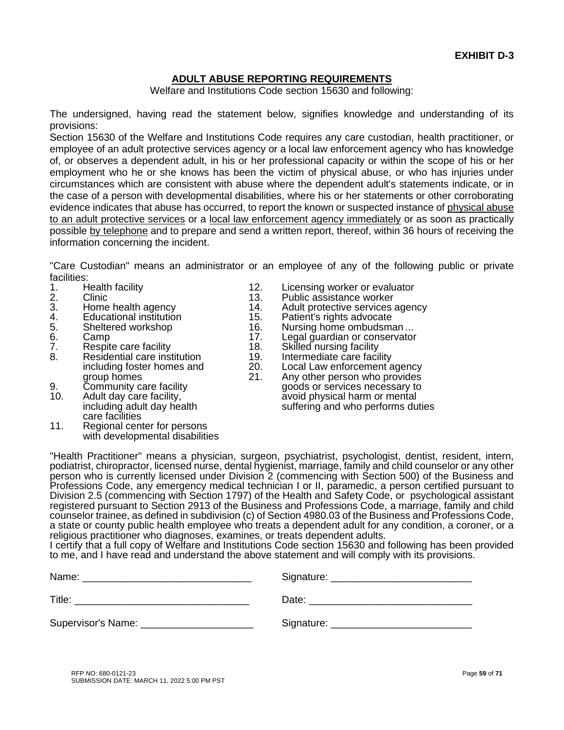**EXHIBIT D-3**

## ADULT ABUSE REPORTING REQUIREMENTS

Welfare and Institutions Code section 15630 and following:

The undersigned, having read the statement below, signifies knowledge and understanding of its provisions:

Section 15630 of the Welfare and Institutions Code requires any care custodian, health practitioner, or employee of an adult protective services agency or a local law enforcement agency who has knowledge of, or observes a dependent adult, in his or her professional capacity or within the scope of his or her employment who he or she knows has been the victim of physical abuse, or who has injuries under circumstances which are consistent with abuse where the dependent adult's statements indicate, or in the case of a person with developmental disabilities, where his or her statements or other corroborating evidence indicates that abuse has occurred, to report the known or suspected instance of physical abuse to an adult protective services or a local law enforcement agency immediately or as soon as practically possible by telephone and to prepare and send a written report, thereof, within 36 hours of receiving the information concerning the incident.

"Care Custodian" means an administrator or an employee of any of the following public or private facilities:

1. Health facility
2. Clinic
3. Home health agency
4. Educational institution
5. Sheltered workshop
6. Camp
7. Respite care facility
8. Residential care institution including foster homes and group homes
9. Community care facility
10. Adult day care facility, including adult day health care facilities
11. Regional center for persons with developmental disabilities
12. Licensing worker or evaluator
13. Public assistance worker
14. Adult protective services agency
15. Patient's rights advocate
16. Nursing home ombudsman ...
17. Legal guardian or conservator
18. Skilled nursing facility
19. Intermediate care facility
20. Local Law enforcement agency
21. Any other person who provides goods or services necessary to avoid physical harm or mental suffering and who performs duties

"Health Practitioner" means a physician, surgeon, psychiatrist, psychologist, dentist, resident, intern, podiatrist, chiropractor, licensed nurse, dental hygienist, marriage, family and child counselor or any other person who is currently licensed under Division 2 (commencing with Section 500) of the Business and Professions Code, any emergency medical technician I or II, paramedic, a person certified pursuant to Division 2.5 (commencing with Section 1797) of the Health and Safety Code, or psychological assistant registered pursuant to Section 2913 of the Business and Professions Code, a marriage, family and child counselor trainee, as defined in subdivision (c) of Section 4980.03 of the Business and Professions Code, a state or county public health employee who treats a dependent adult for any condition, a coroner, or a religious practitioner who diagnoses, examines, or treats dependent adults.

I certify that a full copy of Welfare and Institutions Code section 15630 and following has been provided to me, and I have read and understand the above statement and will comply with its provisions.

Name: ______________________________ Signature: ________________________

Title: _______________________________ Date: _____________________________

Supervisor's Name: ____________________ Signature: ________________________

RFP NO: 680-0121-23
SUBMISSION DATE: MARCH 11, 2022 5:00 PM PST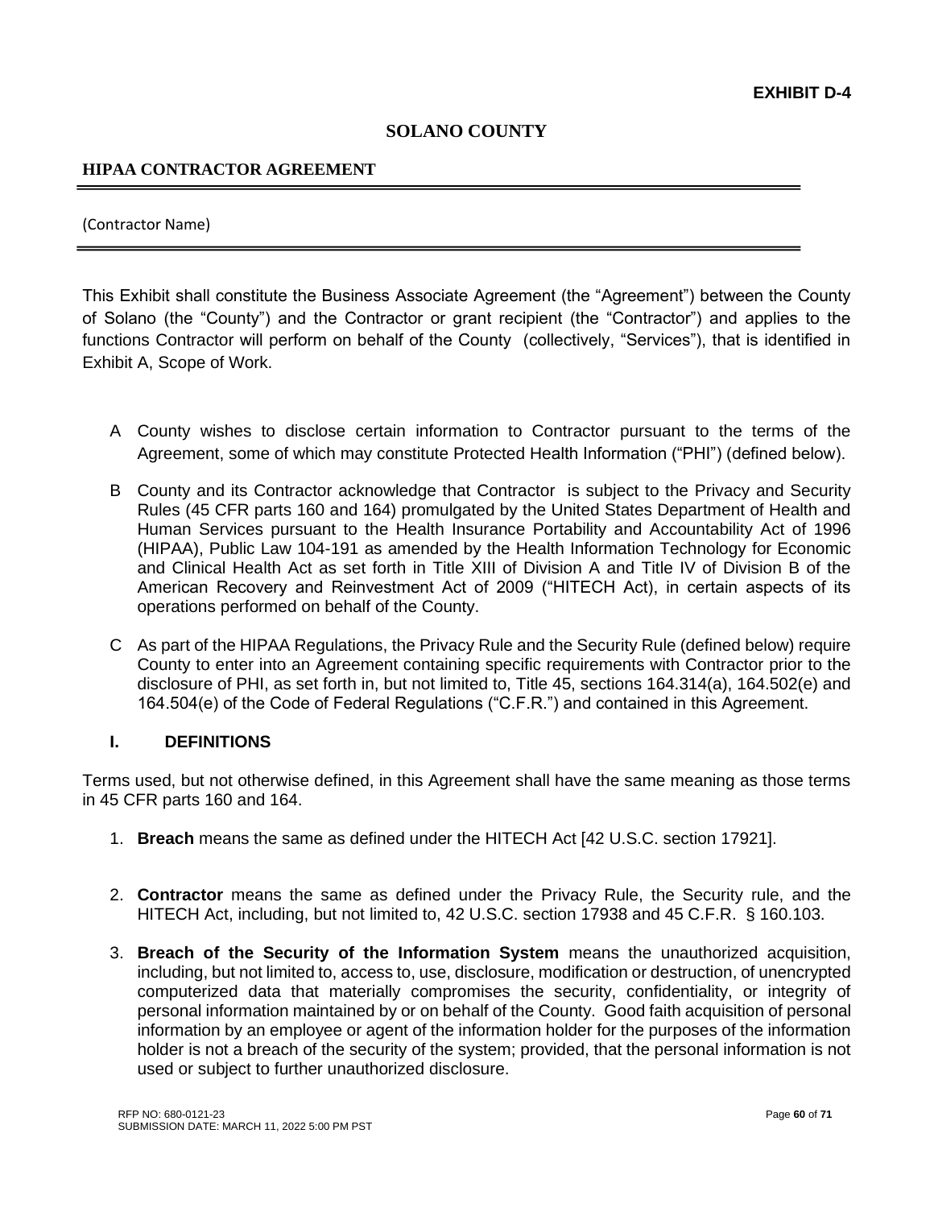**EXHIBIT D-4**

# SOLANO COUNTY

## HIPAA CONTRACTOR AGREEMENT

(Contractor Name)

This Exhibit shall constitute the Business Associate Agreement (the "Agreement") between the County of Solano (the "County") and the Contractor or grant recipient (the "Contractor") and applies to the functions Contractor will perform on behalf of the County (collectively, "Services"), that is identified in Exhibit A, Scope of Work.

A County wishes to disclose certain information to Contractor pursuant to the terms of the Agreement, some of which may constitute Protected Health Information ("PHI") (defined below).

B County and its Contractor acknowledge that Contractor is subject to the Privacy and Security Rules (45 CFR parts 160 and 164) promulgated by the United States Department of Health and Human Services pursuant to the Health Insurance Portability and Accountability Act of 1996 (HIPAA), Public Law 104-191 as amended by the Health Information Technology for Economic and Clinical Health Act as set forth in Title XIII of Division A and Title IV of Division B of the American Recovery and Reinvestment Act of 2009 ("HITECH Act), in certain aspects of its operations performed on behalf of the County.

C As part of the HIPAA Regulations, the Privacy Rule and the Security Rule (defined below) require County to enter into an Agreement containing specific requirements with Contractor prior to the disclosure of PHI, as set forth in, but not limited to, Title 45, sections 164.314(a), 164.502(e) and 164.504(e) of the Code of Federal Regulations ("C.F.R.") and contained in this Agreement.

### I. DEFINITIONS

Terms used, but not otherwise defined, in this Agreement shall have the same meaning as those terms in 45 CFR parts 160 and 164.

1. **Breach** means the same as defined under the HITECH Act [42 U.S.C. section 17921].

2. **Contractor** means the same as defined under the Privacy Rule, the Security rule, and the HITECH Act, including, but not limited to, 42 U.S.C. section 17938 and 45 C.F.R. § 160.103.

3. **Breach of the Security of the Information System** means the unauthorized acquisition, including, but not limited to, access to, use, disclosure, modification or destruction, of unencrypted computerized data that materially compromises the security, confidentiality, or integrity of personal information maintained by or on behalf of the County. Good faith acquisition of personal information by an employee or agent of the information holder for the purposes of the information holder is not a breach of the security of the system; provided, that the personal information is not used or subject to further unauthorized disclosure.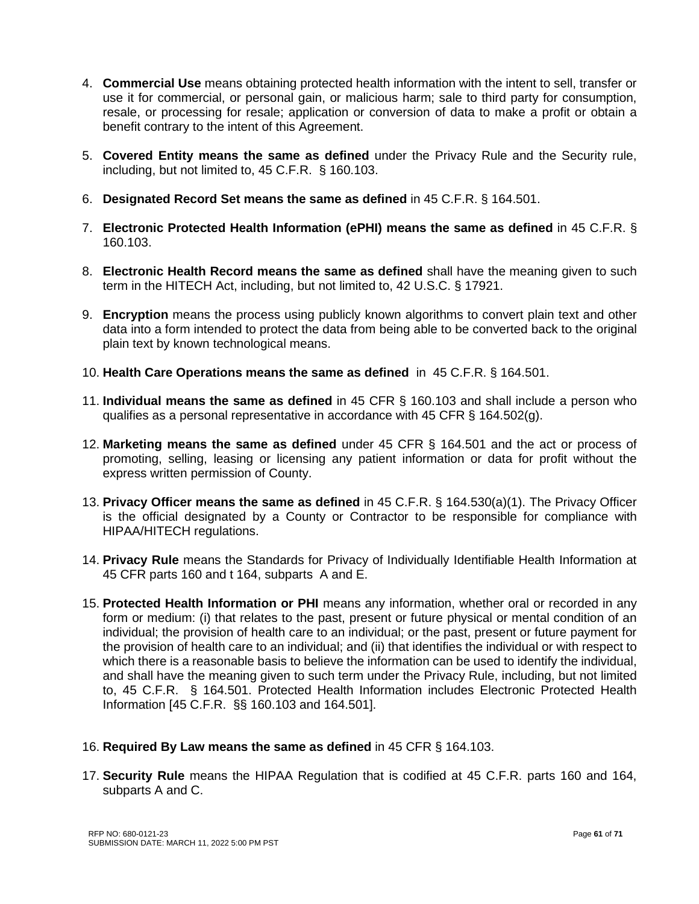4. **Commercial Use** means obtaining protected health information with the intent to sell, transfer or use it for commercial, or personal gain, or malicious harm; sale to third party for consumption, resale, or processing for resale; application or conversion of data to make a profit or obtain a benefit contrary to the intent of this Agreement.

5. **Covered Entity means the same as defined** under the Privacy Rule and the Security rule, including, but not limited to, 45 C.F.R. § 160.103.

6. **Designated Record Set means the same as defined** in 45 C.F.R. § 164.501.

7. **Electronic Protected Health Information (ePHI) means the same as defined** in 45 C.F.R. § 160.103.

8. **Electronic Health Record means the same as defined** shall have the meaning given to such term in the HITECH Act, including, but not limited to, 42 U.S.C. § 17921.

9. **Encryption** means the process using publicly known algorithms to convert plain text and other data into a form intended to protect the data from being able to be converted back to the original plain text by known technological means.

10. **Health Care Operations means the same as defined** in 45 C.F.R. § 164.501.

11. **Individual means the same as defined** in 45 CFR § 160.103 and shall include a person who qualifies as a personal representative in accordance with 45 CFR § 164.502(g).

12. **Marketing means the same as defined** under 45 CFR § 164.501 and the act or process of promoting, selling, leasing or licensing any patient information or data for profit without the express written permission of County.

13. **Privacy Officer means the same as defined** in 45 C.F.R. § 164.530(a)(1). The Privacy Officer is the official designated by a County or Contractor to be responsible for compliance with HIPAA/HITECH regulations.

14. **Privacy Rule** means the Standards for Privacy of Individually Identifiable Health Information at 45 CFR parts 160 and t 164, subparts A and E.

15. **Protected Health Information or PHI** means any information, whether oral or recorded in any form or medium: (i) that relates to the past, present or future physical or mental condition of an individual; the provision of health care to an individual; or the past, present or future payment for the provision of health care to an individual; and (ii) that identifies the individual or with respect to which there is a reasonable basis to believe the information can be used to identify the individual, and shall have the meaning given to such term under the Privacy Rule, including, but not limited to, 45 C.F.R. § 164.501. Protected Health Information includes Electronic Protected Health Information [45 C.F.R. §§ 160.103 and 164.501].

16. **Required By Law means the same as defined** in 45 CFR § 164.103.

17. **Security Rule** means the HIPAA Regulation that is codified at 45 C.F.R. parts 160 and 164, subparts A and C.

RFP NO: 680-0121-23
SUBMISSION DATE: MARCH 11, 2022 5:00 PM PST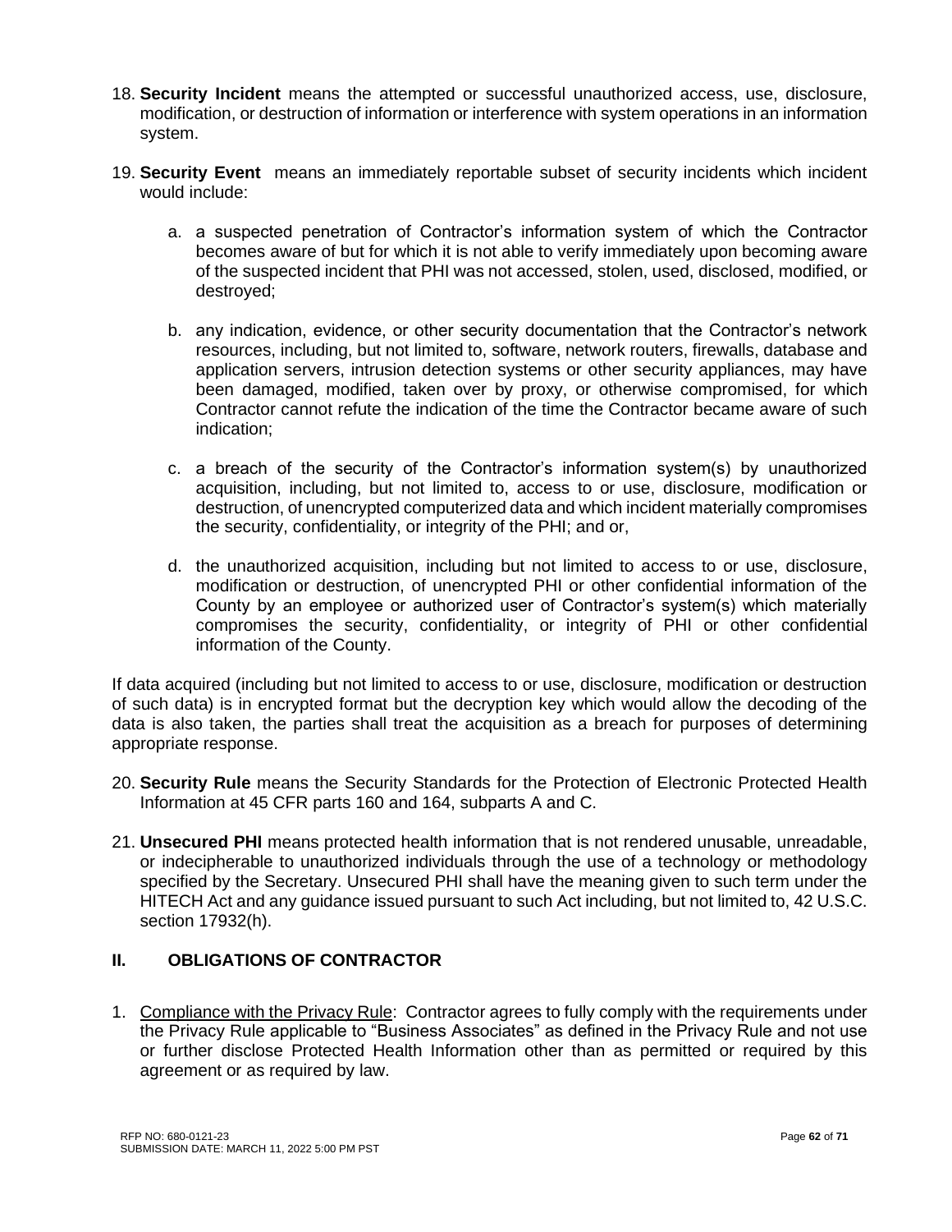18. **Security Incident** means the attempted or successful unauthorized access, use, disclosure, modification, or destruction of information or interference with system operations in an information system.

19. **Security Event** means an immediately reportable subset of security incidents which incident would include:

    a. a suspected penetration of Contractor's information system of which the Contractor becomes aware of but for which it is not able to verify immediately upon becoming aware of the suspected incident that PHI was not accessed, stolen, used, disclosed, modified, or destroyed;

    b. any indication, evidence, or other security documentation that the Contractor's network resources, including, but not limited to, software, network routers, firewalls, database and application servers, intrusion detection systems or other security appliances, may have been damaged, modified, taken over by proxy, or otherwise compromised, for which Contractor cannot refute the indication of the time the Contractor became aware of such indication;

    c. a breach of the security of the Contractor's information system(s) by unauthorized acquisition, including, but not limited to, access to or use, disclosure, modification or destruction, of unencrypted computerized data and which incident materially compromises the security, confidentiality, or integrity of the PHI; and or,

    d. the unauthorized acquisition, including but not limited to access to or use, disclosure, modification or destruction, of unencrypted PHI or other confidential information of the County by an employee or authorized user of Contractor's system(s) which materially compromises the security, confidentiality, or integrity of PHI or other confidential information of the County.

If data acquired (including but not limited to access to or use, disclosure, modification or destruction of such data) is in encrypted format but the decryption key which would allow the decoding of the data is also taken, the parties shall treat the acquisition as a breach for purposes of determining appropriate response.

20. **Security Rule** means the Security Standards for the Protection of Electronic Protected Health Information at 45 CFR parts 160 and 164, subparts A and C.

21. **Unsecured PHI** means protected health information that is not rendered unusable, unreadable, or indecipherable to unauthorized individuals through the use of a technology or methodology specified by the Secretary. Unsecured PHI shall have the meaning given to such term under the HITECH Act and any guidance issued pursuant to such Act including, but not limited to, 42 U.S.C. section 17932(h).

## II. OBLIGATIONS OF CONTRACTOR

1. Compliance with the Privacy Rule: Contractor agrees to fully comply with the requirements under the Privacy Rule applicable to "Business Associates" as defined in the Privacy Rule and not use or further disclose Protected Health Information other than as permitted or required by this agreement or as required by law.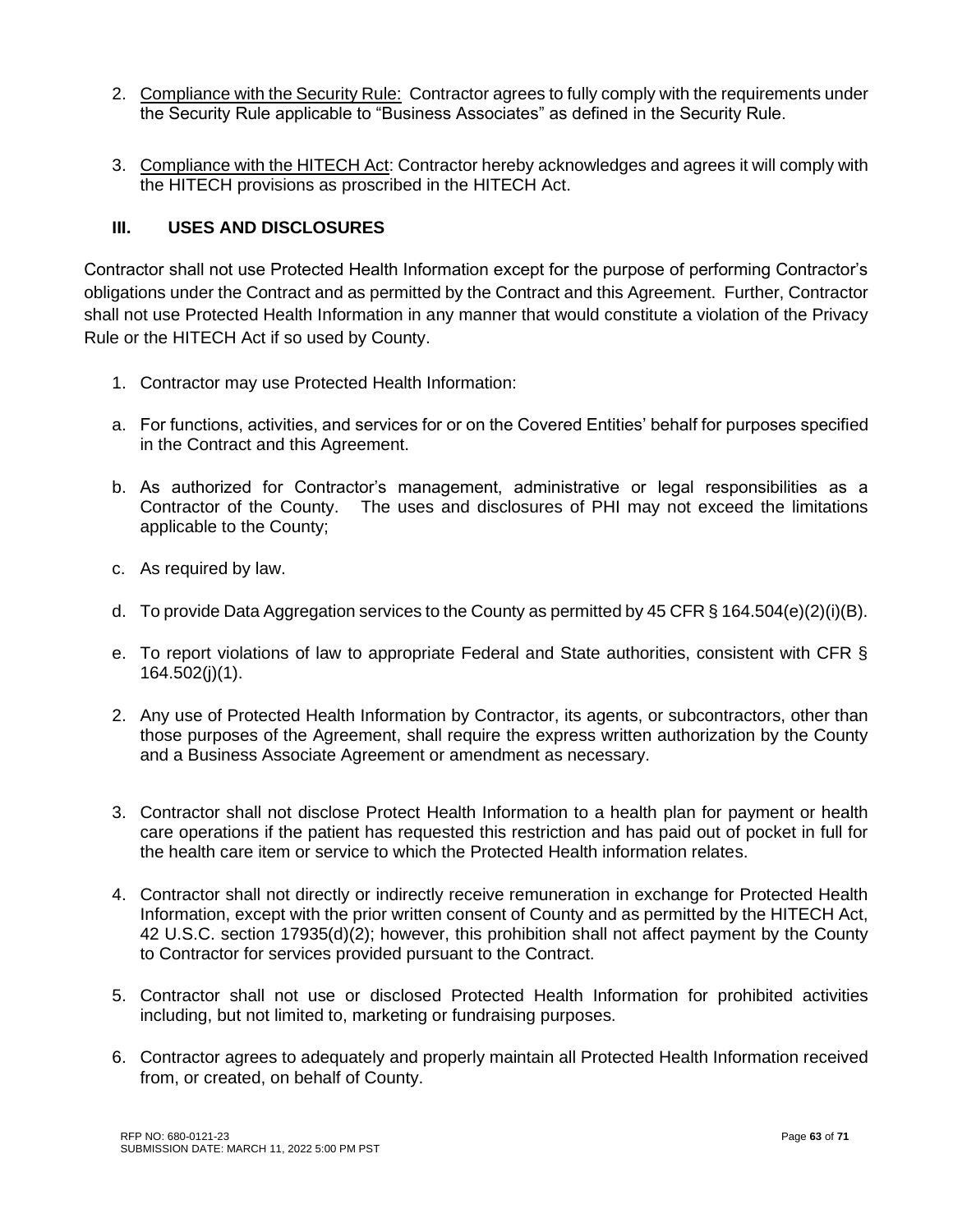2. Compliance with the Security Rule: Contractor agrees to fully comply with the requirements under the Security Rule applicable to "Business Associates" as defined in the Security Rule.

3. Compliance with the HITECH Act: Contractor hereby acknowledges and agrees it will comply with the HITECH provisions as proscribed in the HITECH Act.

## III. USES AND DISCLOSURES

Contractor shall not use Protected Health Information except for the purpose of performing Contractor's obligations under the Contract and as permitted by the Contract and this Agreement. Further, Contractor shall not use Protected Health Information in any manner that would constitute a violation of the Privacy Rule or the HITECH Act if so used by County.

1. Contractor may use Protected Health Information:

a. For functions, activities, and services for or on the Covered Entities' behalf for purposes specified in the Contract and this Agreement.

b. As authorized for Contractor's management, administrative or legal responsibilities as a Contractor of the County. The uses and disclosures of PHI may not exceed the limitations applicable to the County;

c. As required by law.

d. To provide Data Aggregation services to the County as permitted by 45 CFR § 164.504(e)(2)(i)(B).

e. To report violations of law to appropriate Federal and State authorities, consistent with CFR § 164.502(j)(1).

2. Any use of Protected Health Information by Contractor, its agents, or subcontractors, other than those purposes of the Agreement, shall require the express written authorization by the County and a Business Associate Agreement or amendment as necessary.

3. Contractor shall not disclose Protect Health Information to a health plan for payment or health care operations if the patient has requested this restriction and has paid out of pocket in full for the health care item or service to which the Protected Health information relates.

4. Contractor shall not directly or indirectly receive remuneration in exchange for Protected Health Information, except with the prior written consent of County and as permitted by the HITECH Act, 42 U.S.C. section 17935(d)(2); however, this prohibition shall not affect payment by the County to Contractor for services provided pursuant to the Contract.

5. Contractor shall not use or disclosed Protected Health Information for prohibited activities including, but not limited to, marketing or fundraising purposes.

6. Contractor agrees to adequately and properly maintain all Protected Health Information received from, or created, on behalf of County.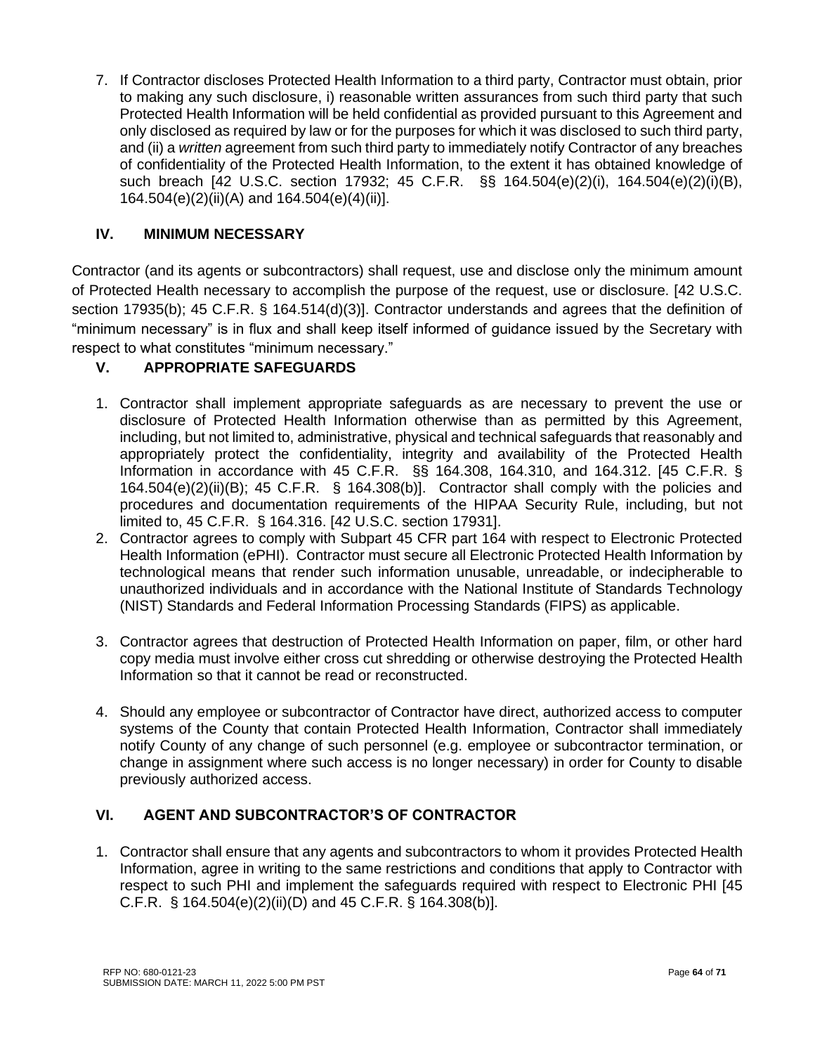7. If Contractor discloses Protected Health Information to a third party, Contractor must obtain, prior to making any such disclosure, i) reasonable written assurances from such third party that such Protected Health Information will be held confidential as provided pursuant to this Agreement and only disclosed as required by law or for the purposes for which it was disclosed to such third party, and (ii) a *written* agreement from such third party to immediately notify Contractor of any breaches of confidentiality of the Protected Health Information, to the extent it has obtained knowledge of such breach [42 U.S.C. section 17932; 45 C.F.R. §§ 164.504(e)(2)(i), 164.504(e)(2)(i)(B), 164.504(e)(2)(ii)(A) and 164.504(e)(4)(ii)].

## IV. MINIMUM NECESSARY

Contractor (and its agents or subcontractors) shall request, use and disclose only the minimum amount of Protected Health necessary to accomplish the purpose of the request, use or disclosure. [42 U.S.C. section 17935(b); 45 C.F.R. § 164.514(d)(3)]. Contractor understands and agrees that the definition of "minimum necessary" is in flux and shall keep itself informed of guidance issued by the Secretary with respect to what constitutes "minimum necessary."

## V. APPROPRIATE SAFEGUARDS

1. Contractor shall implement appropriate safeguards as are necessary to prevent the use or disclosure of Protected Health Information otherwise than as permitted by this Agreement, including, but not limited to, administrative, physical and technical safeguards that reasonably and appropriately protect the confidentiality, integrity and availability of the Protected Health Information in accordance with 45 C.F.R. §§ 164.308, 164.310, and 164.312. [45 C.F.R. § 164.504(e)(2)(ii)(B); 45 C.F.R. § 164.308(b)]. Contractor shall comply with the policies and procedures and documentation requirements of the HIPAA Security Rule, including, but not limited to, 45 C.F.R. § 164.316. [42 U.S.C. section 17931].
2. Contractor agrees to comply with Subpart 45 CFR part 164 with respect to Electronic Protected Health Information (ePHI). Contractor must secure all Electronic Protected Health Information by technological means that render such information unusable, unreadable, or indecipherable to unauthorized individuals and in accordance with the National Institute of Standards Technology (NIST) Standards and Federal Information Processing Standards (FIPS) as applicable.
3. Contractor agrees that destruction of Protected Health Information on paper, film, or other hard copy media must involve either cross cut shredding or otherwise destroying the Protected Health Information so that it cannot be read or reconstructed.
4. Should any employee or subcontractor of Contractor have direct, authorized access to computer systems of the County that contain Protected Health Information, Contractor shall immediately notify County of any change of such personnel (e.g. employee or subcontractor termination, or change in assignment where such access is no longer necessary) in order for County to disable previously authorized access.

## VI. AGENT AND SUBCONTRACTOR'S OF CONTRACTOR

1. Contractor shall ensure that any agents and subcontractors to whom it provides Protected Health Information, agree in writing to the same restrictions and conditions that apply to Contractor with respect to such PHI and implement the safeguards required with respect to Electronic PHI [45 C.F.R. § 164.504(e)(2)(ii)(D) and 45 C.F.R. § 164.308(b)].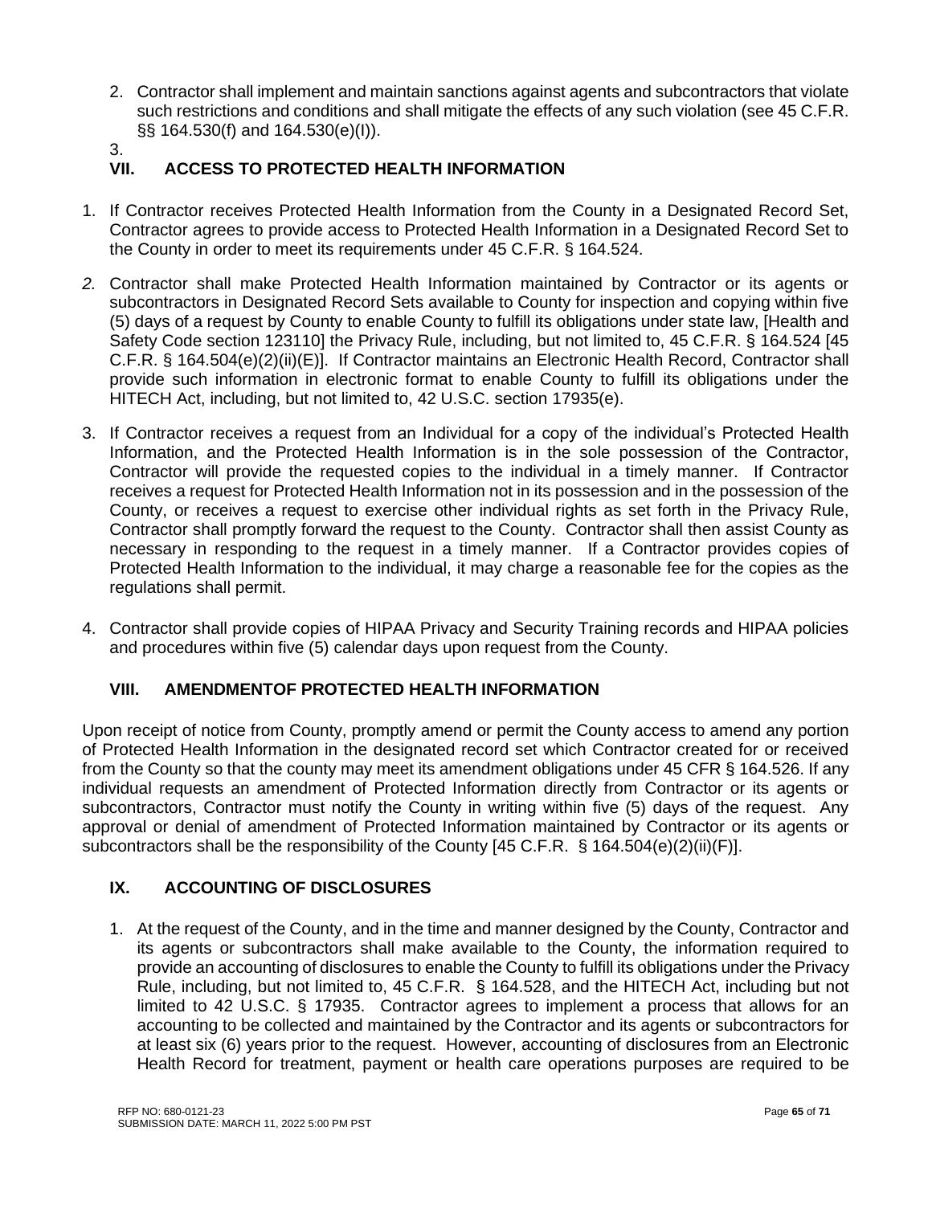2. Contractor shall implement and maintain sanctions against agents and subcontractors that violate such restrictions and conditions and shall mitigate the effects of any such violation (see 45 C.F.R. §§ 164.530(f) and 164.530(e)(I)).
3.

## VII. ACCESS TO PROTECTED HEALTH INFORMATION

1. If Contractor receives Protected Health Information from the County in a Designated Record Set, Contractor agrees to provide access to Protected Health Information in a Designated Record Set to the County in order to meet its requirements under 45 C.F.R. § 164.524.

2. Contractor shall make Protected Health Information maintained by Contractor or its agents or subcontractors in Designated Record Sets available to County for inspection and copying within five (5) days of a request by County to enable County to fulfill its obligations under state law, [Health and Safety Code section 123110] the Privacy Rule, including, but not limited to, 45 C.F.R. § 164.524 [45 C.F.R. § 164.504(e)(2)(ii)(E)]. If Contractor maintains an Electronic Health Record, Contractor shall provide such information in electronic format to enable County to fulfill its obligations under the HITECH Act, including, but not limited to, 42 U.S.C. section 17935(e).

3. If Contractor receives a request from an Individual for a copy of the individual's Protected Health Information, and the Protected Health Information is in the sole possession of the Contractor, Contractor will provide the requested copies to the individual in a timely manner. If Contractor receives a request for Protected Health Information not in its possession and in the possession of the County, or receives a request to exercise other individual rights as set forth in the Privacy Rule, Contractor shall promptly forward the request to the County. Contractor shall then assist County as necessary in responding to the request in a timely manner. If a Contractor provides copies of Protected Health Information to the individual, it may charge a reasonable fee for the copies as the regulations shall permit.

4. Contractor shall provide copies of HIPAA Privacy and Security Training records and HIPAA policies and procedures within five (5) calendar days upon request from the County.

## VIII. AMENDMENTOF PROTECTED HEALTH INFORMATION

Upon receipt of notice from County, promptly amend or permit the County access to amend any portion of Protected Health Information in the designated record set which Contractor created for or received from the County so that the county may meet its amendment obligations under 45 CFR § 164.526. If any individual requests an amendment of Protected Information directly from Contractor or its agents or subcontractors, Contractor must notify the County in writing within five (5) days of the request. Any approval or denial of amendment of Protected Information maintained by Contractor or its agents or subcontractors shall be the responsibility of the County [45 C.F.R. § 164.504(e)(2)(ii)(F)].

## IX. ACCOUNTING OF DISCLOSURES

1. At the request of the County, and in the time and manner designed by the County, Contractor and its agents or subcontractors shall make available to the County, the information required to provide an accounting of disclosures to enable the County to fulfill its obligations under the Privacy Rule, including, but not limited to, 45 C.F.R. § 164.528, and the HITECH Act, including but not limited to 42 U.S.C. § 17935. Contractor agrees to implement a process that allows for an accounting to be collected and maintained by the Contractor and its agents or subcontractors for at least six (6) years prior to the request. However, accounting of disclosures from an Electronic Health Record for treatment, payment or health care operations purposes are required to be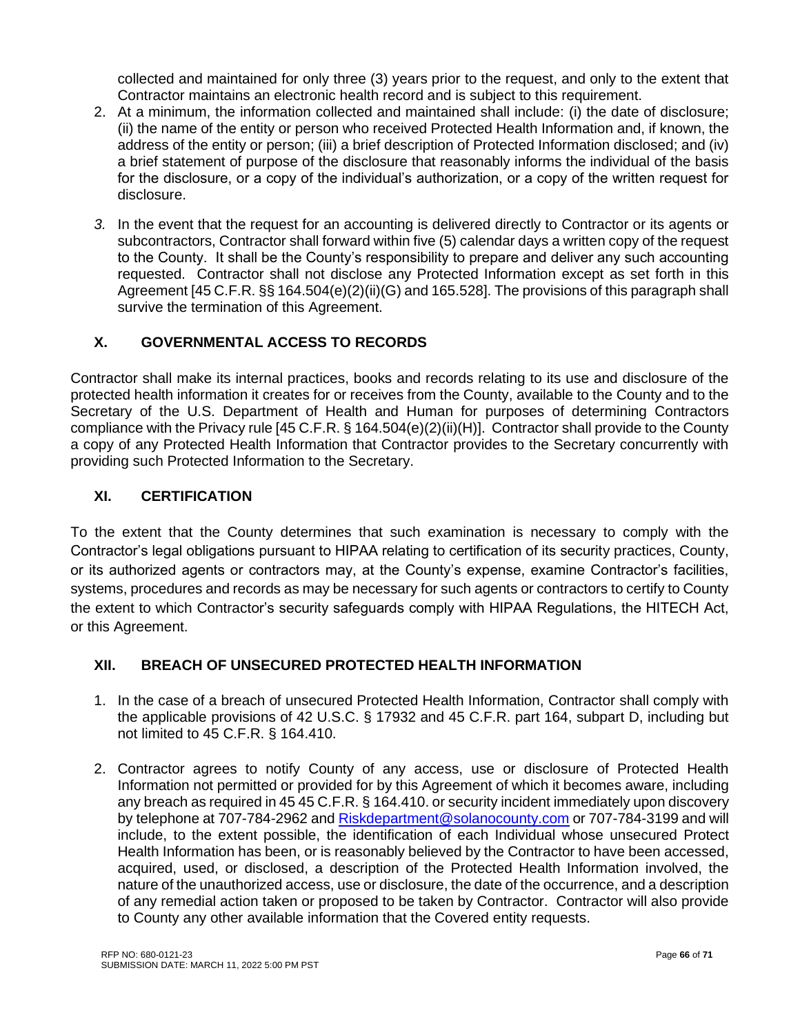collected and maintained for only three (3) years prior to the request, and only to the extent that Contractor maintains an electronic health record and is subject to this requirement.

2. At a minimum, the information collected and maintained shall include: (i) the date of disclosure; (ii) the name of the entity or person who received Protected Health Information and, if known, the address of the entity or person; (iii) a brief description of Protected Information disclosed; and (iv) a brief statement of purpose of the disclosure that reasonably informs the individual of the basis for the disclosure, or a copy of the individual's authorization, or a copy of the written request for disclosure.

3. In the event that the request for an accounting is delivered directly to Contractor or its agents or subcontractors, Contractor shall forward within five (5) calendar days a written copy of the request to the County. It shall be the County's responsibility to prepare and deliver any such accounting requested. Contractor shall not disclose any Protected Information except as set forth in this Agreement [45 C.F.R. §§ 164.504(e)(2)(ii)(G) and 165.528]. The provisions of this paragraph shall survive the termination of this Agreement.

## X. GOVERNMENTAL ACCESS TO RECORDS

Contractor shall make its internal practices, books and records relating to its use and disclosure of the protected health information it creates for or receives from the County, available to the County and to the Secretary of the U.S. Department of Health and Human for purposes of determining Contractors compliance with the Privacy rule [45 C.F.R. § 164.504(e)(2)(ii)(H)]. Contractor shall provide to the County a copy of any Protected Health Information that Contractor provides to the Secretary concurrently with providing such Protected Information to the Secretary.

## XI. CERTIFICATION

To the extent that the County determines that such examination is necessary to comply with the Contractor's legal obligations pursuant to HIPAA relating to certification of its security practices, County, or its authorized agents or contractors may, at the County's expense, examine Contractor's facilities, systems, procedures and records as may be necessary for such agents or contractors to certify to County the extent to which Contractor's security safeguards comply with HIPAA Regulations, the HITECH Act, or this Agreement.

## XII. BREACH OF UNSECURED PROTECTED HEALTH INFORMATION

1. In the case of a breach of unsecured Protected Health Information, Contractor shall comply with the applicable provisions of 42 U.S.C. § 17932 and 45 C.F.R. part 164, subpart D, including but not limited to 45 C.F.R. § 164.410.

2. Contractor agrees to notify County of any access, use or disclosure of Protected Health Information not permitted or provided for by this Agreement of which it becomes aware, including any breach as required in 45 45 C.F.R. § 164.410. or security incident immediately upon discovery by telephone at 707-784-2962 and Riskdepartment@solanocounty.com or 707-784-3199 and will include, to the extent possible, the identification of each Individual whose unsecured Protect Health Information has been, or is reasonably believed by the Contractor to have been accessed, acquired, used, or disclosed, a description of the Protected Health Information involved, the nature of the unauthorized access, use or disclosure, the date of the occurrence, and a description of any remedial action taken or proposed to be taken by Contractor. Contractor will also provide to County any other available information that the Covered entity requests.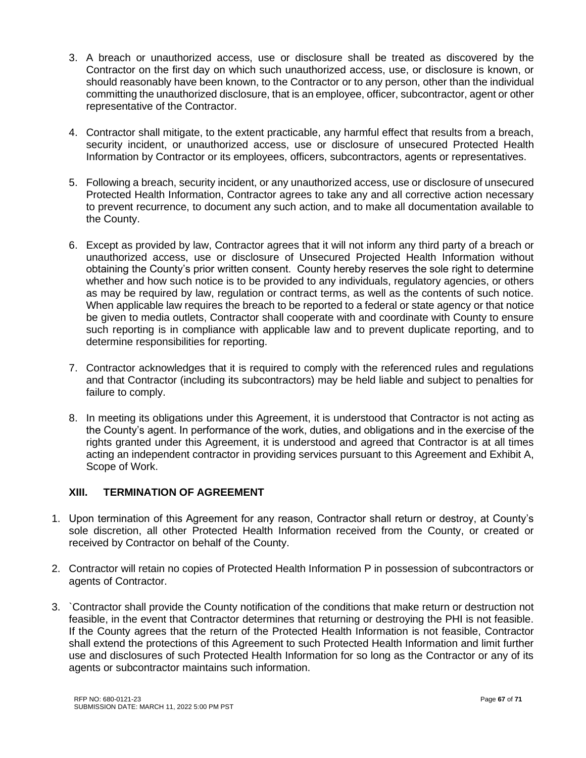3. A breach or unauthorized access, use or disclosure shall be treated as discovered by the Contractor on the first day on which such unauthorized access, use, or disclosure is known, or should reasonably have been known, to the Contractor or to any person, other than the individual committing the unauthorized disclosure, that is an employee, officer, subcontractor, agent or other representative of the Contractor.

4. Contractor shall mitigate, to the extent practicable, any harmful effect that results from a breach, security incident, or unauthorized access, use or disclosure of unsecured Protected Health Information by Contractor or its employees, officers, subcontractors, agents or representatives.

5. Following a breach, security incident, or any unauthorized access, use or disclosure of unsecured Protected Health Information, Contractor agrees to take any and all corrective action necessary to prevent recurrence, to document any such action, and to make all documentation available to the County.

6. Except as provided by law, Contractor agrees that it will not inform any third party of a breach or unauthorized access, use or disclosure of Unsecured Projected Health Information without obtaining the County's prior written consent. County hereby reserves the sole right to determine whether and how such notice is to be provided to any individuals, regulatory agencies, or others as may be required by law, regulation or contract terms, as well as the contents of such notice. When applicable law requires the breach to be reported to a federal or state agency or that notice be given to media outlets, Contractor shall cooperate with and coordinate with County to ensure such reporting is in compliance with applicable law and to prevent duplicate reporting, and to determine responsibilities for reporting.

7. Contractor acknowledges that it is required to comply with the referenced rules and regulations and that Contractor (including its subcontractors) may be held liable and subject to penalties for failure to comply.

8. In meeting its obligations under this Agreement, it is understood that Contractor is not acting as the County's agent. In performance of the work, duties, and obligations and in the exercise of the rights granted under this Agreement, it is understood and agreed that Contractor is at all times acting an independent contractor in providing services pursuant to this Agreement and Exhibit A, Scope of Work.

### XIII. TERMINATION OF AGREEMENT

1. Upon termination of this Agreement for any reason, Contractor shall return or destroy, at County's sole discretion, all other Protected Health Information received from the County, or created or received by Contractor on behalf of the County.

2. Contractor will retain no copies of Protected Health Information P in possession of subcontractors or agents of Contractor.

3. `Contractor shall provide the County notification of the conditions that make return or destruction not feasible, in the event that Contractor determines that returning or destroying the PHI is not feasible. If the County agrees that the return of the Protected Health Information is not feasible, Contractor shall extend the protections of this Agreement to such Protected Health Information and limit further use and disclosures of such Protected Health Information for so long as the Contractor or any of its agents or subcontractor maintains such information.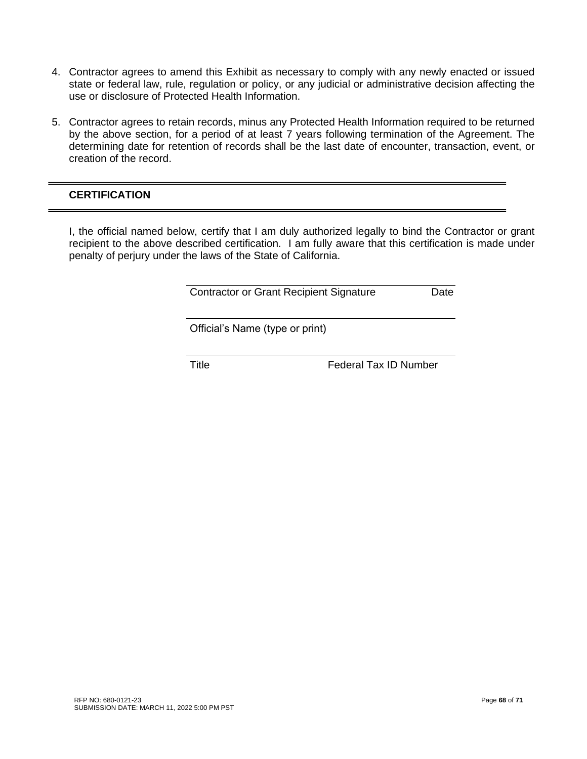4. Contractor agrees to amend this Exhibit as necessary to comply with any newly enacted or issued state or federal law, rule, regulation or policy, or any judicial or administrative decision affecting the use or disclosure of Protected Health Information.

5. Contractor agrees to retain records, minus any Protected Health Information required to be returned by the above section, for a period of at least 7 years following termination of the Agreement. The determining date for retention of records shall be the last date of encounter, transaction, event, or creation of the record.

---

**CERTIFICATION**

---

I, the official named below, certify that I am duly authorized legally to bind the Contractor or grant recipient to the above described certification. I am fully aware that this certification is made under penalty of perjury under the laws of the State of California.

\_\_\_\_\_\_\_\_\_\_\_\_\_\_\_\_\_\_\_\_\_\_\_\_\_\_\_\_\_\_\_\_\_\_\_\_\_\_\_\_\_\_\_\_
Contractor or Grant Recipient Signature          Date

\_\_\_\_\_\_\_\_\_\_\_\_\_\_\_\_\_\_\_\_\_\_\_\_\_\_\_\_\_\_\_\_\_\_\_\_\_\_\_\_\_\_\_\_
Official's Name (type or print)

\_\_\_\_\_\_\_\_\_\_\_\_\_\_\_\_\_\_\_\_\_\_\_\_\_\_\_\_\_\_\_\_\_\_\_\_\_\_\_\_\_\_\_\_
Title                              Federal Tax ID Number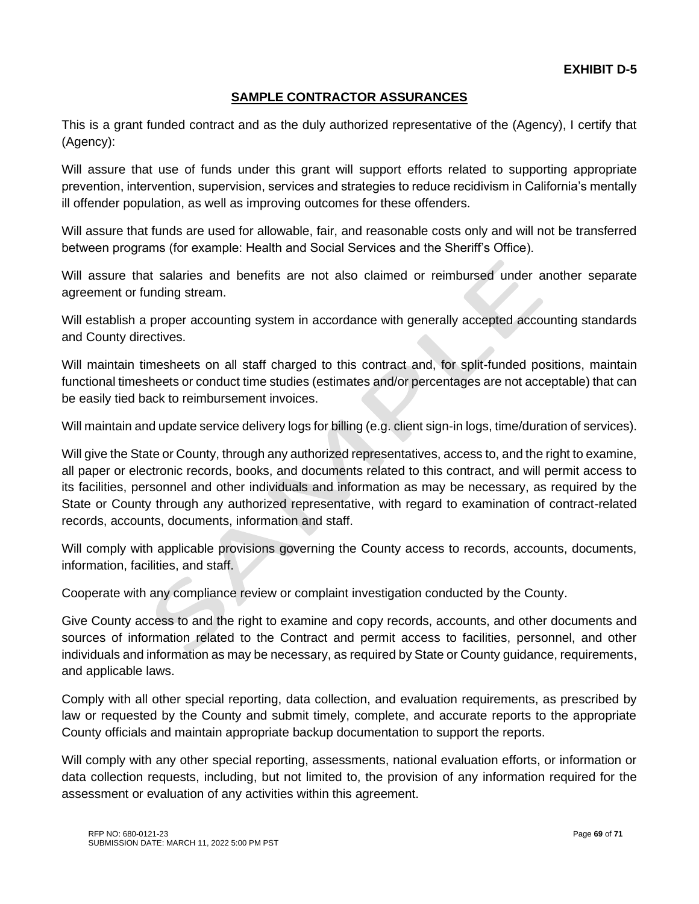**EXHIBIT D-5**

## SAMPLE CONTRACTOR ASSURANCES

This is a grant funded contract and as the duly authorized representative of the (Agency), I certify that (Agency):

Will assure that use of funds under this grant will support efforts related to supporting appropriate prevention, intervention, supervision, services and strategies to reduce recidivism in California's mentally ill offender population, as well as improving outcomes for these offenders.

Will assure that funds are used for allowable, fair, and reasonable costs only and will not be transferred between programs (for example: Health and Social Services and the Sheriff's Office).

Will assure that salaries and benefits are not also claimed or reimbursed under another separate agreement or funding stream.

Will establish a proper accounting system in accordance with generally accepted accounting standards and County directives.

Will maintain timesheets on all staff charged to this contract and, for split-funded positions, maintain functional timesheets or conduct time studies (estimates and/or percentages are not acceptable) that can be easily tied back to reimbursement invoices.

Will maintain and update service delivery logs for billing (e.g. client sign-in logs, time/duration of services).

Will give the State or County, through any authorized representatives, access to, and the right to examine, all paper or electronic records, books, and documents related to this contract, and will permit access to its facilities, personnel and other individuals and information as may be necessary, as required by the State or County through any authorized representative, with regard to examination of contract-related records, accounts, documents, information and staff.

Will comply with applicable provisions governing the County access to records, accounts, documents, information, facilities, and staff.

Cooperate with any compliance review or complaint investigation conducted by the County.

Give County access to and the right to examine and copy records, accounts, and other documents and sources of information related to the Contract and permit access to facilities, personnel, and other individuals and information as may be necessary, as required by State or County guidance, requirements, and applicable laws.

Comply with all other special reporting, data collection, and evaluation requirements, as prescribed by law or requested by the County and submit timely, complete, and accurate reports to the appropriate County officials and maintain appropriate backup documentation to support the reports.

Will comply with any other special reporting, assessments, national evaluation efforts, or information or data collection requests, including, but not limited to, the provision of any information required for the assessment or evaluation of any activities within this agreement.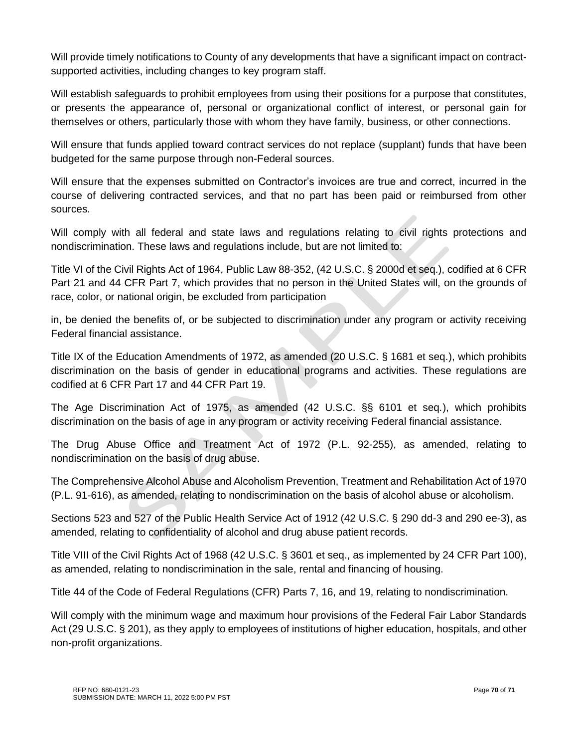Will provide timely notifications to County of any developments that have a significant impact on contract-supported activities, including changes to key program staff.

Will establish safeguards to prohibit employees from using their positions for a purpose that constitutes, or presents the appearance of, personal or organizational conflict of interest, or personal gain for themselves or others, particularly those with whom they have family, business, or other connections.

Will ensure that funds applied toward contract services do not replace (supplant) funds that have been budgeted for the same purpose through non-Federal sources.

Will ensure that the expenses submitted on Contractor's invoices are true and correct, incurred in the course of delivering contracted services, and that no part has been paid or reimbursed from other sources.

Will comply with all federal and state laws and regulations relating to civil rights protections and nondiscrimination. These laws and regulations include, but are not limited to:

Title VI of the Civil Rights Act of 1964, Public Law 88-352, (42 U.S.C. § 2000d et seq.), codified at 6 CFR Part 21 and 44 CFR Part 7, which provides that no person in the United States will, on the grounds of race, color, or national origin, be excluded from participation

in, be denied the benefits of, or be subjected to discrimination under any program or activity receiving Federal financial assistance.

Title IX of the Education Amendments of 1972, as amended (20 U.S.C. § 1681 et seq.), which prohibits discrimination on the basis of gender in educational programs and activities. These regulations are codified at 6 CFR Part 17 and 44 CFR Part 19.

The Age Discrimination Act of 1975, as amended (42 U.S.C. §§ 6101 et seq.), which prohibits discrimination on the basis of age in any program or activity receiving Federal financial assistance.

The Drug Abuse Office and Treatment Act of 1972 (P.L. 92-255), as amended, relating to nondiscrimination on the basis of drug abuse.

The Comprehensive Alcohol Abuse and Alcoholism Prevention, Treatment and Rehabilitation Act of 1970 (P.L. 91-616), as amended, relating to nondiscrimination on the basis of alcohol abuse or alcoholism.

Sections 523 and 527 of the Public Health Service Act of 1912 (42 U.S.C. § 290 dd-3 and 290 ee-3), as amended, relating to confidentiality of alcohol and drug abuse patient records.

Title VIII of the Civil Rights Act of 1968 (42 U.S.C. § 3601 et seq., as implemented by 24 CFR Part 100), as amended, relating to nondiscrimination in the sale, rental and financing of housing.

Title 44 of the Code of Federal Regulations (CFR) Parts 7, 16, and 19, relating to nondiscrimination.

Will comply with the minimum wage and maximum hour provisions of the Federal Fair Labor Standards Act (29 U.S.C. § 201), as they apply to employees of institutions of higher education, hospitals, and other non-profit organizations.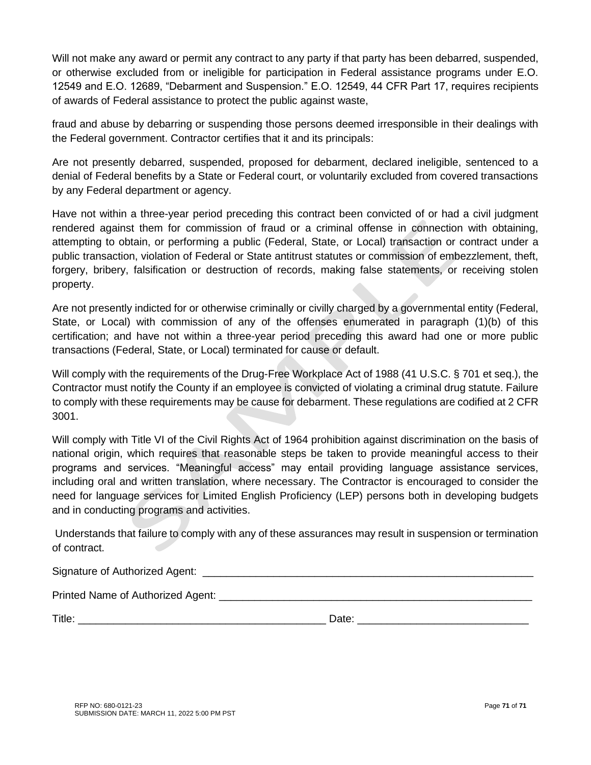Will not make any award or permit any contract to any party if that party has been debarred, suspended, or otherwise excluded from or ineligible for participation in Federal assistance programs under E.O. 12549 and E.O. 12689, "Debarment and Suspension." E.O. 12549, 44 CFR Part 17, requires recipients of awards of Federal assistance to protect the public against waste,

fraud and abuse by debarring or suspending those persons deemed irresponsible in their dealings with the Federal government. Contractor certifies that it and its principals:

Are not presently debarred, suspended, proposed for debarment, declared ineligible, sentenced to a denial of Federal benefits by a State or Federal court, or voluntarily excluded from covered transactions by any Federal department or agency.

Have not within a three-year period preceding this contract been convicted of or had a civil judgment rendered against them for commission of fraud or a criminal offense in connection with obtaining, attempting to obtain, or performing a public (Federal, State, or Local) transaction or contract under a public transaction, violation of Federal or State antitrust statutes or commission of embezzlement, theft, forgery, bribery, falsification or destruction of records, making false statements, or receiving stolen property.

Are not presently indicted for or otherwise criminally or civilly charged by a governmental entity (Federal, State, or Local) with commission of any of the offenses enumerated in paragraph (1)(b) of this certification; and have not within a three-year period preceding this award had one or more public transactions (Federal, State, or Local) terminated for cause or default.

Will comply with the requirements of the Drug-Free Workplace Act of 1988 (41 U.S.C. § 701 et seq.), the Contractor must notify the County if an employee is convicted of violating a criminal drug statute. Failure to comply with these requirements may be cause for debarment. These regulations are codified at 2 CFR 3001.

Will comply with Title VI of the Civil Rights Act of 1964 prohibition against discrimination on the basis of national origin, which requires that reasonable steps be taken to provide meaningful access to their programs and services. "Meaningful access" may entail providing language assistance services, including oral and written translation, where necessary. The Contractor is encouraged to consider the need for language services for Limited English Proficiency (LEP) persons both in developing budgets and in conducting programs and activities.

Understands that failure to comply with any of these assurances may result in suspension or termination of contract.

Signature of Authorized Agent: ________________________________________________________

Printed Name of Authorized Agent: _____________________________________________________

Title: __________________________________________ Date: _____________________________

RFP NO: 680-0121-23
SUBMISSION DATE: MARCH 11, 2022 5:00 PM PST